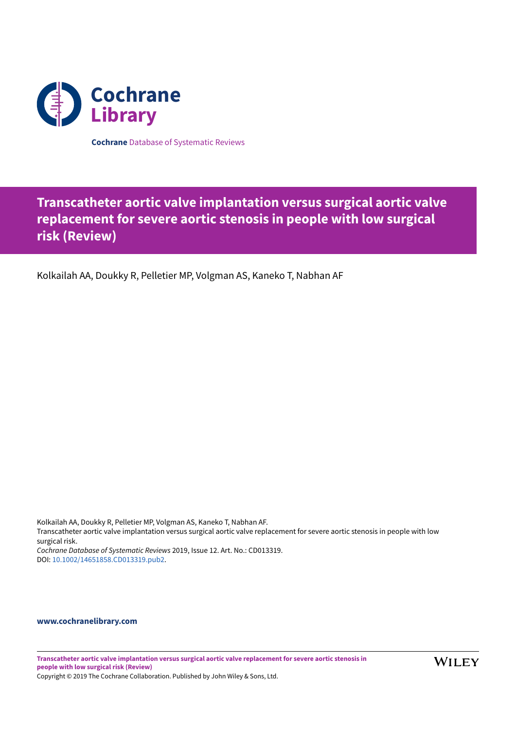**Cochrane** Database of Systematic Reviews

# Transcatheter aortic valve implantation versus surgical aortic valve replacement for severe aortic stenosis in people with low surgical risk (Review)

Kolkailah AA, Doukky R, Pelletier MP, Volgman AS, Kaneko T, Nabhan AF

Kolkailah AA, Doukky R, Pelletier MP, Volgman AS, Kaneko T, Nabhan AF.
Transcatheter aortic valve implantation versus surgical aortic valve replacement for severe aortic stenosis in people with low surgical risk.
*Cochrane Database of Systematic Reviews* 2019, Issue 12. Art. No.: CD013319.
DOI: 10.1002/14651858.CD013319.pub2.

**www.cochranelibrary.com**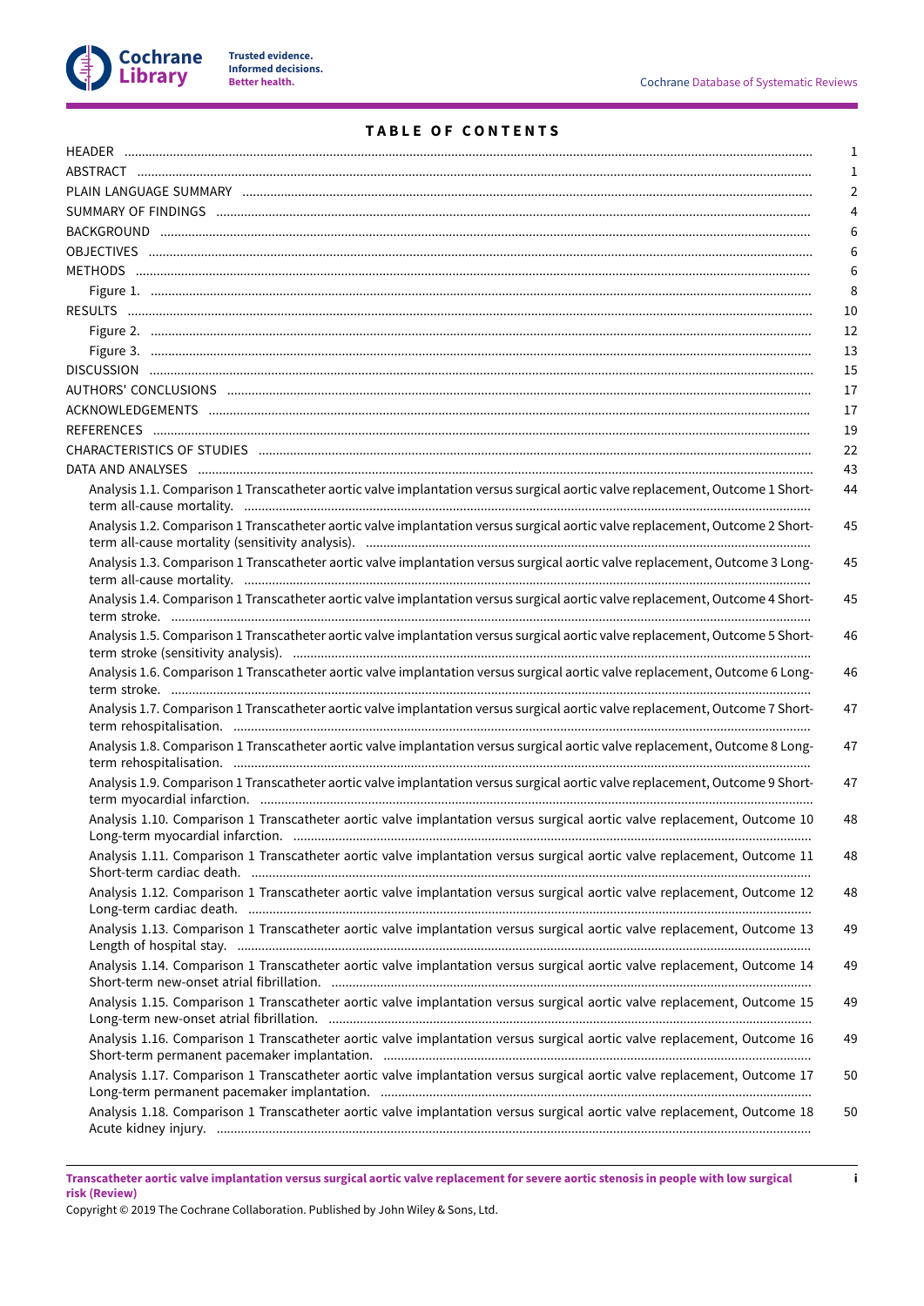# TABLE OF CONTENTS

| | |
|---|---|
| HEADER | 1 |
| ABSTRACT | 1 |
| PLAIN LANGUAGE SUMMARY | 2 |
| SUMMARY OF FINDINGS | 4 |
| BACKGROUND | 6 |
| OBJECTIVES | 6 |
| METHODS | 6 |
| Figure 1. | 8 |
| RESULTS | 10 |
| Figure 2. | 12 |
| Figure 3. | 13 |
| DISCUSSION | 15 |
| AUTHORS' CONCLUSIONS | 17 |
| ACKNOWLEDGEMENTS | 17 |
| REFERENCES | 19 |
| CHARACTERISTICS OF STUDIES | 22 |
| DATA AND ANALYSES | 43 |
| Analysis 1.1. Comparison 1 Transcatheter aortic valve implantation versus surgical aortic valve replacement, Outcome 1 Short-term all-cause mortality. | 44 |
| Analysis 1.2. Comparison 1 Transcatheter aortic valve implantation versus surgical aortic valve replacement, Outcome 2 Short-term all-cause mortality (sensitivity analysis). | 45 |
| Analysis 1.3. Comparison 1 Transcatheter aortic valve implantation versus surgical aortic valve replacement, Outcome 3 Long-term all-cause mortality. | 45 |
| Analysis 1.4. Comparison 1 Transcatheter aortic valve implantation versus surgical aortic valve replacement, Outcome 4 Short-term stroke. | 45 |
| Analysis 1.5. Comparison 1 Transcatheter aortic valve implantation versus surgical aortic valve replacement, Outcome 5 Short-term stroke (sensitivity analysis). | 46 |
| Analysis 1.6. Comparison 1 Transcatheter aortic valve implantation versus surgical aortic valve replacement, Outcome 6 Long-term stroke. | 46 |
| Analysis 1.7. Comparison 1 Transcatheter aortic valve implantation versus surgical aortic valve replacement, Outcome 7 Short-term rehospitalisation. | 47 |
| Analysis 1.8. Comparison 1 Transcatheter aortic valve implantation versus surgical aortic valve replacement, Outcome 8 Long-term rehospitalisation. | 47 |
| Analysis 1.9. Comparison 1 Transcatheter aortic valve implantation versus surgical aortic valve replacement, Outcome 9 Short-term myocardial infarction. | 47 |
| Analysis 1.10. Comparison 1 Transcatheter aortic valve implantation versus surgical aortic valve replacement, Outcome 10 Long-term myocardial infarction. | 48 |
| Analysis 1.11. Comparison 1 Transcatheter aortic valve implantation versus surgical aortic valve replacement, Outcome 11 Short-term cardiac death. | 48 |
| Analysis 1.12. Comparison 1 Transcatheter aortic valve implantation versus surgical aortic valve replacement, Outcome 12 Long-term cardiac death. | 48 |
| Analysis 1.13. Comparison 1 Transcatheter aortic valve implantation versus surgical aortic valve replacement, Outcome 13 Length of hospital stay. | 49 |
| Analysis 1.14. Comparison 1 Transcatheter aortic valve implantation versus surgical aortic valve replacement, Outcome 14 Short-term new-onset atrial fibrillation. | 49 |
| Analysis 1.15. Comparison 1 Transcatheter aortic valve implantation versus surgical aortic valve replacement, Outcome 15 Long-term new-onset atrial fibrillation. | 49 |
| Analysis 1.16. Comparison 1 Transcatheter aortic valve implantation versus surgical aortic valve replacement, Outcome 16 Short-term permanent pacemaker implantation. | 49 |
| Analysis 1.17. Comparison 1 Transcatheter aortic valve implantation versus surgical aortic valve replacement, Outcome 17 Long-term permanent pacemaker implantation. | 50 |
| Analysis 1.18. Comparison 1 Transcatheter aortic valve implantation versus surgical aortic valve replacement, Outcome 18 Acute kidney injury. | 50 |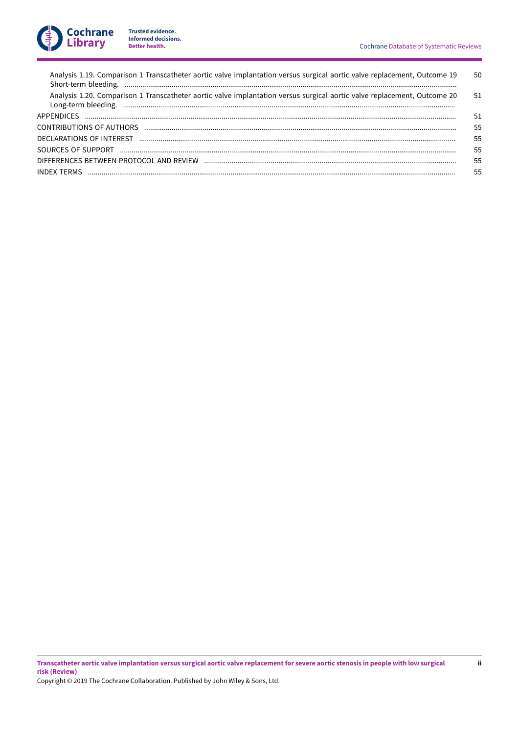Analysis 1.19. Comparison 1 Transcatheter aortic valve implantation versus surgical aortic valve replacement, Outcome 19 Short-term bleeding. ..... 50

Analysis 1.20. Comparison 1 Transcatheter aortic valve implantation versus surgical aortic valve replacement, Outcome 20 Long-term bleeding. ..... 51

APPENDICES ..... 51

CONTRIBUTIONS OF AUTHORS ..... 55

DECLARATIONS OF INTEREST ..... 55

SOURCES OF SUPPORT ..... 55

DIFFERENCES BETWEEN PROTOCOL AND REVIEW ..... 55

INDEX TERMS ..... 55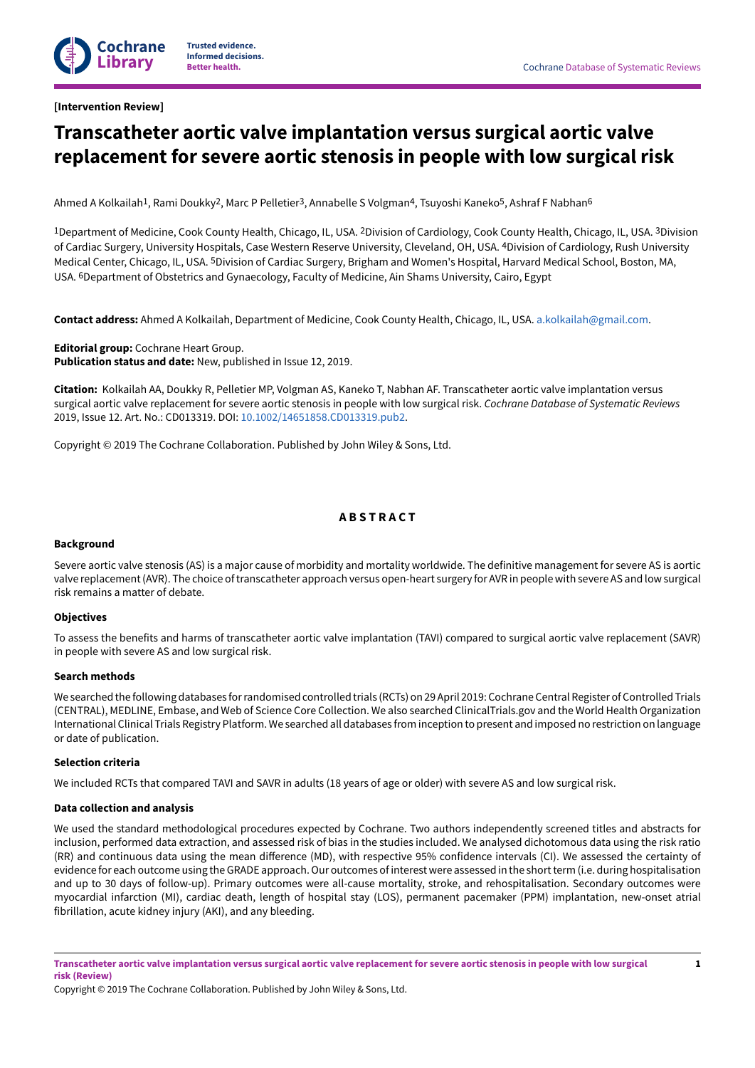[Intervention Review]

# Transcatheter aortic valve implantation versus surgical aortic valve replacement for severe aortic stenosis in people with low surgical risk

Ahmed A Kolkailah[1], Rami Doukky[2], Marc P Pelletier[3], Annabelle S Volgman[4], Tsuyoshi Kaneko[5], Ashraf F Nabhan[6]

[1]Department of Medicine, Cook County Health, Chicago, IL, USA. [2]Division of Cardiology, Cook County Health, Chicago, IL, USA. [3]Division of Cardiac Surgery, University Hospitals, Case Western Reserve University, Cleveland, OH, USA. [4]Division of Cardiology, Rush University Medical Center, Chicago, IL, USA. [5]Division of Cardiac Surgery, Brigham and Women's Hospital, Harvard Medical School, Boston, MA, USA. [6]Department of Obstetrics and Gynaecology, Faculty of Medicine, Ain Shams University, Cairo, Egypt

**Contact address:** Ahmed A Kolkailah, Department of Medicine, Cook County Health, Chicago, IL, USA. a.kolkailah@gmail.com.

**Editorial group:** Cochrane Heart Group.
**Publication status and date:** New, published in Issue 12, 2019.

**Citation:** Kolkailah AA, Doukky R, Pelletier MP, Volgman AS, Kaneko T, Nabhan AF. Transcatheter aortic valve implantation versus surgical aortic valve replacement for severe aortic stenosis in people with low surgical risk. *Cochrane Database of Systematic Reviews* 2019, Issue 12. Art. No.: CD013319. DOI: 10.1002/14651858.CD013319.pub2.

Copyright © 2019 The Cochrane Collaboration. Published by John Wiley & Sons, Ltd.

## ABSTRACT

### Background

Severe aortic valve stenosis (AS) is a major cause of morbidity and mortality worldwide. The definitive management for severe AS is aortic valve replacement (AVR). The choice of transcatheter approach versus open-heart surgery for AVR in people with severe AS and low surgical risk remains a matter of debate.

### Objectives

To assess the benefits and harms of transcatheter aortic valve implantation (TAVI) compared to surgical aortic valve replacement (SAVR) in people with severe AS and low surgical risk.

### Search methods

We searched the following databases for randomised controlled trials (RCTs) on 29 April 2019: Cochrane Central Register of Controlled Trials (CENTRAL), MEDLINE, Embase, and Web of Science Core Collection. We also searched ClinicalTrials.gov and the World Health Organization International Clinical Trials Registry Platform. We searched all databases from inception to present and imposed no restriction on language or date of publication.

### Selection criteria

We included RCTs that compared TAVI and SAVR in adults (18 years of age or older) with severe AS and low surgical risk.

### Data collection and analysis

We used the standard methodological procedures expected by Cochrane. Two authors independently screened titles and abstracts for inclusion, performed data extraction, and assessed risk of bias in the studies included. We analysed dichotomous data using the risk ratio (RR) and continuous data using the mean difference (MD), with respective 95% confidence intervals (CI). We assessed the certainty of evidence for each outcome using the GRADE approach. Our outcomes of interest were assessed in the short term (i.e. during hospitalisation and up to 30 days of follow-up). Primary outcomes were all-cause mortality, stroke, and rehospitalisation. Secondary outcomes were myocardial infarction (MI), cardiac death, length of hospital stay (LOS), permanent pacemaker (PPM) implantation, new-onset atrial fibrillation, acute kidney injury (AKI), and any bleeding.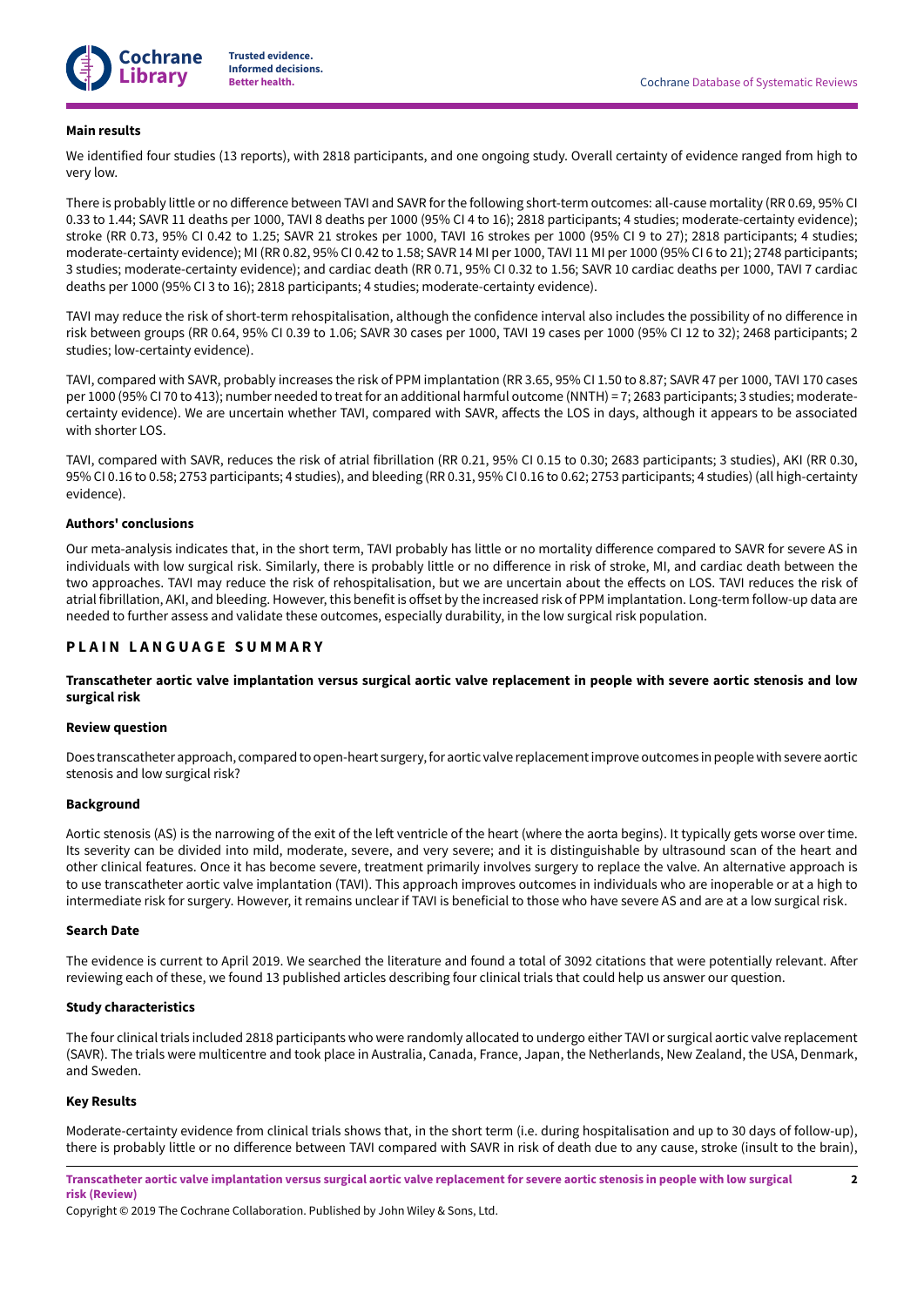#### Main results

We identified four studies (13 reports), with 2818 participants, and one ongoing study. Overall certainty of evidence ranged from high to very low.

There is probably little or no difference between TAVI and SAVR for the following short-term outcomes: all-cause mortality (RR 0.69, 95% CI 0.33 to 1.44; SAVR 11 deaths per 1000, TAVI 8 deaths per 1000 (95% CI 4 to 16); 2818 participants; 4 studies; moderate-certainty evidence); stroke (RR 0.73, 95% CI 0.42 to 1.25; SAVR 21 strokes per 1000, TAVI 16 strokes per 1000 (95% CI 9 to 27); 2818 participants; 4 studies; moderate-certainty evidence); MI (RR 0.82, 95% CI 0.42 to 1.58; SAVR 14 MI per 1000, TAVI 11 MI per 1000 (95% CI 6 to 21); 2748 participants; 3 studies; moderate-certainty evidence); and cardiac death (RR 0.71, 95% CI 0.32 to 1.56; SAVR 10 cardiac deaths per 1000, TAVI 7 cardiac deaths per 1000 (95% CI 3 to 16); 2818 participants; 4 studies; moderate-certainty evidence).

TAVI may reduce the risk of short-term rehospitalisation, although the confidence interval also includes the possibility of no difference in risk between groups (RR 0.64, 95% CI 0.39 to 1.06; SAVR 30 cases per 1000, TAVI 19 cases per 1000 (95% CI 12 to 32); 2468 participants; 2 studies; low-certainty evidence).

TAVI, compared with SAVR, probably increases the risk of PPM implantation (RR 3.65, 95% CI 1.50 to 8.87; SAVR 47 per 1000, TAVI 170 cases per 1000 (95% CI 70 to 413); number needed to treat for an additional harmful outcome (NNTH) = 7; 2683 participants; 3 studies; moderate-certainty evidence). We are uncertain whether TAVI, compared with SAVR, affects the LOS in days, although it appears to be associated with shorter LOS.

TAVI, compared with SAVR, reduces the risk of atrial fibrillation (RR 0.21, 95% CI 0.15 to 0.30; 2683 participants; 3 studies), AKI (RR 0.30, 95% CI 0.16 to 0.58; 2753 participants; 4 studies), and bleeding (RR 0.31, 95% CI 0.16 to 0.62; 2753 participants; 4 studies) (all high-certainty evidence).

#### Authors' conclusions

Our meta-analysis indicates that, in the short term, TAVI probably has little or no mortality difference compared to SAVR for severe AS in individuals with low surgical risk. Similarly, there is probably little or no difference in risk of stroke, MI, and cardiac death between the two approaches. TAVI may reduce the risk of rehospitalisation, but we are uncertain about the effects on LOS. TAVI reduces the risk of atrial fibrillation, AKI, and bleeding. However, this benefit is offset by the increased risk of PPM implantation. Long-term follow-up data are needed to further assess and validate these outcomes, especially durability, in the low surgical risk population.

## PLAIN LANGUAGE SUMMARY

### Transcatheter aortic valve implantation versus surgical aortic valve replacement in people with severe aortic stenosis and low surgical risk

#### Review question

Does transcatheter approach, compared to open-heart surgery, for aortic valve replacement improve outcomes in people with severe aortic stenosis and low surgical risk?

#### Background

Aortic stenosis (AS) is the narrowing of the exit of the left ventricle of the heart (where the aorta begins). It typically gets worse over time. Its severity can be divided into mild, moderate, severe, and very severe; and it is distinguishable by ultrasound scan of the heart and other clinical features. Once it has become severe, treatment primarily involves surgery to replace the valve. An alternative approach is to use transcatheter aortic valve implantation (TAVI). This approach improves outcomes in individuals who are inoperable or at a high to intermediate risk for surgery. However, it remains unclear if TAVI is beneficial to those who have severe AS and are at a low surgical risk.

#### Search Date

The evidence is current to April 2019. We searched the literature and found a total of 3092 citations that were potentially relevant. After reviewing each of these, we found 13 published articles describing four clinical trials that could help us answer our question.

#### Study characteristics

The four clinical trials included 2818 participants who were randomly allocated to undergo either TAVI or surgical aortic valve replacement (SAVR). The trials were multicentre and took place in Australia, Canada, France, Japan, the Netherlands, New Zealand, the USA, Denmark, and Sweden.

#### Key Results

Moderate-certainty evidence from clinical trials shows that, in the short term (i.e. during hospitalisation and up to 30 days of follow-up), there is probably little or no difference between TAVI compared with SAVR in risk of death due to any cause, stroke (insult to the brain),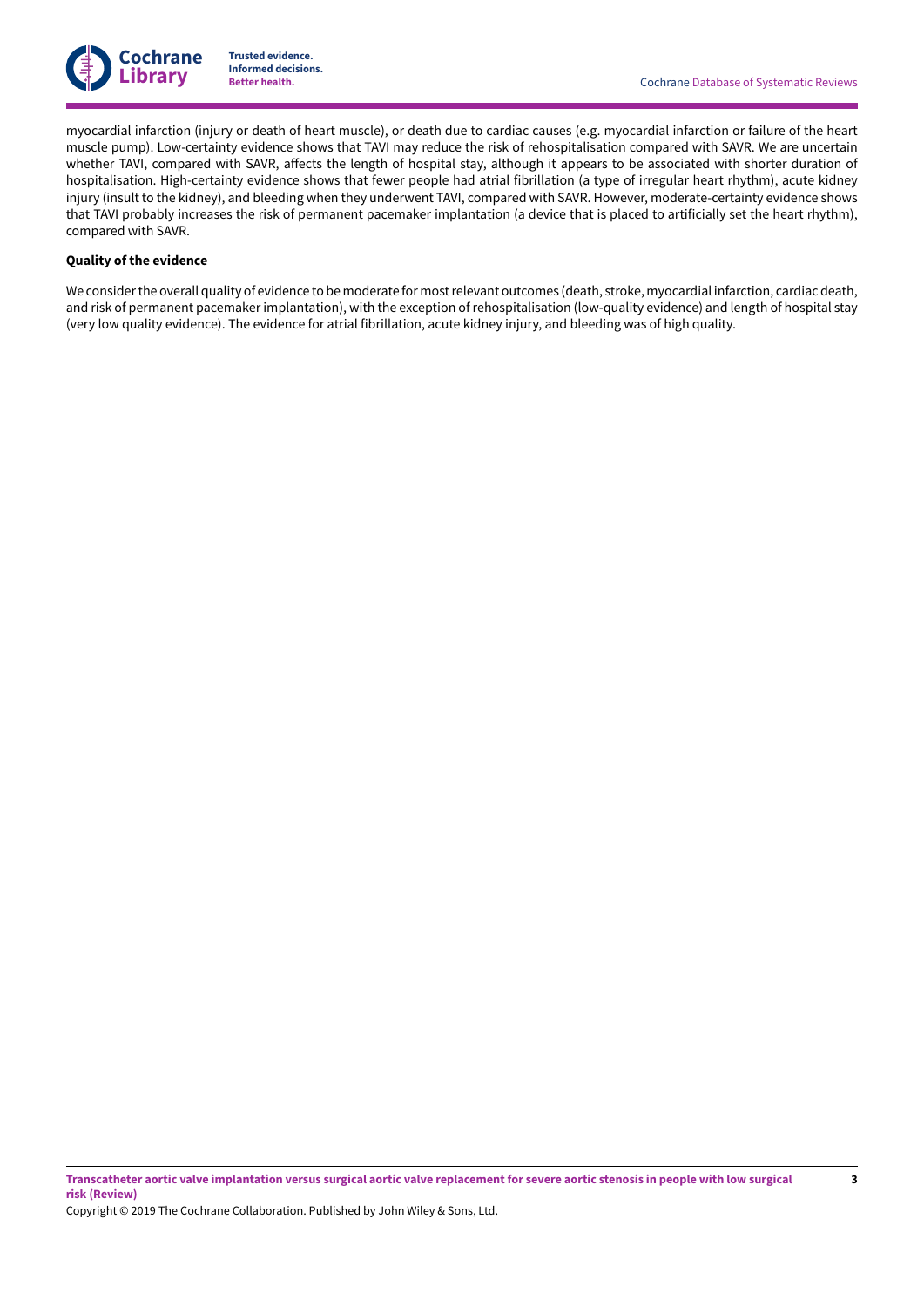myocardial infarction (injury or death of heart muscle), or death due to cardiac causes (e.g. myocardial infarction or failure of the heart muscle pump). Low-certainty evidence shows that TAVI may reduce the risk of rehospitalisation compared with SAVR. We are uncertain whether TAVI, compared with SAVR, affects the length of hospital stay, although it appears to be associated with shorter duration of hospitalisation. High-certainty evidence shows that fewer people had atrial fibrillation (a type of irregular heart rhythm), acute kidney injury (insult to the kidney), and bleeding when they underwent TAVI, compared with SAVR. However, moderate-certainty evidence shows that TAVI probably increases the risk of permanent pacemaker implantation (a device that is placed to artificially set the heart rhythm), compared with SAVR.

**Quality of the evidence**

We consider the overall quality of evidence to be moderate for most relevant outcomes (death, stroke, myocardial infarction, cardiac death, and risk of permanent pacemaker implantation), with the exception of rehospitalisation (low-quality evidence) and length of hospital stay (very low quality evidence). The evidence for atrial fibrillation, acute kidney injury, and bleeding was of high quality.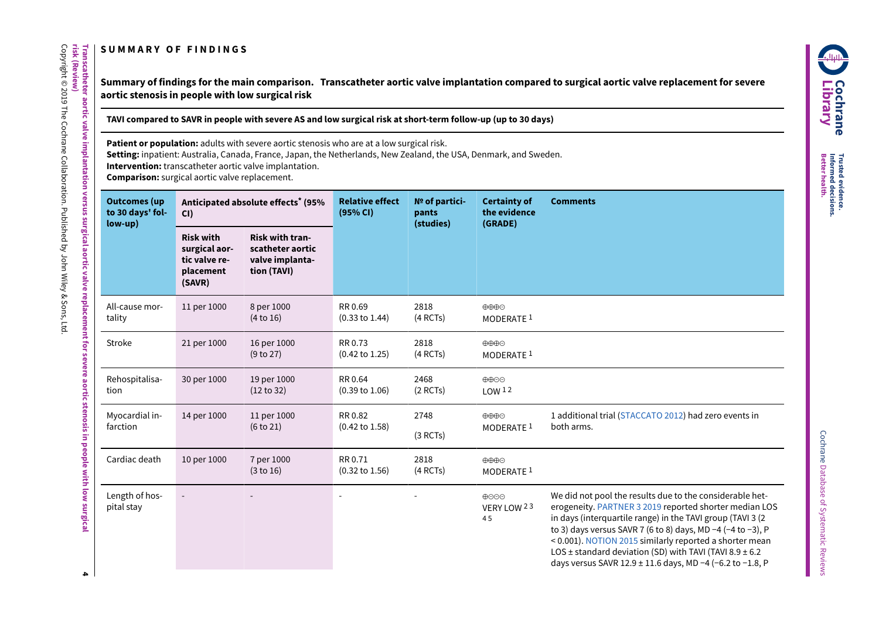## SUMMARY OF FINDINGS

**Summary of findings for the main comparison. Transcatheter aortic valve implantation compared to surgical aortic valve replacement for severe aortic stenosis in people with low surgical risk**

**TAVI compared to SAVR in people with severe AS and low surgical risk at short-term follow-up (up to 30 days)**

**Patient or population:** adults with severe aortic stenosis who are at a low surgical risk.
**Setting:** inpatient: Australia, Canada, France, Japan, the Netherlands, New Zealand, the USA, Denmark, and Sweden.
**Intervention:** transcatheter aortic valve implantation.
**Comparison:** surgical aortic valve replacement.

| Outcomes (up to 30 days' follow-up) | Anticipated absolute effects* (95% CI) | | Relative effect (95% CI) | № of participants (studies) | Certainty of the evidence (GRADE) | Comments |
|---|---|---|---|---|---|---|
| | Risk with surgical aortic valve replacement (SAVR) | Risk with transcatheter aortic valve implantation (TAVI) | | | | |
| All-cause mortality | 11 per 1000 | 8 per 1000 (4 to 16) | RR 0.69 (0.33 to 1.44) | 2818 (4 RCTs) | ⊕⊕⊕⊝ MODERATE [1] | |
| Stroke | 21 per 1000 | 16 per 1000 (9 to 27) | RR 0.73 (0.42 to 1.25) | 2818 (4 RCTs) | ⊕⊕⊕⊝ MODERATE [1] | |
| Rehospitalisation | 30 per 1000 | 19 per 1000 (12 to 32) | RR 0.64 (0.39 to 1.06) | 2468 (2 RCTs) | ⊕⊕⊝⊝ LOW [1 2] | |
| Myocardial infarction | 14 per 1000 | 11 per 1000 (6 to 21) | RR 0.82 (0.42 to 1.58) | 2748 (3 RCTs) | ⊕⊕⊕⊝ MODERATE [1] | 1 additional trial (STACCATO 2012) had zero events in both arms. |
| Cardiac death | 10 per 1000 | 7 per 1000 (3 to 16) | RR 0.71 (0.32 to 1.56) | 2818 (4 RCTs) | ⊕⊕⊕⊝ MODERATE [1] | |
| Length of hospital stay | - | - | - | - | ⊕⊝⊝⊝ VERY LOW [2 3 4 5] | We did not pool the results due to the considerable heterogeneity. PARTNER 3 2019 reported shorter median LOS in days (interquartile range) in the TAVI group (TAVI 3 (2 to 3) days versus SAVR 7 (6 to 8) days, MD −4 (−4 to −3), P < 0.001). NOTION 2015 similarly reported a shorter mean LOS ± standard deviation (SD) with TAVI (TAVI 8.9 ± 6.2 days versus SAVR 12.9 ± 11.6 days, MD −4 (−6.2 to −1.8, P |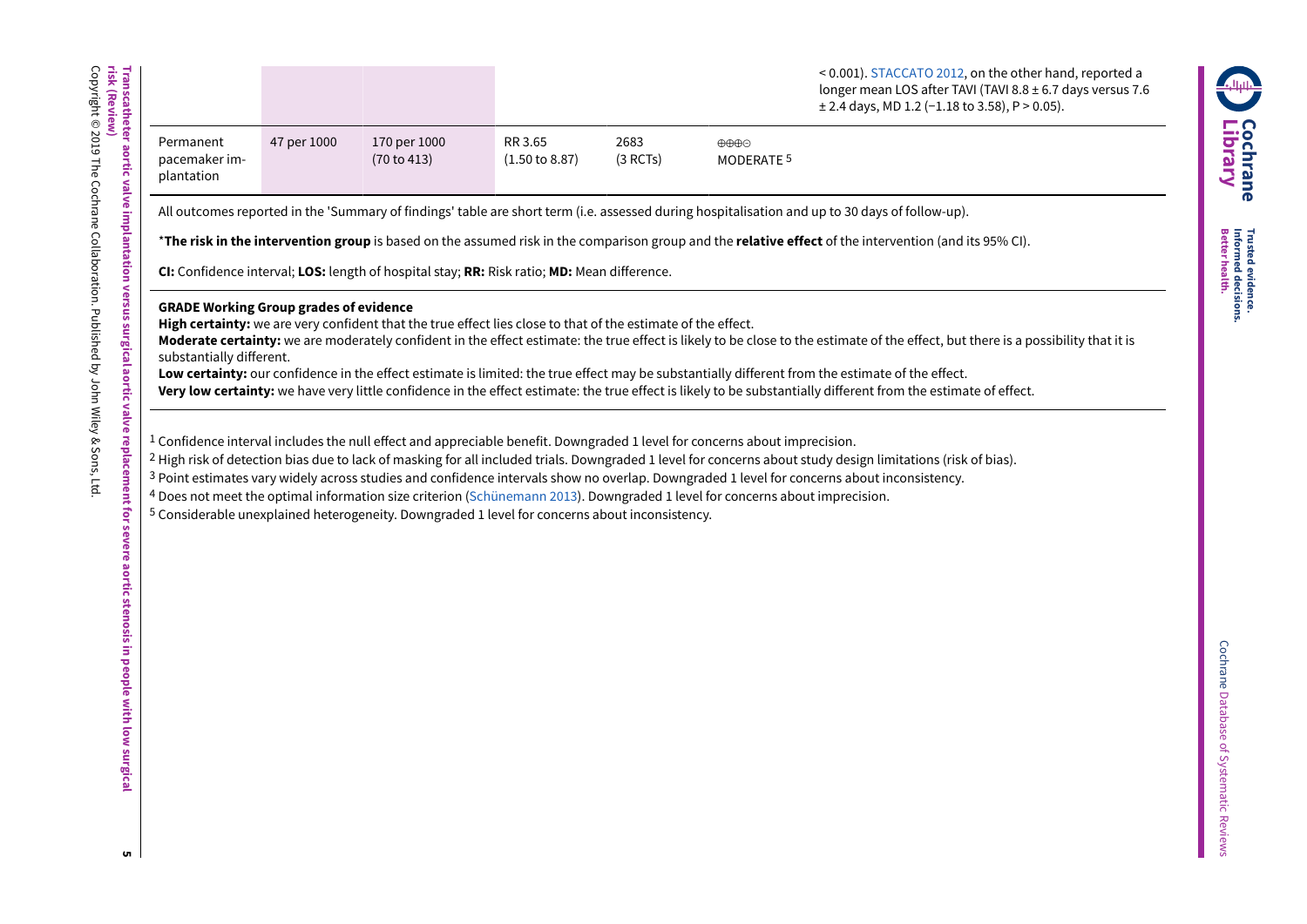| | | | | | | < 0.001). STACCATO 2012, on the other hand, reported a longer mean LOS after TAVI (TAVI 8.8 ± 6.7 days versus 7.6 ± 2.4 days, MD 1.2 (−1.18 to 3.58), P > 0.05). |
|---|---|---|---|---|---|---|
| Permanent pacemaker implantation | 47 per 1000 | 170 per 1000 (70 to 413) | RR 3.65 (1.50 to 8.87) | 2683 (3 RCTs) | ⊕⊕⊕⊝ MODERATE [5] | |

All outcomes reported in the 'Summary of findings' table are short term (i.e. assessed during hospitalisation and up to 30 days of follow-up).

\***The risk in the intervention group** is based on the assumed risk in the comparison group and the **relative effect** of the intervention (and its 95% CI).

**CI:** Confidence interval; **LOS:** length of hospital stay; **RR:** Risk ratio; **MD:** Mean difference.

**GRADE Working Group grades of evidence**
**High certainty:** we are very confident that the true effect lies close to that of the estimate of the effect.
**Moderate certainty:** we are moderately confident in the effect estimate: the true effect is likely to be close to the estimate of the effect, but there is a possibility that it is substantially different.
**Low certainty:** our confidence in the effect estimate is limited: the true effect may be substantially different from the estimate of the effect.
**Very low certainty:** we have very little confidence in the effect estimate: the true effect is likely to be substantially different from the estimate of effect.

[1] Confidence interval includes the null effect and appreciable benefit. Downgraded 1 level for concerns about imprecision.
[2] High risk of detection bias due to lack of masking for all included trials. Downgraded 1 level for concerns about study design limitations (risk of bias).
[3] Point estimates vary widely across studies and confidence intervals show no overlap. Downgraded 1 level for concerns about inconsistency.
[4] Does not meet the optimal information size criterion (Schünemann 2013). Downgraded 1 level for concerns about imprecision.
[5] Considerable unexplained heterogeneity. Downgraded 1 level for concerns about inconsistency.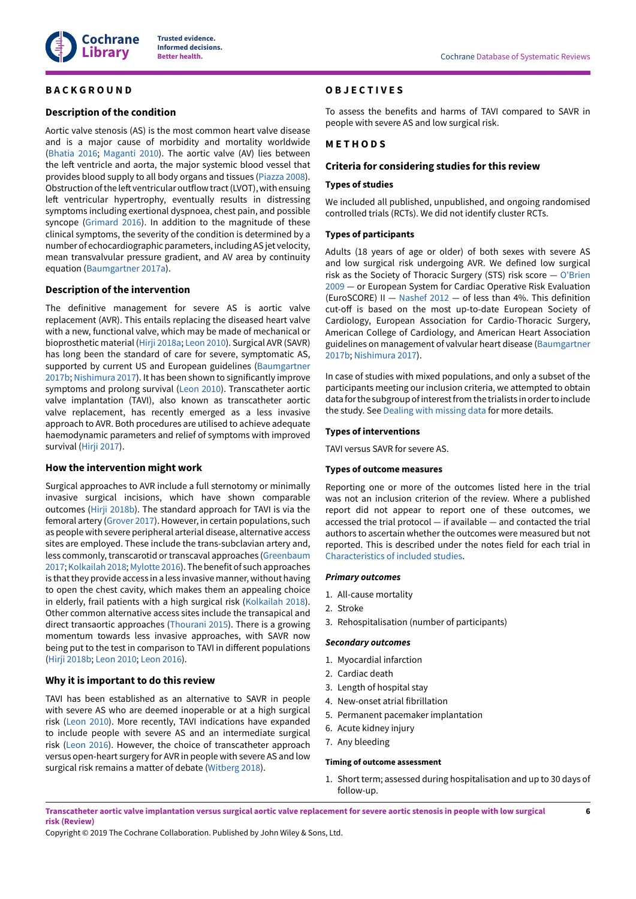# BACKGROUND

## Description of the condition

Aortic valve stenosis (AS) is the most common heart valve disease and is a major cause of morbidity and mortality worldwide (Bhatia 2016; Maganti 2010). The aortic valve (AV) lies between the left ventricle and aorta, the major systemic blood vessel that provides blood supply to all body organs and tissues (Piazza 2008). Obstruction of the left ventricular outflow tract (LVOT), with ensuing left ventricular hypertrophy, eventually results in distressing symptoms including exertional dyspnoea, chest pain, and possible syncope (Grimard 2016). In addition to the magnitude of these clinical symptoms, the severity of the condition is determined by a number of echocardiographic parameters, including AS jet velocity, mean transvalvular pressure gradient, and AV area by continuity equation (Baumgartner 2017a).

## Description of the intervention

The definitive management for severe AS is aortic valve replacement (AVR). This entails replacing the diseased heart valve with a new, functional valve, which may be made of mechanical or bioprosthetic material (Hirji 2018a; Leon 2010). Surgical AVR (SAVR) has long been the standard of care for severe, symptomatic AS, supported by current US and European guidelines (Baumgartner 2017b; Nishimura 2017). It has been shown to significantly improve symptoms and prolong survival (Leon 2010). Transcatheter aortic valve implantation (TAVI), also known as transcatheter aortic valve replacement, has recently emerged as a less invasive approach to AVR. Both procedures are utilised to achieve adequate haemodynamic parameters and relief of symptoms with improved survival (Hirji 2017).

## How the intervention might work

Surgical approaches to AVR include a full sternotomy or minimally invasive surgical incisions, which have shown comparable outcomes (Hirji 2018b). The standard approach for TAVI is via the femoral artery (Grover 2017). However, in certain populations, such as people with severe peripheral arterial disease, alternative access sites are employed. These include the trans-subclavian artery and, less commonly, transcarotid or transcaval approaches (Greenbaum 2017; Kolkailah 2018; Mylotte 2016). The benefit of such approaches is that they provide access in a less invasive manner, without having to open the chest cavity, which makes them an appealing choice in elderly, frail patients with a high surgical risk (Kolkailah 2018). Other common alternative access sites include the transapical and direct transaortic approaches (Thourani 2015). There is a growing momentum towards less invasive approaches, with SAVR now being put to the test in comparison to TAVI in different populations (Hirji 2018b; Leon 2010; Leon 2016).

## Why it is important to do this review

TAVI has been established as an alternative to SAVR in people with severe AS who are deemed inoperable or at a high surgical risk (Leon 2010). More recently, TAVI indications have expanded to include people with severe AS and an intermediate surgical risk (Leon 2016). However, the choice of transcatheter approach versus open-heart surgery for AVR in people with severe AS and low surgical risk remains a matter of debate (Witberg 2018).

# OBJECTIVES

To assess the benefits and harms of TAVI compared to SAVR in people with severe AS and low surgical risk.

# METHODS

## Criteria for considering studies for this review

### Types of studies

We included all published, unpublished, and ongoing randomised controlled trials (RCTs). We did not identify cluster RCTs.

### Types of participants

Adults (18 years of age or older) of both sexes with severe AS and low surgical risk undergoing AVR. We defined low surgical risk as the Society of Thoracic Surgery (STS) risk score — O'Brien 2009 — or European System for Cardiac Operative Risk Evaluation (EuroSCORE) II — Nashef 2012 — of less than 4%. This definition cut-off is based on the most up-to-date European Society of Cardiology, European Association for Cardio-Thoracic Surgery, American College of Cardiology, and American Heart Association guidelines on management of valvular heart disease (Baumgartner 2017b; Nishimura 2017).

In case of studies with mixed populations, and only a subset of the participants meeting our inclusion criteria, we attempted to obtain data for the subgroup of interest from the trialists in order to include the study. See Dealing with missing data for more details.

### Types of interventions

TAVI versus SAVR for severe AS.

### Types of outcome measures

Reporting one or more of the outcomes listed here in the trial was not an inclusion criterion of the review. Where a published report did not appear to report one of these outcomes, we accessed the trial protocol — if available — and contacted the trial authors to ascertain whether the outcomes were measured but not reported. This is described under the notes field for each trial in Characteristics of included studies.

#### *Primary outcomes*

1. All-cause mortality
2. Stroke
3. Rehospitalisation (number of participants)

#### *Secondary outcomes*

1. Myocardial infarction
2. Cardiac death
3. Length of hospital stay
4. New-onset atrial fibrillation
5. Permanent pacemaker implantation
6. Acute kidney injury
7. Any bleeding

#### Timing of outcome assessment

1. Short term; assessed during hospitalisation and up to 30 days of follow-up.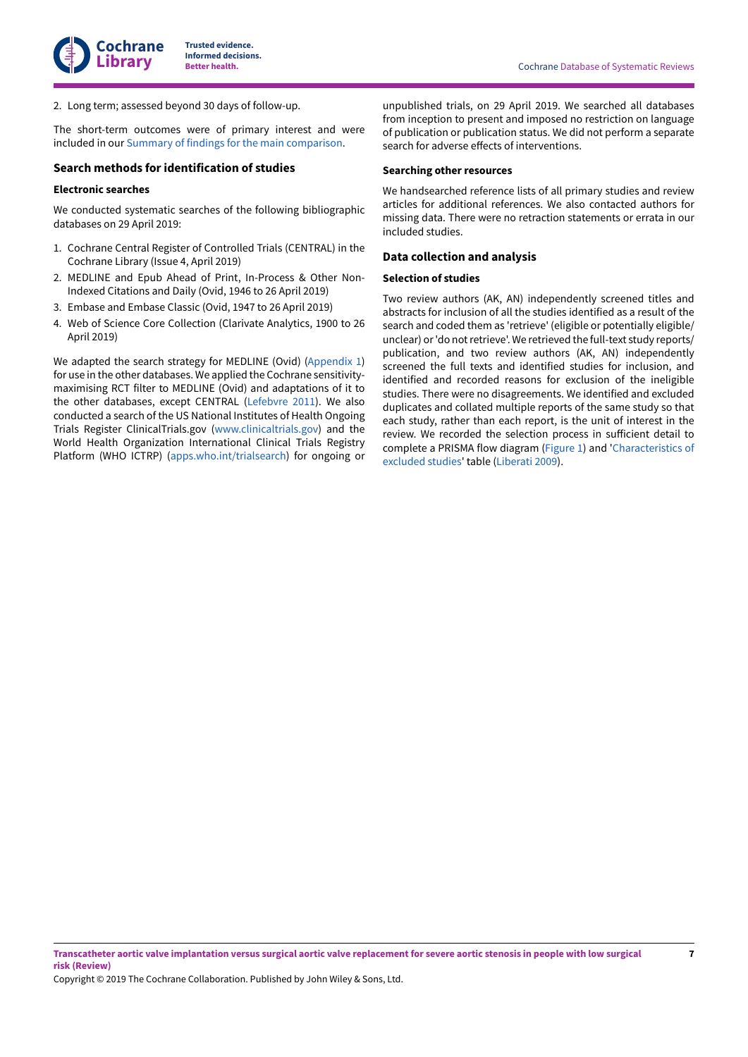2. Long term; assessed beyond 30 days of follow-up.

The short-term outcomes were of primary interest and were included in our Summary of findings for the main comparison.

### Search methods for identification of studies

#### Electronic searches

We conducted systematic searches of the following bibliographic databases on 29 April 2019:

1. Cochrane Central Register of Controlled Trials (CENTRAL) in the Cochrane Library (Issue 4, April 2019)
2. MEDLINE and Epub Ahead of Print, In-Process & Other Non-Indexed Citations and Daily (Ovid, 1946 to 26 April 2019)
3. Embase and Embase Classic (Ovid, 1947 to 26 April 2019)
4. Web of Science Core Collection (Clarivate Analytics, 1900 to 26 April 2019)

We adapted the search strategy for MEDLINE (Ovid) (Appendix 1) for use in the other databases. We applied the Cochrane sensitivity-maximising RCT filter to MEDLINE (Ovid) and adaptations of it to the other databases, except CENTRAL (Lefebvre 2011). We also conducted a search of the US National Institutes of Health Ongoing Trials Register ClinicalTrials.gov (www.clinicaltrials.gov) and the World Health Organization International Clinical Trials Registry Platform (WHO ICTRP) (apps.who.int/trialsearch) for ongoing or unpublished trials, on 29 April 2019. We searched all databases from inception to present and imposed no restriction on language of publication or publication status. We did not perform a separate search for adverse effects of interventions.

#### Searching other resources

We handsearched reference lists of all primary studies and review articles for additional references. We also contacted authors for missing data. There were no retraction statements or errata in our included studies.

### Data collection and analysis

#### Selection of studies

Two review authors (AK, AN) independently screened titles and abstracts for inclusion of all the studies identified as a result of the search and coded them as 'retrieve' (eligible or potentially eligible/unclear) or 'do not retrieve'. We retrieved the full-text study reports/publication, and two review authors (AK, AN) independently screened the full texts and identified studies for inclusion, and identified and recorded reasons for exclusion of the ineligible studies. There were no disagreements. We identified and excluded duplicates and collated multiple reports of the same study so that each study, rather than each report, is the unit of interest in the review. We recorded the selection process in sufficient detail to complete a PRISMA flow diagram (Figure 1) and 'Characteristics of excluded studies' table (Liberati 2009).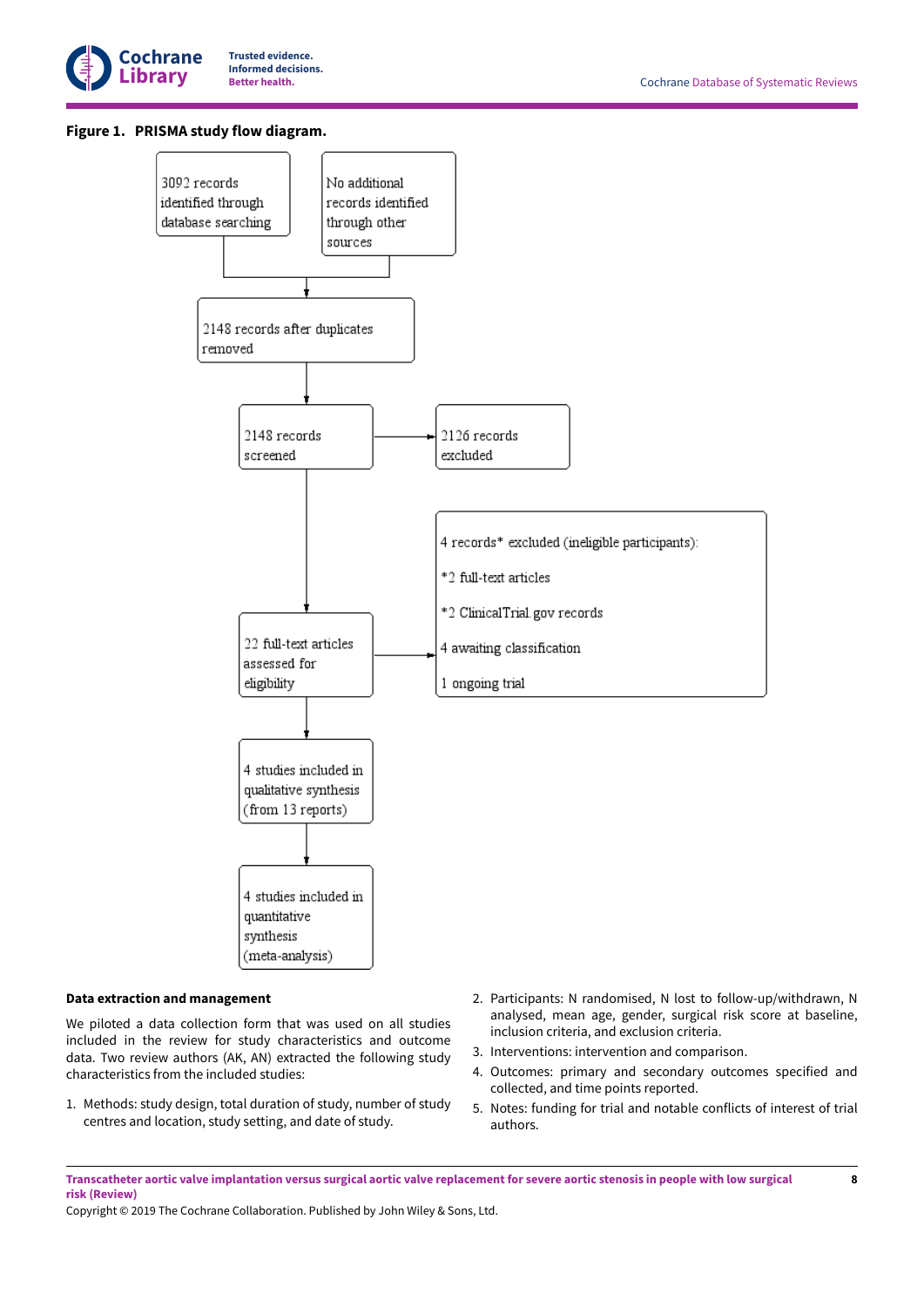**Figure 1. PRISMA study flow diagram.**

3092 records identified through database searching

No additional records identified through other sources

2148 records after duplicates removed

2148 records screened

2126 records excluded

22 full-text articles assessed for eligibility

4 records* excluded (ineligible participants):

*2 full-text articles

*2 ClinicalTrial.gov records

4 awaiting classification

1 ongoing trial

4 studies included in qualitative synthesis (from 13 reports)

4 studies included in quantitative synthesis (meta-analysis)

### Data extraction and management

We piloted a data collection form that was used on all studies included in the review for study characteristics and outcome data. Two review authors (AK, AN) extracted the following study characteristics from the included studies:

1. Methods: study design, total duration of study, number of study centres and location, study setting, and date of study.
2. Participants: N randomised, N lost to follow-up/withdrawn, N analysed, mean age, gender, surgical risk score at baseline, inclusion criteria, and exclusion criteria.
3. Interventions: intervention and comparison.
4. Outcomes: primary and secondary outcomes specified and collected, and time points reported.
5. Notes: funding for trial and notable conflicts of interest of trial authors.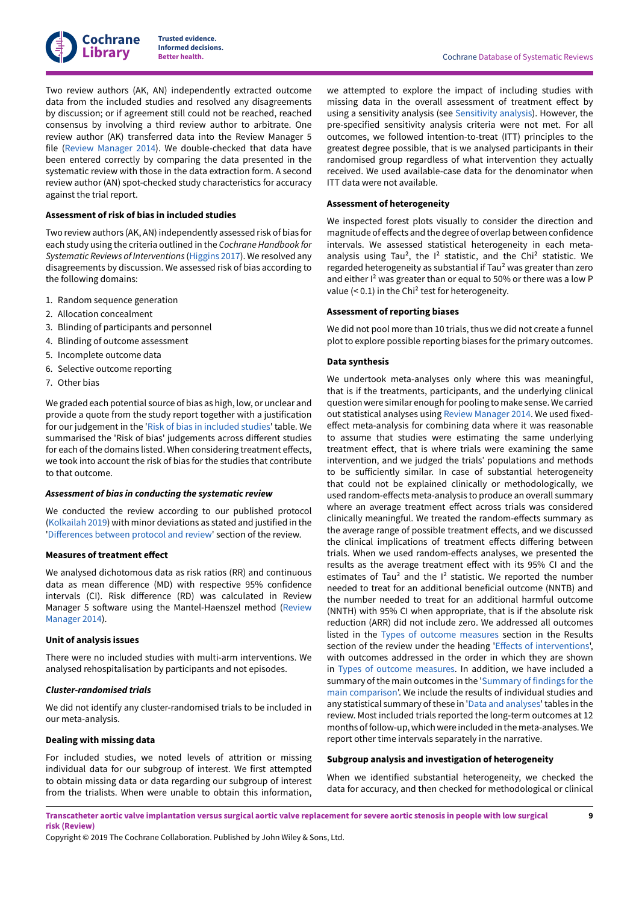Two review authors (AK, AN) independently extracted outcome data from the included studies and resolved any disagreements by discussion; or if agreement still could not be reached, reached consensus by involving a third review author to arbitrate. One review author (AK) transferred data into the Review Manager 5 file (Review Manager 2014). We double-checked that data have been entered correctly by comparing the data presented in the systematic review with those in the data extraction form. A second review author (AN) spot-checked study characteristics for accuracy against the trial report.

#### Assessment of risk of bias in included studies

Two review authors (AK, AN) independently assessed risk of bias for each study using the criteria outlined in the *Cochrane Handbook for Systematic Reviews of Interventions* (Higgins 2017). We resolved any disagreements by discussion. We assessed risk of bias according to the following domains:

1. Random sequence generation
2. Allocation concealment
3. Blinding of participants and personnel
4. Blinding of outcome assessment
5. Incomplete outcome data
6. Selective outcome reporting
7. Other bias

We graded each potential source of bias as high, low, or unclear and provide a quote from the study report together with a justification for our judgement in the 'Risk of bias in included studies' table. We summarised the 'Risk of bias' judgements across different studies for each of the domains listed. When considering treatment effects, we took into account the risk of bias for the studies that contribute to that outcome.

#### *Assessment of bias in conducting the systematic review*

We conducted the review according to our published protocol (Kolkailah 2019) with minor deviations as stated and justified in the 'Differences between protocol and review' section of the review.

#### Measures of treatment effect

We analysed dichotomous data as risk ratios (RR) and continuous data as mean difference (MD) with respective 95% confidence intervals (CI). Risk difference (RD) was calculated in Review Manager 5 software using the Mantel-Haenszel method (Review Manager 2014).

#### Unit of analysis issues

There were no included studies with multi-arm interventions. We analysed rehospitalisation by participants and not episodes.

#### *Cluster-randomised trials*

We did not identify any cluster-randomised trials to be included in our meta-analysis.

#### Dealing with missing data

For included studies, we noted levels of attrition or missing individual data for our subgroup of interest. We first attempted to obtain missing data or data regarding our subgroup of interest from the trialists. When were unable to obtain this information, we attempted to explore the impact of including studies with missing data in the overall assessment of treatment effect by using a sensitivity analysis (see Sensitivity analysis). However, the pre-specified sensitivity analysis criteria were not met. For all outcomes, we followed intention-to-treat (ITT) principles to the greatest degree possible, that is we analysed participants in their randomised group regardless of what intervention they actually received. We used available-case data for the denominator when ITT data were not available.

#### Assessment of heterogeneity

We inspected forest plots visually to consider the direction and magnitude of effects and the degree of overlap between confidence intervals. We assessed statistical heterogeneity in each meta-analysis using $Tau^2$, the $I^2$ statistic, and the $Chi^2$ statistic. We regarded heterogeneity as substantial if $Tau^2$ was greater than zero and either $I^2$ was greater than or equal to 50% or there was a low P value (< 0.1) in the $Chi^2$ test for heterogeneity.

#### Assessment of reporting biases

We did not pool more than 10 trials, thus we did not create a funnel plot to explore possible reporting biases for the primary outcomes.

#### Data synthesis

We undertook meta-analyses only where this was meaningful, that is if the treatments, participants, and the underlying clinical question were similar enough for pooling to make sense. We carried out statistical analyses using Review Manager 2014. We used fixed-effect meta-analysis for combining data where it was reasonable to assume that studies were estimating the same underlying treatment effect, that is where trials were examining the same intervention, and we judged the trials' populations and methods to be sufficiently similar. In case of substantial heterogeneity that could not be explained clinically or methodologically, we used random-effects meta-analysis to produce an overall summary where an average treatment effect across trials was considered clinically meaningful. We treated the random-effects summary as the average range of possible treatment effects, and we discussed the clinical implications of treatment effects differing between trials. When we used random-effects analyses, we presented the results as the average treatment effect with its 95% CI and the estimates of $Tau^2$ and the $I^2$ statistic. We reported the number needed to treat for an additional beneficial outcome (NNTB) and the number needed to treat for an additional harmful outcome (NNTH) with 95% CI when appropriate, that is if the absolute risk reduction (ARR) did not include zero. We addressed all outcomes listed in the Types of outcome measures section in the Results section of the review under the heading 'Effects of interventions', with outcomes addressed in the order in which they are shown in Types of outcome measures. In addition, we have included a summary of the main outcomes in the 'Summary of findings for the main comparison'. We include the results of individual studies and any statistical summary of these in 'Data and analyses' tables in the review. Most included trials reported the long-term outcomes at 12 months of follow-up, which were included in the meta-analyses. We report other time intervals separately in the narrative.

#### Subgroup analysis and investigation of heterogeneity

When we identified substantial heterogeneity, we checked the data for accuracy, and then checked for methodological or clinical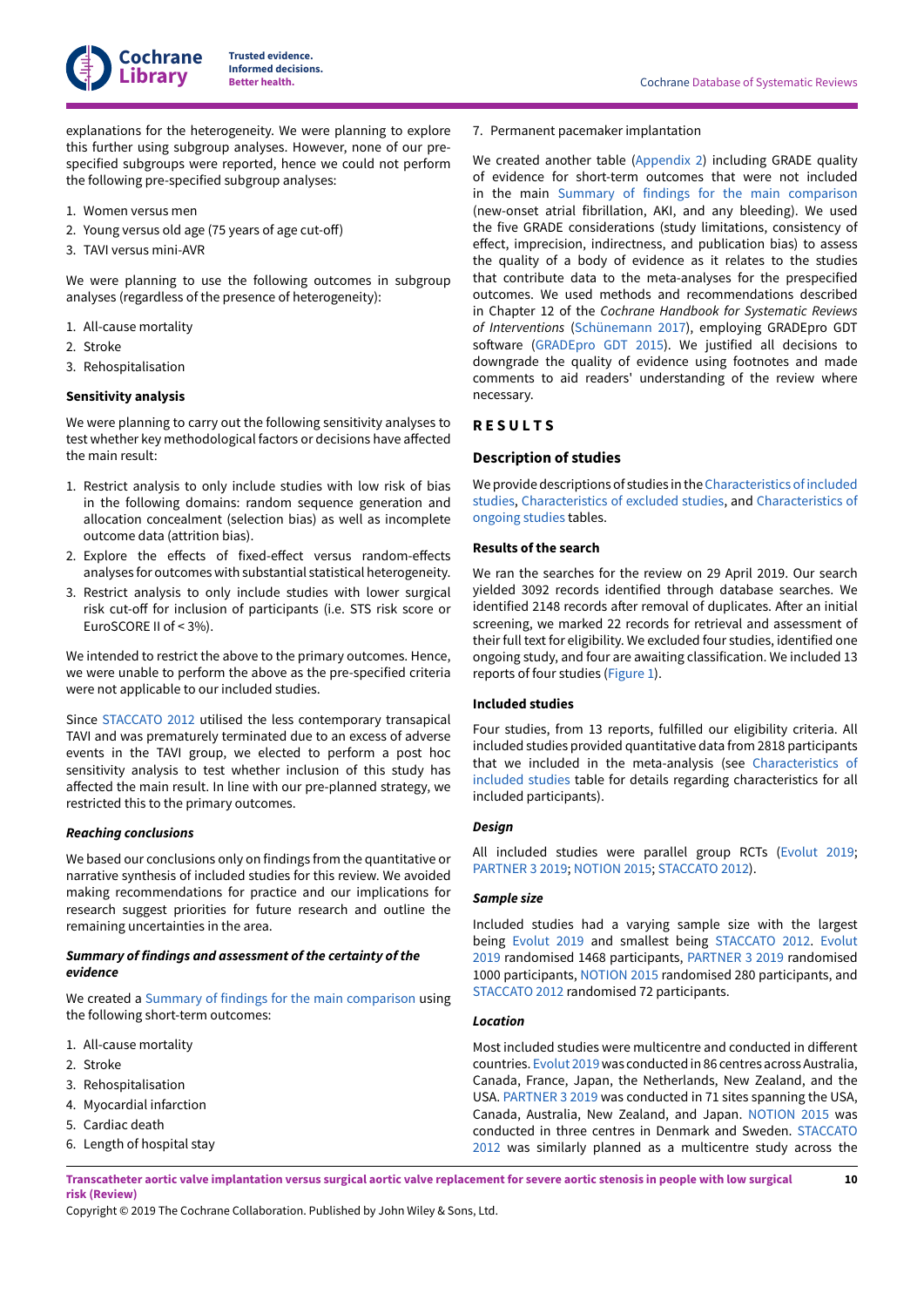explanations for the heterogeneity. We were planning to explore this further using subgroup analyses. However, none of our pre-specified subgroups were reported, hence we could not perform the following pre-specified subgroup analyses:

1. Women versus men
2. Young versus old age (75 years of age cut-off)
3. TAVI versus mini-AVR

We were planning to use the following outcomes in subgroup analyses (regardless of the presence of heterogeneity):

1. All-cause mortality
2. Stroke
3. Rehospitalisation

#### Sensitivity analysis

We were planning to carry out the following sensitivity analyses to test whether key methodological factors or decisions have affected the main result:

1. Restrict analysis to only include studies with low risk of bias in the following domains: random sequence generation and allocation concealment (selection bias) as well as incomplete outcome data (attrition bias).
2. Explore the effects of fixed-effect versus random-effects analyses for outcomes with substantial statistical heterogeneity.
3. Restrict analysis to only include studies with lower surgical risk cut-off for inclusion of participants (i.e. STS risk score or EuroSCORE II of < 3%).

We intended to restrict the above to the primary outcomes. Hence, we were unable to perform the above as the pre-specified criteria were not applicable to our included studies.

Since STACCATO 2012 utilised the less contemporary transapical TAVI and was prematurely terminated due to an excess of adverse events in the TAVI group, we elected to perform a post hoc sensitivity analysis to test whether inclusion of this study has affected the main result. In line with our pre-planned strategy, we restricted this to the primary outcomes.

#### *Reaching conclusions*

We based our conclusions only on findings from the quantitative or narrative synthesis of included studies for this review. We avoided making recommendations for practice and our implications for research suggest priorities for future research and outline the remaining uncertainties in the area.

#### *Summary of findings and assessment of the certainty of the evidence*

We created a Summary of findings for the main comparison using the following short-term outcomes:

1. All-cause mortality
2. Stroke
3. Rehospitalisation
4. Myocardial infarction
5. Cardiac death
6. Length of hospital stay
7. Permanent pacemaker implantation

We created another table (Appendix 2) including GRADE quality of evidence for short-term outcomes that were not included in the main Summary of findings for the main comparison (new-onset atrial fibrillation, AKI, and any bleeding). We used the five GRADE considerations (study limitations, consistency of effect, imprecision, indirectness, and publication bias) to assess the quality of a body of evidence as it relates to the studies that contribute data to the meta-analyses for the prespecified outcomes. We used methods and recommendations described in Chapter 12 of the *Cochrane Handbook for Systematic Reviews of Interventions* (Schünemann 2017), employing GRADEpro GDT software (GRADEpro GDT 2015). We justified all decisions to downgrade the quality of evidence using footnotes and made comments to aid readers' understanding of the review where necessary.

## RESULTS

### Description of studies

We provide descriptions of studies in the Characteristics of included studies, Characteristics of excluded studies, and Characteristics of ongoing studies tables.

#### Results of the search

We ran the searches for the review on 29 April 2019. Our search yielded 3092 records identified through database searches. We identified 2148 records after removal of duplicates. After an initial screening, we marked 22 records for retrieval and assessment of their full text for eligibility. We excluded four studies, identified one ongoing study, and four are awaiting classification. We included 13 reports of four studies (Figure 1).

#### Included studies

Four studies, from 13 reports, fulfilled our eligibility criteria. All included studies provided quantitative data from 2818 participants that we included in the meta-analysis (see Characteristics of included studies table for details regarding characteristics for all included participants).

#### *Design*

All included studies were parallel group RCTs (Evolut 2019; PARTNER 3 2019; NOTION 2015; STACCATO 2012).

#### *Sample size*

Included studies had a varying sample size with the largest being Evolut 2019 and smallest being STACCATO 2012. Evolut 2019 randomised 1468 participants, PARTNER 3 2019 randomised 1000 participants, NOTION 2015 randomised 280 participants, and STACCATO 2012 randomised 72 participants.

#### *Location*

Most included studies were multicentre and conducted in different countries. Evolut 2019 was conducted in 86 centres across Australia, Canada, France, Japan, the Netherlands, New Zealand, and the USA. PARTNER 3 2019 was conducted in 71 sites spanning the USA, Canada, Australia, New Zealand, and Japan. NOTION 2015 was conducted in three centres in Denmark and Sweden. STACCATO 2012 was similarly planned as a multicentre study across the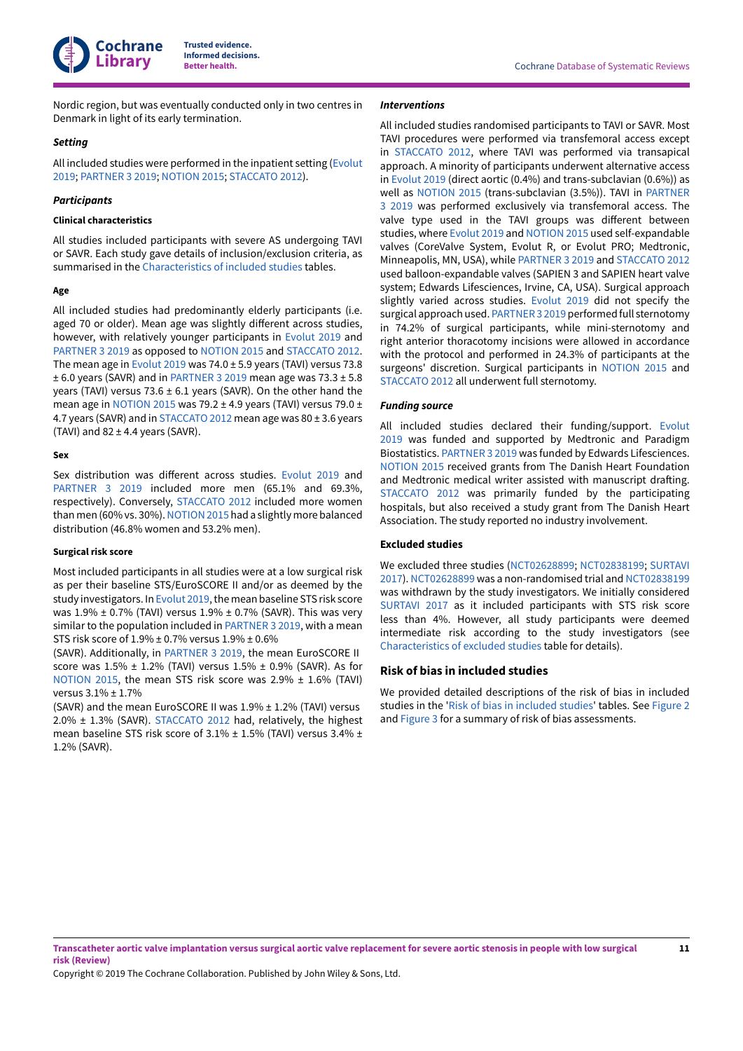Nordic region, but was eventually conducted only in two centres in Denmark in light of its early termination.

#### *Setting*

All included studies were performed in the inpatient setting (Evolut 2019; PARTNER 3 2019; NOTION 2015; STACCATO 2012).

#### *Participants*

##### Clinical characteristics

All studies included participants with severe AS undergoing TAVI or SAVR. Each study gave details of inclusion/exclusion criteria, as summarised in the Characteristics of included studies tables.

##### Age

All included studies had predominantly elderly participants (i.e. aged 70 or older). Mean age was slightly different across studies, however, with relatively younger participants in Evolut 2019 and PARTNER 3 2019 as opposed to NOTION 2015 and STACCATO 2012. The mean age in Evolut 2019 was 74.0 ± 5.9 years (TAVI) versus 73.8 ± 6.0 years (SAVR) and in PARTNER 3 2019 mean age was 73.3 ± 5.8 years (TAVI) versus 73.6 ± 6.1 years (SAVR). On the other hand the mean age in NOTION 2015 was 79.2 ± 4.9 years (TAVI) versus 79.0 ± 4.7 years (SAVR) and in STACCATO 2012 mean age was 80 ± 3.6 years (TAVI) and 82 ± 4.4 years (SAVR).

##### Sex

Sex distribution was different across studies. Evolut 2019 and PARTNER 3 2019 included more men (65.1% and 69.3%, respectively). Conversely, STACCATO 2012 included more women than men (60% vs. 30%). NOTION 2015 had a slightly more balanced distribution (46.8% women and 53.2% men).

##### Surgical risk score

Most included participants in all studies were at a low surgical risk as per their baseline STS/EuroSCORE II and/or as deemed by the study investigators. In Evolut 2019, the mean baseline STS risk score was 1.9% ± 0.7% (TAVI) versus 1.9% ± 0.7% (SAVR). This was very similar to the population included in PARTNER 3 2019, with a mean STS risk score of 1.9% ± 0.7% versus 1.9% ± 0.6% (SAVR). Additionally, in PARTNER 3 2019, the mean EuroSCORE II score was 1.5% ± 1.2% (TAVI) versus 1.5% ± 0.9% (SAVR). As for NOTION 2015, the mean STS risk score was 2.9% ± 1.6% (TAVI) versus 3.1% ± 1.7% (SAVR) and the mean EuroSCORE II was 1.9% ± 1.2% (TAVI) versus 2.0% ± 1.3% (SAVR). STACCATO 2012 had, relatively, the highest mean baseline STS risk score of 3.1% ± 1.5% (TAVI) versus 3.4% ± 1.2% (SAVR).

#### *Interventions*

All included studies randomised participants to TAVI or SAVR. Most TAVI procedures were performed via transfemoral access except in STACCATO 2012, where TAVI was performed via transapical approach. A minority of participants underwent alternative access in Evolut 2019 (direct aortic (0.4%) and trans-subclavian (0.6%)) as well as NOTION 2015 (trans-subclavian (3.5%)). TAVI in PARTNER 3 2019 was performed exclusively via transfemoral access. The valve type used in the TAVI groups was different between studies, where Evolut 2019 and NOTION 2015 used self-expandable valves (CoreValve System, Evolut R, or Evolut PRO; Medtronic, Minneapolis, MN, USA), while PARTNER 3 2019 and STACCATO 2012 used balloon-expandable valves (SAPIEN 3 and SAPIEN heart valve system; Edwards Lifesciences, Irvine, CA, USA). Surgical approach slightly varied across studies. Evolut 2019 did not specify the surgical approach used. PARTNER 3 2019 performed full sternotomy in 74.2% of surgical participants, while mini-sternotomy and right anterior thoracotomy incisions were allowed in accordance with the protocol and performed in 24.3% of participants at the surgeons' discretion. Surgical participants in NOTION 2015 and STACCATO 2012 all underwent full sternotomy.

#### *Funding source*

All included studies declared their funding/support. Evolut 2019 was funded and supported by Medtronic and Paradigm Biostatistics. PARTNER 3 2019 was funded by Edwards Lifesciences. NOTION 2015 received grants from The Danish Heart Foundation and Medtronic medical writer assisted with manuscript drafting. STACCATO 2012 was primarily funded by the participating hospitals, but also received a study grant from The Danish Heart Association. The study reported no industry involvement.

### Excluded studies

We excluded three studies (NCT02628899; NCT02838199; SURTAVI 2017). NCT02628899 was a non-randomised trial and NCT02838199 was withdrawn by the study investigators. We initially considered SURTAVI 2017 as it included participants with STS risk score less than 4%. However, all study participants were deemed intermediate risk according to the study investigators (see Characteristics of excluded studies table for details).

## Risk of bias in included studies

We provided detailed descriptions of the risk of bias in included studies in the 'Risk of bias in included studies' tables. See Figure 2 and Figure 3 for a summary of risk of bias assessments.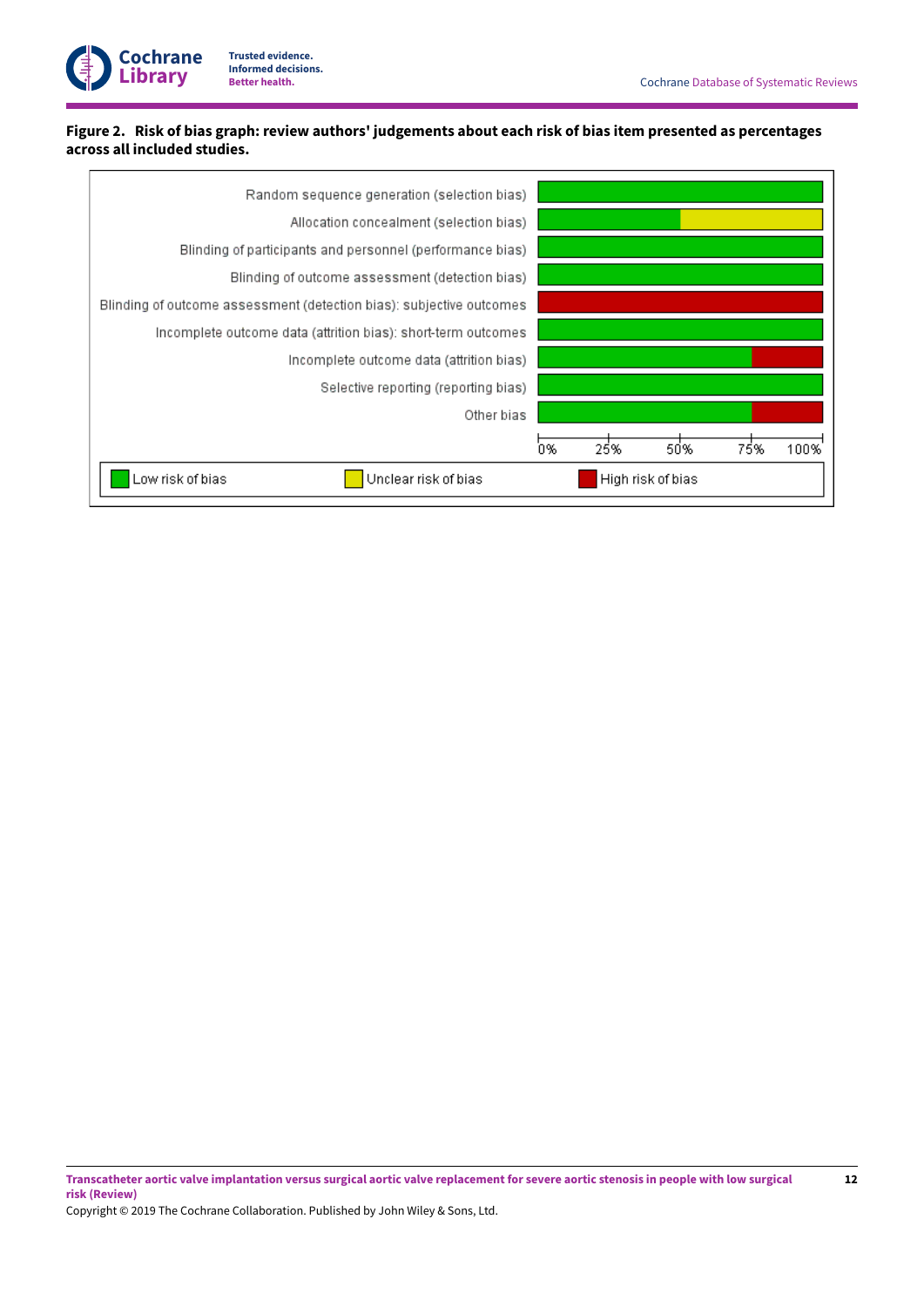**Figure 2. Risk of bias graph: review authors' judgements about each risk of bias item presented as percentages across all included studies.**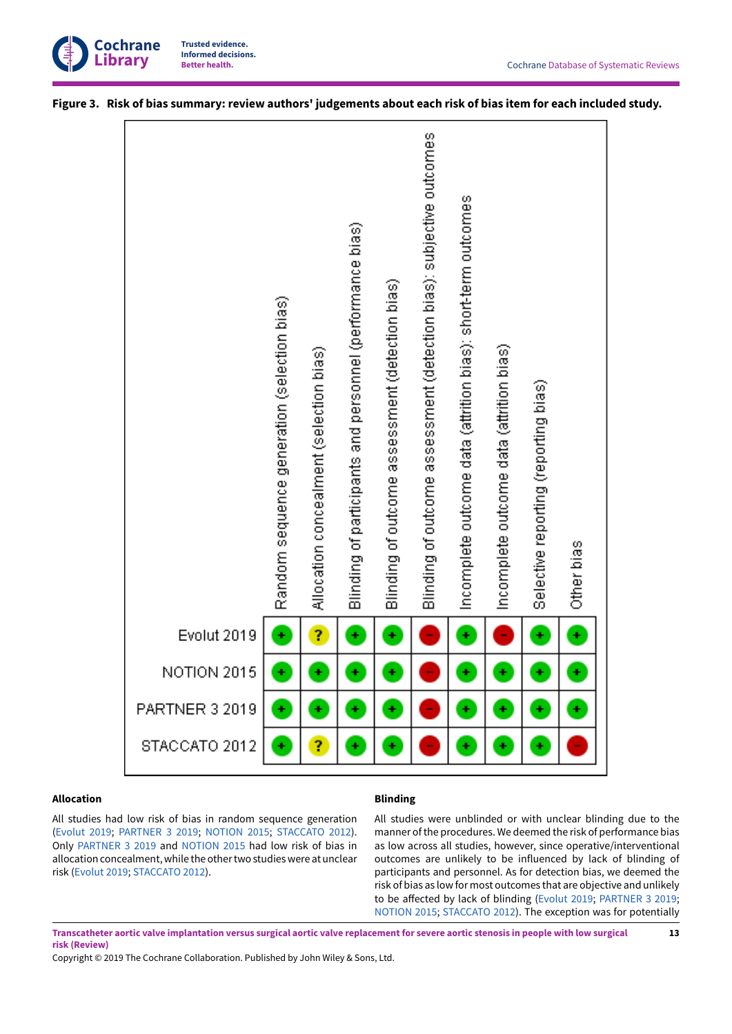**Figure 3. Risk of bias summary: review authors' judgements about each risk of bias item for each included study.**

| | Random sequence generation (selection bias) | Allocation concealment (selection bias) | Blinding of participants and personnel (performance bias) | Blinding of outcome assessment (detection bias) | Blinding of outcome assessment (detection bias): subjective outcomes | Incomplete outcome data (attrition bias): short-term outcomes | Incomplete outcome data (attrition bias) | Selective reporting (reporting bias) | Other bias |
|---|---|---|---|---|---|---|---|---|---|
| Evolut 2019 | + | ? | + | + | − | + | − | + | + |
| NOTION 2015 | + | + | + | + | − | + | + | + | + |
| PARTNER 3 2019 | + | + | + | + | − | + | + | + | + |
| STACCATO 2012 | + | ? | + | + | − | + | + | + | − |

### Allocation

All studies had low risk of bias in random sequence generation (Evolut 2019; PARTNER 3 2019; NOTION 2015; STACCATO 2012). Only PARTNER 3 2019 and NOTION 2015 had low risk of bias in allocation concealment, while the other two studies were at unclear risk (Evolut 2019; STACCATO 2012).

### Blinding

All studies were unblinded or with unclear blinding due to the manner of the procedures. We deemed the risk of performance bias as low across all studies, however, since operative/interventional outcomes are unlikely to be influenced by lack of blinding of participants and personnel. As for detection bias, we deemed the risk of bias as low for most outcomes that are objective and unlikely to be affected by lack of blinding (Evolut 2019; PARTNER 3 2019; NOTION 2015; STACCATO 2012). The exception was for potentially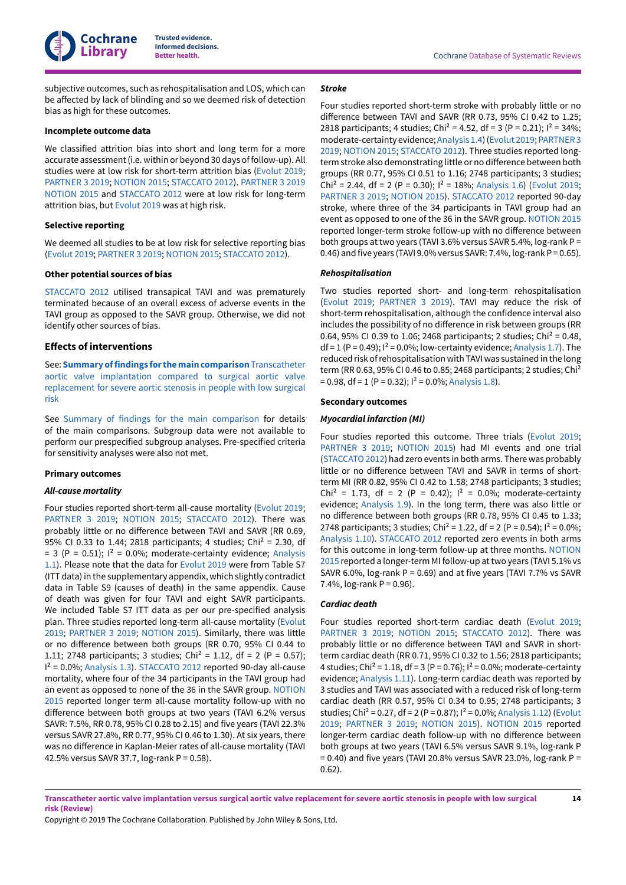subjective outcomes, such as rehospitalisation and LOS, which can be affected by lack of blinding and so we deemed risk of detection bias as high for these outcomes.

#### Incomplete outcome data

We classified attrition bias into short and long term for a more accurate assessment (i.e. within or beyond 30 days of follow-up). All studies were at low risk for short-term attrition bias (Evolut 2019; PARTNER 3 2019; NOTION 2015; STACCATO 2012). PARTNER 3 2019 NOTION 2015 and STACCATO 2012 were at low risk for long-term attrition bias, but Evolut 2019 was at high risk.

#### Selective reporting

We deemed all studies to be at low risk for selective reporting bias (Evolut 2019; PARTNER 3 2019; NOTION 2015; STACCATO 2012).

#### Other potential sources of bias

STACCATO 2012 utilised transapical TAVI and was prematurely terminated because of an overall excess of adverse events in the TAVI group as opposed to the SAVR group. Otherwise, we did not identify other sources of bias.

### Effects of interventions

See: **Summary of findings for the main comparison** Transcatheter aortic valve implantation compared to surgical aortic valve replacement for severe aortic stenosis in people with low surgical risk

See Summary of findings for the main comparison for details of the main comparisons. Subgroup data were not available to perform our prespecified subgroup analyses. Pre-specified criteria for sensitivity analyses were also not met.

#### Primary outcomes

##### *All-cause mortality*

Four studies reported short-term all-cause mortality (Evolut 2019; PARTNER 3 2019; NOTION 2015; STACCATO 2012). There was probably little or no difference between TAVI and SAVR (RR 0.69, 95% CI 0.33 to 1.44; 2818 participants; 4 studies; $Chi^2 = 2.30$, df = 3 (P = 0.51); $I^2 = 0.0\%$; moderate-certainty evidence; Analysis 1.1). Please note that the data for Evolut 2019 were from Table S7 (ITT data) in the supplementary appendix, which slightly contradict data in Table S9 (causes of death) in the same appendix. Cause of death was given for four TAVI and eight SAVR participants. We included Table S7 ITT data as per our pre-specified analysis plan. Three studies reported long-term all-cause mortality (Evolut 2019; PARTNER 3 2019; NOTION 2015). Similarly, there was little or no difference between both groups (RR 0.70, 95% CI 0.44 to 1.11; 2748 participants; 3 studies; $Chi^2 = 1.12$, df = 2 (P = 0.57); $I^2 = 0.0\%$; Analysis 1.3). STACCATO 2012 reported 90-day all-cause mortality, where four of the 34 participants in the TAVI group had an event as opposed to none of the 36 in the SAVR group. NOTION 2015 reported longer term all-cause mortality follow-up with no difference between both groups at two years (TAVI 6.2% versus SAVR: 7.5%, RR 0.78, 95% CI 0.28 to 2.15) and five years (TAVI 22.3% versus SAVR 27.8%, RR 0.77, 95% CI 0.46 to 1.30). At six years, there was no difference in Kaplan-Meier rates of all-cause mortality (TAVI 42.5% versus SAVR 37.7, log-rank P = 0.58).

##### *Stroke*

Four studies reported short-term stroke with probably little or no difference between TAVI and SAVR (RR 0.73, 95% CI 0.42 to 1.25; 2818 participants; 4 studies; $Chi^2 = 4.52$, df = 3 (P = 0.21); $I^2 = 34\%$; moderate-certainty evidence; Analysis 1.4) (Evolut 2019; PARTNER 3 2019; NOTION 2015; STACCATO 2012). Three studies reported long-term stroke also demonstrating little or no difference between both groups (RR 0.77, 95% CI 0.51 to 1.16; 2748 participants; 3 studies; $Chi^2 = 2.44$, df = 2 (P = 0.30); $I^2 = 18\%$; Analysis 1.6) (Evolut 2019; PARTNER 3 2019; NOTION 2015). STACCATO 2012 reported 90-day stroke, where three of the 34 participants in TAVI group had an event as opposed to one of the 36 in the SAVR group. NOTION 2015 reported longer-term stroke follow-up with no difference between both groups at two years (TAVI 3.6% versus SAVR 5.4%, log-rank P = 0.46) and five years (TAVI 9.0% versus SAVR: 7.4%, log-rank P = 0.65).

##### *Rehospitalisation*

Two studies reported short- and long-term rehospitalisation (Evolut 2019; PARTNER 3 2019). TAVI may reduce the risk of short-term rehospitalisation, although the confidence interval also includes the possibility of no difference in risk between groups (RR 0.64, 95% CI 0.39 to 1.06; 2468 participants; 2 studies; $Chi^2 = 0.48$, df = 1 (P = 0.49); $I^2 = 0.0\%$; low-certainty evidence; Analysis 1.7). The reduced risk of rehospitalisation with TAVI was sustained in the long term (RR 0.63, 95% CI 0.46 to 0.85; 2468 participants; 2 studies; $Chi^2 = 0.98$, df = 1 (P = 0.32); $I^2 = 0.0\%$; Analysis 1.8).

#### Secondary outcomes

##### *Myocardial infarction (MI)*

Four studies reported this outcome. Three trials (Evolut 2019; PARTNER 3 2019; NOTION 2015) had MI events and one trial (STACCATO 2012) had zero events in both arms. There was probably little or no difference between TAVI and SAVR in terms of short-term MI (RR 0.82, 95% CI 0.42 to 1.58; 2748 participants; 3 studies; $Chi^2 = 1.73$, df = 2 (P = 0.42); $I^2 = 0.0\%$; moderate-certainty evidence; Analysis 1.9). In the long term, there was also little or no difference between both groups (RR 0.78, 95% CI 0.45 to 1.33; 2748 participants; 3 studies; $Chi^2 = 1.22$, df = 2 (P = 0.54); $I^2 = 0.0\%$; Analysis 1.10). STACCATO 2012 reported zero events in both arms for this outcome in long-term follow-up at three months. NOTION 2015 reported a longer-term MI follow-up at two years (TAVI 5.1% vs SAVR 6.0%, log-rank P = 0.69) and at five years (TAVI 7.7% vs SAVR 7.4%, log-rank P = 0.96).

##### *Cardiac death*

Four studies reported short-term cardiac death (Evolut 2019; PARTNER 3 2019; NOTION 2015; STACCATO 2012). There was probably little or no difference between TAVI and SAVR in short-term cardiac death (RR 0.71, 95% CI 0.32 to 1.56; 2818 participants; 4 studies; $Chi^2 = 1.18$, df = 3 (P = 0.76); $I^2 = 0.0\%$; moderate-certainty evidence; Analysis 1.11). Long-term cardiac death was reported by 3 studies and TAVI was associated with a reduced risk of long-term cardiac death (RR 0.57, 95% CI 0.34 to 0.95; 2748 participants; 3 studies; $Chi^2 = 0.27$, df = 2 (P = 0.87); $I^2 = 0.0\%$; Analysis 1.12) (Evolut 2019; PARTNER 3 2019; NOTION 2015). NOTION 2015 reported longer-term cardiac death follow-up with no difference between both groups at two years (TAVI 6.5% versus SAVR 9.1%, log-rank P = 0.40) and five years (TAVI 20.8% versus SAVR 23.0%, log-rank P = 0.62).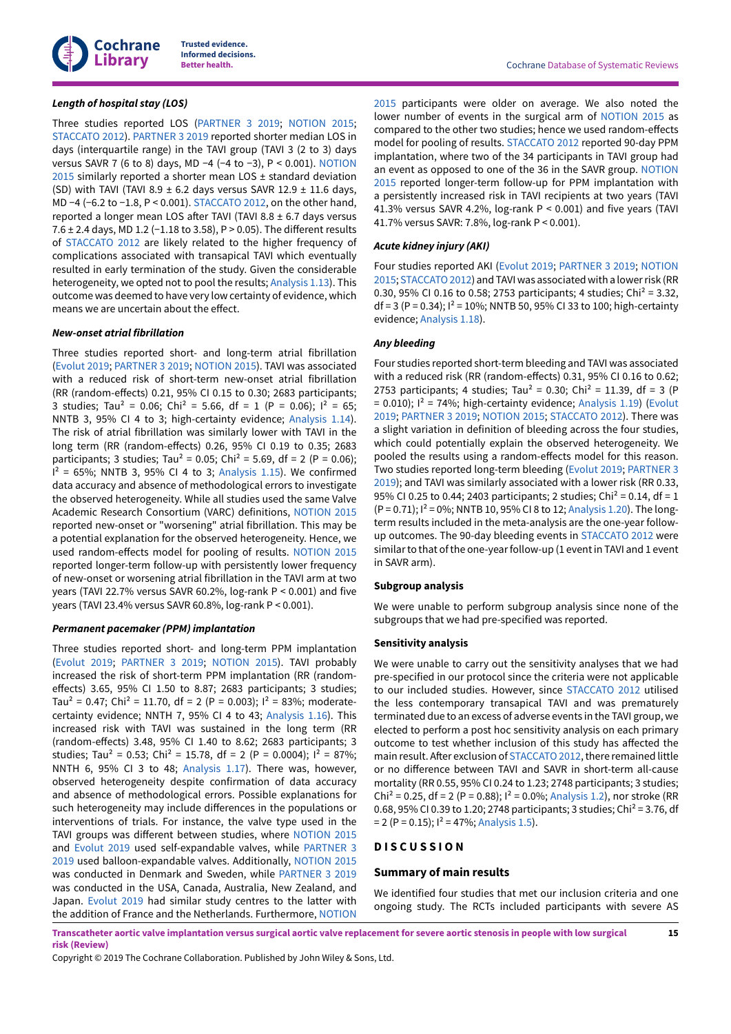#### *Length of hospital stay (LOS)*

Three studies reported LOS (PARTNER 3 2019; NOTION 2015; STACCATO 2012). PARTNER 3 2019 reported shorter median LOS in days (interquartile range) in the TAVI group (TAVI 3 (2 to 3) days versus SAVR 7 (6 to 8) days, MD −4 (−4 to −3), P < 0.001). NOTION 2015 similarly reported a shorter mean LOS ± standard deviation (SD) with TAVI (TAVI 8.9 ± 6.2 days versus SAVR 12.9 ± 11.6 days, MD −4 (−6.2 to −1.8, P < 0.001). STACCATO 2012, on the other hand, reported a longer mean LOS after TAVI (TAVI 8.8 ± 6.7 days versus 7.6 ± 2.4 days, MD 1.2 (−1.18 to 3.58), P > 0.05). The different results of STACCATO 2012 are likely related to the higher frequency of complications associated with transapical TAVI which eventually resulted in early termination of the study. Given the considerable heterogeneity, we opted not to pool the results; Analysis 1.13). This outcome was deemed to have very low certainty of evidence, which means we are uncertain about the effect.

#### *New-onset atrial fibrillation*

Three studies reported short- and long-term atrial fibrillation (Evolut 2019; PARTNER 3 2019; NOTION 2015). TAVI was associated with a reduced risk of short-term new-onset atrial fibrillation (RR (random-effects) 0.21, 95% CI 0.15 to 0.30; 2683 participants; 3 studies; $Tau^2$ = 0.06; $Chi^2$ = 5.66, df = 1 (P = 0.06); $I^2$ = 65; NNTB 3, 95% CI 4 to 3; high-certainty evidence; Analysis 1.14). The risk of atrial fibrillation was similarly lower with TAVI in the long term (RR (random-effects) 0.26, 95% CI 0.19 to 0.35; 2683 participants; 3 studies; $Tau^2$ = 0.05; $Chi^2$ = 5.69, df = 2 (P = 0.06); $I^2$ = 65%; NNTB 3, 95% CI 4 to 3; Analysis 1.15). We confirmed data accuracy and absence of methodological errors to investigate the observed heterogeneity. While all studies used the same Valve Academic Research Consortium (VARC) definitions, NOTION 2015 reported new-onset or "worsening" atrial fibrillation. This may be a potential explanation for the observed heterogeneity. Hence, we used random-effects model for pooling of results. NOTION 2015 reported longer-term follow-up with persistently lower frequency of new-onset or worsening atrial fibrillation in the TAVI arm at two years (TAVI 22.7% versus SAVR 60.2%, log-rank P < 0.001) and five years (TAVI 23.4% versus SAVR 60.8%, log-rank P < 0.001).

#### *Permanent pacemaker (PPM) implantation*

Three studies reported short- and long-term PPM implantation (Evolut 2019; PARTNER 3 2019; NOTION 2015). TAVI probably increased the risk of short-term PPM implantation (RR (random-effects) 3.65, 95% CI 1.50 to 8.87; 2683 participants; 3 studies; $Tau^2$ = 0.47; $Chi^2$ = 11.70, df = 2 (P = 0.003); $I^2$ = 83%; moderate-certainty evidence; NNTH 7, 95% CI 4 to 43; Analysis 1.16). This increased risk with TAVI was sustained in the long term (RR (random-effects) 3.48, 95% CI 1.40 to 8.62; 2683 participants; 3 studies; $Tau^2$ = 0.53; $Chi^2$ = 15.78, df = 2 (P = 0.0004); $I^2$ = 87%; NNTH 6, 95% CI 3 to 48; Analysis 1.17). There was, however, observed heterogeneity despite confirmation of data accuracy and absence of methodological errors. Possible explanations for such heterogeneity may include differences in the populations or interventions of trials. For instance, the valve type used in the TAVI groups was different between studies, where NOTION 2015 and Evolut 2019 used self-expandable valves, while PARTNER 3 2019 used balloon-expandable valves. Additionally, NOTION 2015 was conducted in Denmark and Sweden, while PARTNER 3 2019 was conducted in the USA, Canada, Australia, New Zealand, and Japan. Evolut 2019 had similar study centres to the latter with the addition of France and the Netherlands. Furthermore, NOTION 2015 participants were older on average. We also noted the lower number of events in the surgical arm of NOTION 2015 as compared to the other two studies; hence we used random-effects model for pooling of results. STACCATO 2012 reported 90-day PPM implantation, where two of the 34 participants in TAVI group had an event as opposed to one of the 36 in the SAVR group. NOTION 2015 reported longer-term follow-up for PPM implantation with a persistently increased risk in TAVI recipients at two years (TAVI 41.3% versus SAVR 4.2%, log-rank P < 0.001) and five years (TAVI 41.7% versus SAVR: 7.8%, log-rank P < 0.001).

#### *Acute kidney injury (AKI)*

Four studies reported AKI (Evolut 2019; PARTNER 3 2019; NOTION 2015; STACCATO 2012) and TAVI was associated with a lower risk (RR 0.30, 95% CI 0.16 to 0.58; 2753 participants; 4 studies; $Chi^2$ = 3.32, df = 3 (P = 0.34); $I^2$ = 10%; NNTB 50, 95% CI 33 to 100; high-certainty evidence; Analysis 1.18).

#### *Any bleeding*

Four studies reported short-term bleeding and TAVI was associated with a reduced risk (RR (random-effects) 0.31, 95% CI 0.16 to 0.62; 2753 participants; 4 studies; $Tau^2$ = 0.30; $Chi^2$ = 11.39, df = 3 (P = 0.010); $I^2$ = 74%; high-certainty evidence; Analysis 1.19) (Evolut 2019; PARTNER 3 2019; NOTION 2015; STACCATO 2012). There was a slight variation in definition of bleeding across the four studies, which could potentially explain the observed heterogeneity. We pooled the results using a random-effects model for this reason. Two studies reported long-term bleeding (Evolut 2019; PARTNER 3 2019); and TAVI was similarly associated with a lower risk (RR 0.33, 95% CI 0.25 to 0.44; 2403 participants; 2 studies; $Chi^2$ = 0.14, df = 1 (P = 0.71); $I^2$ = 0%; NNTB 10, 95% CI 8 to 12; Analysis 1.20). The long-term results included in the meta-analysis are the one-year follow-up outcomes. The 90-day bleeding events in STACCATO 2012 were similar to that of the one-year follow-up (1 event in TAVI and 1 event in SAVR arm).

#### **Subgroup analysis**

We were unable to perform subgroup analysis since none of the subgroups that we had pre-specified was reported.

#### **Sensitivity analysis**

We were unable to carry out the sensitivity analyses that we had pre-specified in our protocol since the criteria were not applicable to our included studies. However, since STACCATO 2012 utilised the less contemporary transapical TAVI and was prematurely terminated due to an excess of adverse events in the TAVI group, we elected to perform a post hoc sensitivity analysis on each primary outcome to test whether inclusion of this study has affected the main result. After exclusion of STACCATO 2012, there remained little or no difference between TAVI and SAVR in short-term all-cause mortality (RR 0.55, 95% CI 0.24 to 1.23; 2748 participants; 3 studies; $Chi^2$ = 0.25, df = 2 (P = 0.88); $I^2$ = 0.0%; Analysis 1.2), nor stroke (RR 0.68, 95% CI 0.39 to 1.20; 2748 participants; 3 studies; $Chi^2$ = 3.76, df = 2 (P = 0.15); $I^2$ = 47%; Analysis 1.5).

## DISCUSSION

### Summary of main results

We identified four studies that met our inclusion criteria and one ongoing study. The RCTs included participants with severe AS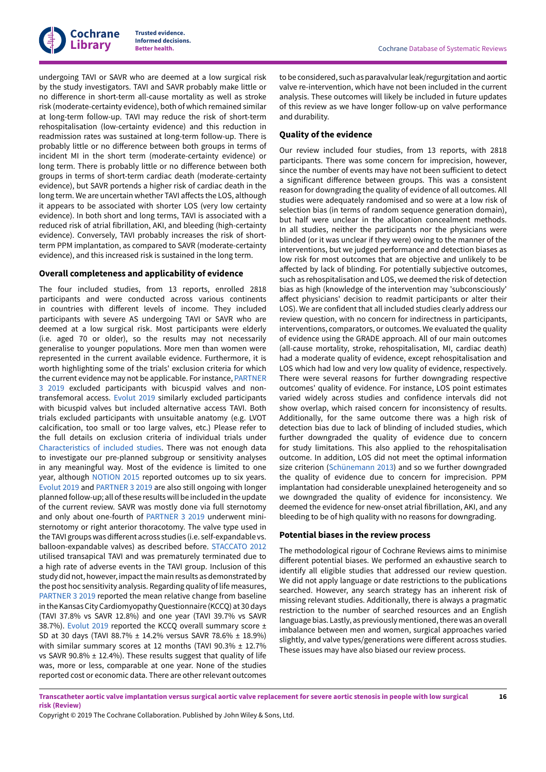undergoing TAVI or SAVR who are deemed at a low surgical risk by the study investigators. TAVI and SAVR probably make little or no difference in short-term all-cause mortality as well as stroke risk (moderate-certainty evidence), both of which remained similar at long-term follow-up. TAVI may reduce the risk of short-term rehospitalisation (low-certainty evidence) and this reduction in readmission rates was sustained at long-term follow-up. There is probably little or no difference between both groups in terms of incident MI in the short term (moderate-certainty evidence) or long term. There is probably little or no difference between both groups in terms of short-term cardiac death (moderate-certainty evidence), but SAVR portends a higher risk of cardiac death in the long term. We are uncertain whether TAVI affects the LOS, although it appears to be associated with shorter LOS (very low certainty evidence). In both short and long terms, TAVI is associated with a reduced risk of atrial fibrillation, AKI, and bleeding (high-certainty evidence). Conversely, TAVI probably increases the risk of short-term PPM implantation, as compared to SAVR (moderate-certainty evidence), and this increased risk is sustained in the long term.

### Overall completeness and applicability of evidence

The four included studies, from 13 reports, enrolled 2818 participants and were conducted across various continents in countries with different levels of income. They included participants with severe AS undergoing TAVI or SAVR who are deemed at a low surgical risk. Most participants were elderly (i.e. aged 70 or older), so the results may not necessarily generalise to younger populations. More men than women were represented in the current available evidence. Furthermore, it is worth highlighting some of the trials' exclusion criteria for which the current evidence may not be applicable. For instance, PARTNER 3 2019 excluded participants with bicuspid valves and non-transfemoral access. Evolut 2019 similarly excluded participants with bicuspid valves but included alternative access TAVI. Both trials excluded participants with unsuitable anatomy (e.g. LVOT calcification, too small or too large valves, etc.) Please refer to the full details on exclusion criteria of individual trials under Characteristics of included studies. There was not enough data to investigate our pre-planned subgroup or sensitivity analyses in any meaningful way. Most of the evidence is limited to one year, although NOTION 2015 reported outcomes up to six years. Evolut 2019 and PARTNER 3 2019 are also still ongoing with longer planned follow-up; all of these results will be included in the update of the current review. SAVR was mostly done via full sternotomy and only about one-fourth of PARTNER 3 2019 underwent mini-sternotomy or right anterior thoracotomy. The valve type used in the TAVI groups was different across studies (i.e. self-expandable vs. balloon-expandable valves) as described before. STACCATO 2012 utilised transapical TAVI and was prematurely terminated due to a high rate of adverse events in the TAVI group. Inclusion of this study did not, however, impact the main results as demonstrated by the post hoc sensitivity analysis. Regarding quality of life measures, PARTNER 3 2019 reported the mean relative change from baseline in the Kansas City Cardiomyopathy Questionnaire (KCCQ) at 30 days (TAVI 37.8% vs SAVR 12.8%) and one year (TAVI 39.7% vs SAVR 38.7%). Evolut 2019 reported the KCCQ overall summary score ± SD at 30 days (TAVI 88.7% ± 14.2% versus SAVR 78.6% ± 18.9%) with similar summary scores at 12 months (TAVI 90.3% ± 12.7% vs SAVR 90.8% ± 12.4%). These results suggest that quality of life was, more or less, comparable at one year. None of the studies reported cost or economic data. There are other relevant outcomes to be considered, such as paravalvular leak/regurgitation and aortic valve re-intervention, which have not been included in the current analysis. These outcomes will likely be included in future updates of this review as we have longer follow-up on valve performance and durability.

### Quality of the evidence

Our review included four studies, from 13 reports, with 2818 participants. There was some concern for imprecision, however, since the number of events may have not been sufficient to detect a significant difference between groups. This was a consistent reason for downgrading the quality of evidence of all outcomes. All studies were adequately randomised and so were at a low risk of selection bias (in terms of random sequence generation domain), but half were unclear in the allocation concealment methods. In all studies, neither the participants nor the physicians were blinded (or it was unclear if they were) owing to the manner of the interventions, but we judged performance and detection biases as low risk for most outcomes that are objective and unlikely to be affected by lack of blinding. For potentially subjective outcomes, such as rehospitalisation and LOS, we deemed the risk of detection bias as high (knowledge of the intervention may 'subconsciously' affect physicians' decision to readmit participants or alter their LOS). We are confident that all included studies clearly address our review question, with no concern for indirectness in participants, interventions, comparators, or outcomes. We evaluated the quality of evidence using the GRADE approach. All of our main outcomes (all-cause mortality, stroke, rehospitalisation, MI, cardiac death) had a moderate quality of evidence, except rehospitalisation and LOS which had low and very low quality of evidence, respectively. There were several reasons for further downgrading respective outcomes' quality of evidence. For instance, LOS point estimates varied widely across studies and confidence intervals did not show overlap, which raised concern for inconsistency of results. Additionally, for the same outcome there was a high risk of detection bias due to lack of blinding of included studies, which further downgraded the quality of evidence due to concern for study limitations. This also applied to the rehospitalisation outcome. In addition, LOS did not meet the optimal information size criterion (Schünemann 2013) and so we further downgraded the quality of evidence due to concern for imprecision. PPM implantation had considerable unexplained heterogeneity and so we downgraded the quality of evidence for inconsistency. We deemed the evidence for new-onset atrial fibrillation, AKI, and any bleeding to be of high quality with no reasons for downgrading.

### Potential biases in the review process

The methodological rigour of Cochrane Reviews aims to minimise different potential biases. We performed an exhaustive search to identify all eligible studies that addressed our review question. We did not apply language or date restrictions to the publications searched. However, any search strategy has an inherent risk of missing relevant studies. Additionally, there is always a pragmatic restriction to the number of searched resources and an English language bias. Lastly, as previously mentioned, there was an overall imbalance between men and women, surgical approaches varied slightly, and valve types/generations were different across studies. These issues may have also biased our review process.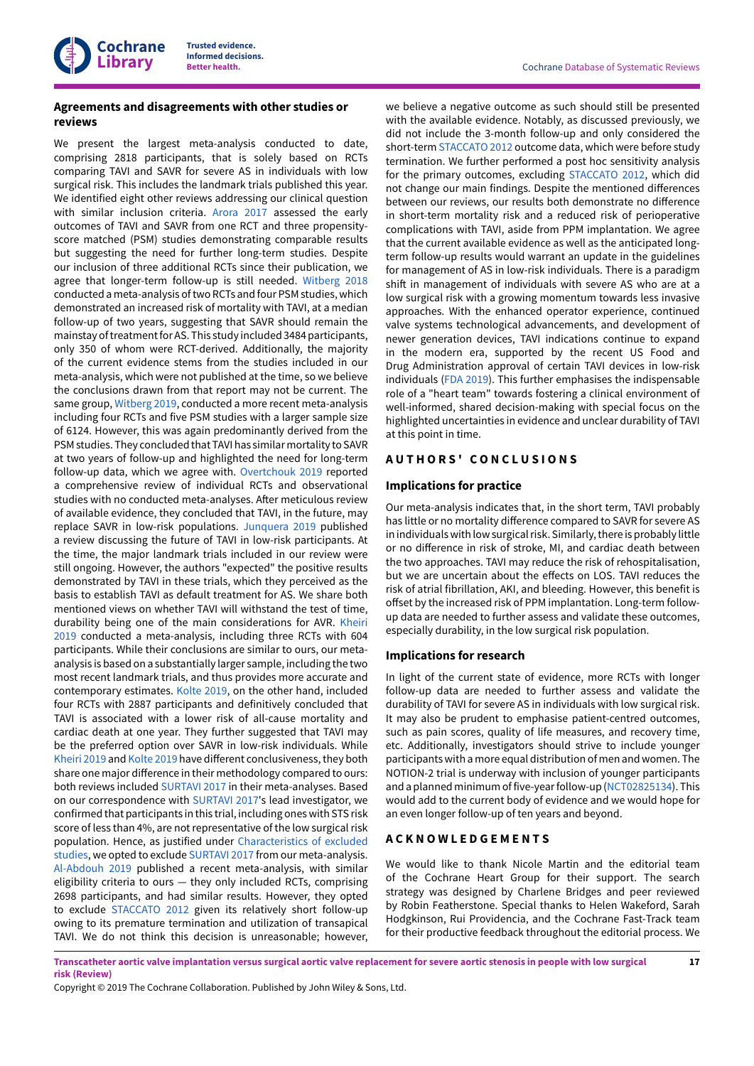### Agreements and disagreements with other studies or reviews

We present the largest meta-analysis conducted to date, comprising 2818 participants, that is solely based on RCTs comparing TAVI and SAVR for severe AS in individuals with low surgical risk. This includes the landmark trials published this year. We identified eight other reviews addressing our clinical question with similar inclusion criteria. Arora 2017 assessed the early outcomes of TAVI and SAVR from one RCT and three propensity-score matched (PSM) studies demonstrating comparable results but suggesting the need for further long-term studies. Despite our inclusion of three additional RCTs since their publication, we agree that longer-term follow-up is still needed. Witberg 2018 conducted a meta-analysis of two RCTs and four PSM studies, which demonstrated an increased risk of mortality with TAVI, at a median follow-up of two years, suggesting that SAVR should remain the mainstay of treatment for AS. This study included 3484 participants, only 350 of whom were RCT-derived. Additionally, the majority of the current evidence stems from the studies included in our meta-analysis, which were not published at the time, so we believe the conclusions drawn from that report may not be current. The same group, Witberg 2019, conducted a more recent meta-analysis including four RCTs and five PSM studies with a larger sample size of 6124. However, this was again predominantly derived from the PSM studies. They concluded that TAVI has similar mortality to SAVR at two years of follow-up and highlighted the need for long-term follow-up data, which we agree with. Overtchouk 2019 reported a comprehensive review of individual RCTs and observational studies with no conducted meta-analyses. After meticulous review of available evidence, they concluded that TAVI, in the future, may replace SAVR in low-risk populations. Junquera 2019 published a review discussing the future of TAVI in low-risk participants. At the time, the major landmark trials included in our review were still ongoing. However, the authors "expected" the positive results demonstrated by TAVI in these trials, which they perceived as the basis to establish TAVI as default treatment for AS. We share both mentioned views on whether TAVI will withstand the test of time, durability being one of the main considerations for AVR. Kheiri 2019 conducted a meta-analysis, including three RCTs with 604 participants. While their conclusions are similar to ours, our meta-analysis is based on a substantially larger sample, including the two most recent landmark trials, and thus provides more accurate and contemporary estimates. Kolte 2019, on the other hand, included four RCTs with 2887 participants and definitively concluded that TAVI is associated with a lower risk of all-cause mortality and cardiac death at one year. They further suggested that TAVI may be the preferred option over SAVR in low-risk individuals. While Kheiri 2019 and Kolte 2019 have different conclusiveness, they both share one major difference in their methodology compared to ours: both reviews included SURTAVI 2017 in their meta-analyses. Based on our correspondence with SURTAVI 2017's lead investigator, we confirmed that participants in this trial, including ones with STS risk score of less than 4%, are not representative of the low surgical risk population. Hence, as justified under Characteristics of excluded studies, we opted to exclude SURTAVI 2017 from our meta-analysis. Al-Abdouh 2019 published a recent meta-analysis, with similar eligibility criteria to ours — they only included RCTs, comprising 2698 participants, and had similar results. However, they opted to exclude STACCATO 2012 given its relatively short follow-up owing to its premature termination and utilization of transapical TAVI. We do not think this decision is unreasonable; however, we believe a negative outcome as such should still be presented with the available evidence. Notably, as discussed previously, we did not include the 3-month follow-up and only considered the short-term STACCATO 2012 outcome data, which were before study termination. We further performed a post hoc sensitivity analysis for the primary outcomes, excluding STACCATO 2012, which did not change our main findings. Despite the mentioned differences between our reviews, our results both demonstrate no difference in short-term mortality risk and a reduced risk of perioperative complications with TAVI, aside from PPM implantation. We agree that the current available evidence as well as the anticipated long-term follow-up results would warrant an update in the guidelines for management of AS in low-risk individuals. There is a paradigm shift in management of individuals with severe AS who are at a low surgical risk with a growing momentum towards less invasive approaches. With the enhanced operator experience, continued valve systems technological advancements, and development of newer generation devices, TAVI indications continue to expand in the modern era, supported by the recent US Food and Drug Administration approval of certain TAVI devices in low-risk individuals (FDA 2019). This further emphasises the indispensable role of a "heart team" towards fostering a clinical environment of well-informed, shared decision-making with special focus on the highlighted uncertainties in evidence and unclear durability of TAVI at this point in time.

## AUTHORS' CONCLUSIONS

### Implications for practice

Our meta-analysis indicates that, in the short term, TAVI probably has little or no mortality difference compared to SAVR for severe AS in individuals with low surgical risk. Similarly, there is probably little or no difference in risk of stroke, MI, and cardiac death between the two approaches. TAVI may reduce the risk of rehospitalisation, but we are uncertain about the effects on LOS. TAVI reduces the risk of atrial fibrillation, AKI, and bleeding. However, this benefit is offset by the increased risk of PPM implantation. Long-term follow-up data are needed to further assess and validate these outcomes, especially durability, in the low surgical risk population.

### Implications for research

In light of the current state of evidence, more RCTs with longer follow-up data are needed to further assess and validate the durability of TAVI for severe AS in individuals with low surgical risk. It may also be prudent to emphasise patient-centred outcomes, such as pain scores, quality of life measures, and recovery time, etc. Additionally, investigators should strive to include younger participants with a more equal distribution of men and women. The NOTION-2 trial is underway with inclusion of younger participants and a planned minimum of five-year follow-up (NCT02825134). This would add to the current body of evidence and we would hope for an even longer follow-up of ten years and beyond.

## ACKNOWLEDGEMENTS

We would like to thank Nicole Martin and the editorial team of the Cochrane Heart Group for their support. The search strategy was designed by Charlene Bridges and peer reviewed by Robin Featherstone. Special thanks to Helen Wakeford, Sarah Hodgkinson, Rui Providencia, and the Cochrane Fast-Track team for their productive feedback throughout the editorial process. We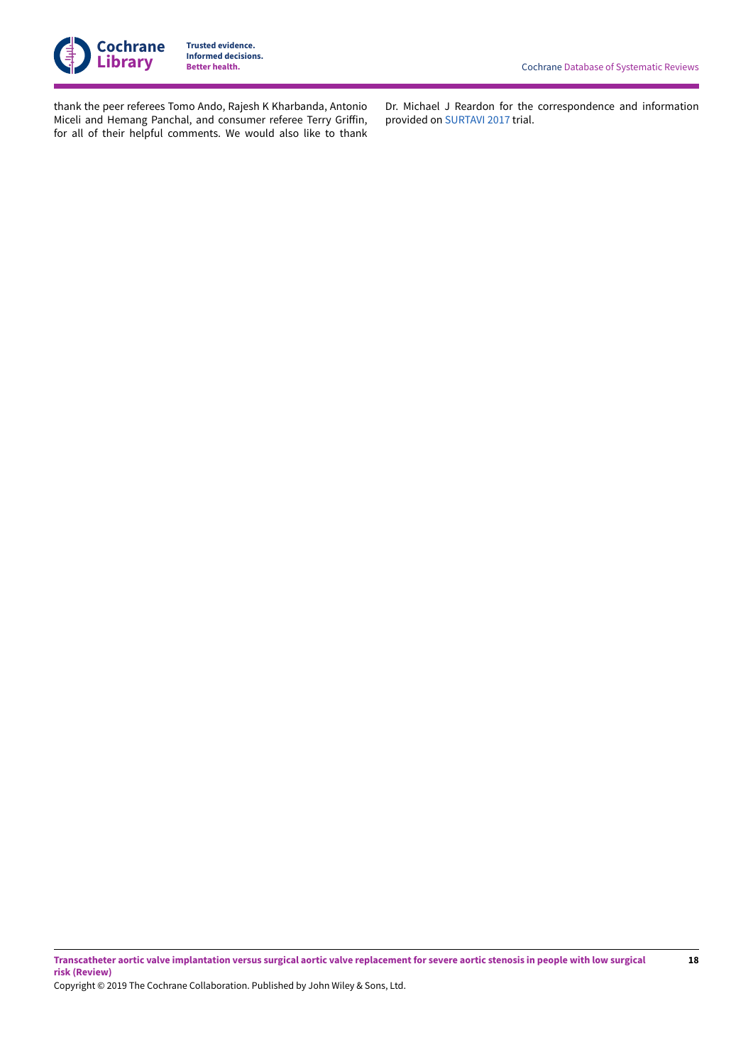thank the peer referees Tomo Ando, Rajesh K Kharbanda, Antonio Miceli and Hemang Panchal, and consumer referee Terry Griffin, for all of their helpful comments. We would also like to thank Dr. Michael J Reardon for the correspondence and information provided on SURTAVI 2017 trial.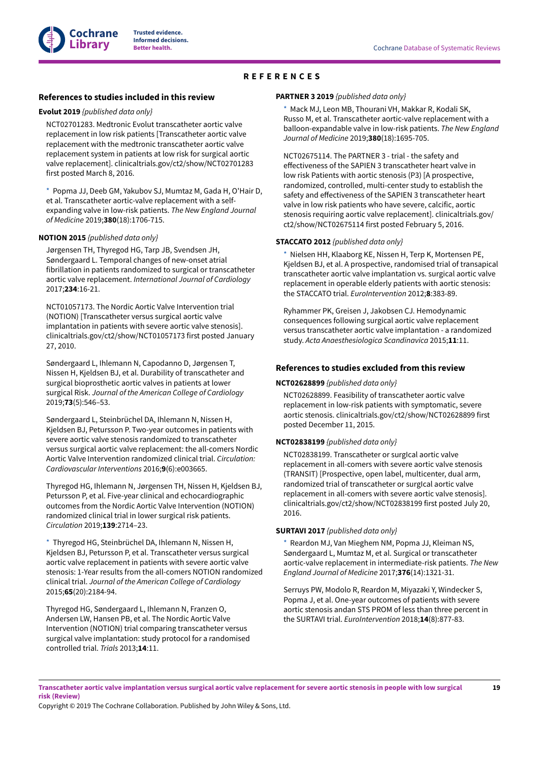# REFERENCES

## References to studies included in this review

**Evolut 2019** *{published data only}*

NCT02701283. Medtronic Evolut transcatheter aortic valve replacement in low risk patients [Transcatheter aortic valve replacement with the medtronic transcatheter aortic valve replacement system in patients at low risk for surgical aortic valve replacement]. clinicaltrials.gov/ct2/show/NCT02701283 first posted March 8, 2016.

* Popma JJ, Deeb GM, Yakubov SJ, Mumtaz M, Gada H, O'Hair D, et al. Transcatheter aortic-valve replacement with a self-expanding valve in low-risk patients. *The New England Journal of Medicine* 2019;**380**(18):1706-715.

**NOTION 2015** *{published data only}*

Jørgensen TH, Thyregod HG, Tarp JB, Svendsen JH, Søndergaard L. Temporal changes of new-onset atrial fibrillation in patients randomized to surgical or transcatheter aortic valve replacement. *International Journal of Cardiology* 2017;**234**:16-21.

NCT01057173. The Nordic Aortic Valve Intervention trial (NOTION) [Transcatheter versus surgical aortic valve implantation in patients with severe aortic valve stenosis]. clinicaltrials.gov/ct2/show/NCT01057173 first posted January 27, 2010.

Søndergaard L, Ihlemann N, Capodanno D, Jørgensen T, Nissen H, Kjeldsen BJ, et al. Durability of transcatheter and surgical bioprosthetic aortic valves in patients at lower surgical Risk. *Journal of the American College of Cardiology* 2019;**73**(5):546–53.

Søndergaard L, Steinbrüchel DA, Ihlemann N, Nissen H, Kjeldsen BJ, Petursson P. Two-year outcomes in patients with severe aortic valve stenosis randomized to transcatheter versus surgical aortic valve replacement: the all-comers Nordic Aortic Valve Intervention randomized clinical trial. *Circulation: Cardiovascular Interventions* 2016;**9**(6):e003665.

Thyregod HG, Ihlemann N, Jørgensen TH, Nissen H, Kjeldsen BJ, Petursson P, et al. Five-year clinical and echocardiographic outcomes from the Nordic Aortic Valve Intervention (NOTION) randomized clinical trial in lower surgical risk patients. *Circulation* 2019;**139**:2714–23.

* Thyregod HG, Steinbrüchel DA, Ihlemann N, Nissen H, Kjeldsen BJ, Petursson P, et al. Transcatheter versus surgical aortic valve replacement in patients with severe aortic valve stenosis: 1-Year results from the all-comers NOTION randomized clinical trial. *Journal of the American College of Cardiology* 2015;**65**(20):2184-94.

Thyregod HG, Søndergaard L, Ihlemann N, Franzen O, Andersen LW, Hansen PB, et al. The Nordic Aortic Valve Intervention (NOTION) trial comparing transcatheter versus surgical valve implantation: study protocol for a randomised controlled trial. *Trials* 2013;**14**:11.

**PARTNER 3 2019** *{published data only}*

* Mack MJ, Leon MB, Thourani VH, Makkar R, Kodali SK, Russo M, et al. Transcatheter aortic-valve replacement with a balloon-expandable valve in low-risk patients. *The New England Journal of Medicine* 2019;**380**(18):1695-705.

NCT02675114. The PARTNER 3 - trial - the safety and effectiveness of the SAPIEN 3 transcatheter heart valve in low risk Patients with aortic stenosis (P3) [A prospective, randomized, controlled, multi-center study to establish the safety and effectiveness of the SAPIEN 3 transcatheter heart valve in low risk patients who have severe, calcific, aortic stenosis requiring aortic valve replacement]. clinicaltrials.gov/ct2/show/NCT02675114 first posted February 5, 2016.

**STACCATO 2012** *{published data only}*

* Nielsen HH, Klaaborg KE, Nissen H, Terp K, Mortensen PE, Kjeldsen BJ, et al. A prospective, randomised trial of transapical transcatheter aortic valve implantation vs. surgical aortic valve replacement in operable elderly patients with aortic stenosis: the STACCATO trial. *EuroIntervention* 2012;**8**:383-89.

Ryhammer PK, Greisen J, Jakobsen CJ. Hemodynamic consequences following surgical aortic valve replacement versus transcatheter aortic valve implantation - a randomized study. *Acta Anaesthesiologica Scandinavica* 2015;**11**:11.

## References to studies excluded from this review

**NCT02628899** *{published data only}*

NCT02628899. Feasibility of transcatheter aortic valve replacement in low-risk patients with symptomatic, severe aortic stenosis. clinicaltrials.gov/ct2/show/NCT02628899 first posted December 11, 2015.

**NCT02838199** *{published data only}*

NCT02838199. Transcatheter or surgIcal aortic valve replacement in all-comers with severe aortic valve stenosis (TRANSIT) [Prospective, open label, multicenter, dual arm, randomized trial of transcatheter or surgIcal aortic valve replacement in all-comers with severe aortic valve stenosis]. clinicaltrials.gov/ct2/show/NCT02838199 first posted July 20, 2016.

**SURTAVI 2017** *{published data only}*

* Reardon MJ, Van Mieghem NM, Popma JJ, Kleiman NS, Søndergaard L, Mumtaz M, et al. Surgical or transcatheter aortic-valve replacement in intermediate-risk patients. *The New England Journal of Medicine* 2017;**376**(14):1321-31.

Serruys PW, Modolo R, Reardon M, Miyazaki Y, Windecker S, Popma J, et al. One-year outcomes of patients with severe aortic stenosis andan STS PROM of less than three percent in the SURTAVI trial. *EuroIntervention* 2018;**14**(8):877-83.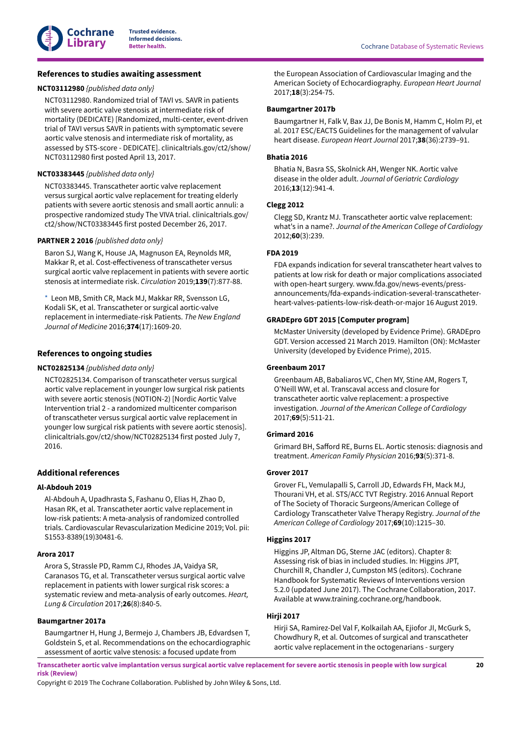## References to studies awaiting assessment

**NCT03112980** *{published data only}*

NCT03112980. Randomized trial of TAVI vs. SAVR in patients with severe aortic valve stenosis at intermediate risk of mortality (DEDICATE) [Randomized, multi-center, event-driven trial of TAVI versus SAVR in patients with symptomatic severe aortic valve stenosis and intermediate risk of mortality, as assessed by STS-score - DEDICATE]. clinicaltrials.gov/ct2/show/NCT03112980 first posted April 13, 2017.

**NCT03383445** *{published data only}*

NCT03383445. Transcatheter aortic valve replacement versus surgical aortic valve replacement for treating elderly patients with severe aortic stenosis and small aortic annuli: a prospective randomized study The VIVA trial. clinicaltrials.gov/ct2/show/NCT03383445 first posted December 26, 2017.

**PARTNER 2 2016** *{published data only}*

Baron SJ, Wang K, House JA, Magnuson EA, Reynolds MR, Makkar R, et al. Cost-effectiveness of transcatheter versus surgical aortic valve replacement in patients with severe aortic stenosis at intermediate risk. *Circulation* 2019;**139**(7):877-88.

\* Leon MB, Smith CR, Mack MJ, Makkar RR, Svensson LG, Kodali SK, et al. Transcatheter or surgical aortic-valve replacement in intermediate-risk Patients. *The New England Journal of Medicine* 2016;**374**(17):1609-20.

## References to ongoing studies

**NCT02825134** *{published data only}*

NCT02825134. Comparison of transcatheter versus surgical aortic valve replacement in younger low surgical risk patients with severe aortic stenosis (NOTION-2) [Nordic Aortic Valve Intervention trial 2 - a randomized multicenter comparison of transcatheter versus surgical aortic valve replacement in younger low surgical risk patients with severe aortic stenosis]. clinicaltrials.gov/ct2/show/NCT02825134 first posted July 7, 2016.

## Additional references

**Al-Abdouh 2019**

Al-Abdouh A, Upadhrasta S, Fashanu O, Elias H, Zhao D, Hasan RK, et al. Transcatheter aortic valve replacement in low-risk patients: A meta-analysis of randomized controlled trials. Cardiovascular Revascularization Medicine 2019; Vol. pii: S1553-8389(19)30481-6.

**Arora 2017**

Arora S, Strassle PD, Ramm CJ, Rhodes JA, Vaidya SR, Caranasos TG, et al. Transcatheter versus surgical aortic valve replacement in patients with lower surgical risk scores: a systematic review and meta-analysis of early outcomes. *Heart, Lung & Circulation* 2017;**26**(8):840-5.

**Baumgartner 2017a**

Baumgartner H, Hung J, Bermejo J, Chambers JB, Edvardsen T, Goldstein S, et al. Recommendations on the echocardiographic assessment of aortic valve stenosis: a focused update from the European Association of Cardiovascular Imaging and the American Society of Echocardiography. *European Heart Journal* 2017;**18**(3):254-75.

**Baumgartner 2017b**

Baumgartner H, Falk V, Bax JJ, De Bonis M, Hamm C, Holm PJ, et al. 2017 ESC/EACTS Guidelines for the management of valvular heart disease. *European Heart Journal* 2017;**38**(36):2739–91.

**Bhatia 2016**

Bhatia N, Basra SS, Skolnick AH, Wenger NK. Aortic valve disease in the older adult. *Journal of Geriatric Cardiology* 2016;**13**(12):941-4.

**Clegg 2012**

Clegg SD, Krantz MJ. Transcatheter aortic valve replacement: what's in a name?. *Journal of the American College of Cardiology* 2012;**60**(3):239.

**FDA 2019**

FDA expands indication for several transcatheter heart valves to patients at low risk for death or major complications associated with open-heart surgery. www.fda.gov/news-events/press-announcements/fda-expands-indication-several-transcatheter-heart-valves-patients-low-risk-death-or-major 16 August 2019.

**GRADEpro GDT 2015 [Computer program]**

McMaster University (developed by Evidence Prime). GRADEpro GDT. Version accessed 21 March 2019. Hamilton (ON): McMaster University (developed by Evidence Prime), 2015.

**Greenbaum 2017**

Greenbaum AB, Babaliaros VC, Chen MY, Stine AM, Rogers T, O'Neill WW, et al. Transcaval access and closure for transcatheter aortic valve replacement: a prospective investigation. *Journal of the American College of Cardiology* 2017;**69**(5):511-21.

**Grimard 2016**

Grimard BH, Safford RE, Burns EL. Aortic stenosis: diagnosis and treatment. *American Family Physician* 2016;**93**(5):371-8.

**Grover 2017**

Grover FL, Vemulapalli S, Carroll JD, Edwards FH, Mack MJ, Thourani VH, et al. STS/ACC TVT Registry. 2016 Annual Report of The Society of Thoracic Surgeons/American College of Cardiology Transcatheter Valve Therapy Registry. *Journal of the American College of Cardiology* 2017;**69**(10):1215–30.

**Higgins 2017**

Higgins JP, Altman DG, Sterne JAC (editors). Chapter 8: Assessing risk of bias in included studies. In: Higgins JPT, Churchill R, Chandler J, Cumpston MS (editors). Cochrane Handbook for Systematic Reviews of Interventions version 5.2.0 (updated June 2017). The Cochrane Collaboration, 2017. Available at www.training.cochrane.org/handbook.

**Hirji 2017**

Hirji SA, Ramirez-Del Val F, Kolkailah AA, Ejiofor JI, McGurk S, Chowdhury R, et al. Outcomes of surgical and transcatheter aortic valve replacement in the octogenarians - surgery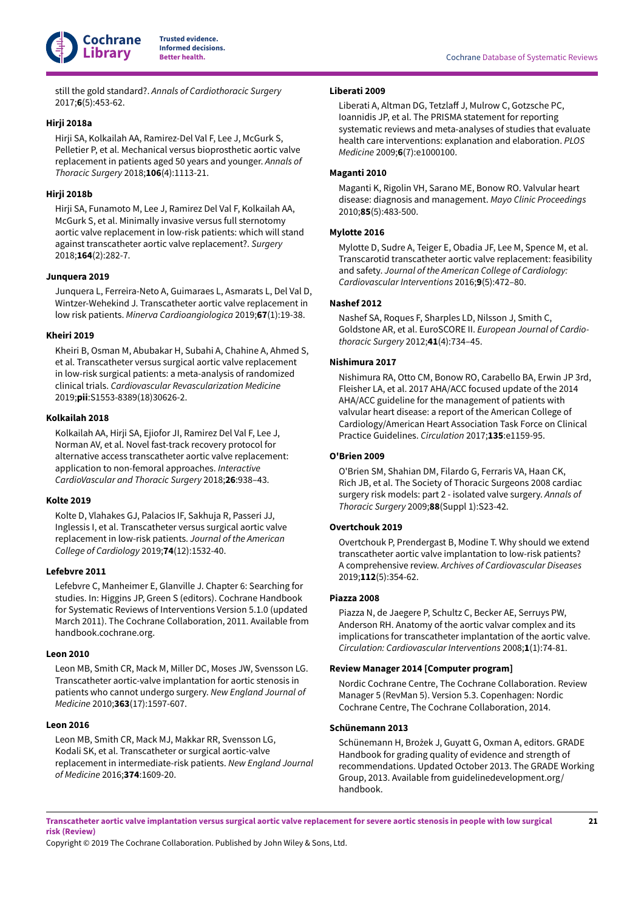still the gold standard?. *Annals of Cardiothoracic Surgery* 2017;**6**(5):453-62.

**Hirji 2018a**

Hirji SA, Kolkailah AA, Ramirez-Del Val F, Lee J, McGurk S, Pelletier P, et al. Mechanical versus bioprosthetic aortic valve replacement in patients aged 50 years and younger. *Annals of Thoracic Surgery* 2018;**106**(4):1113-21.

**Hirji 2018b**

Hirji SA, Funamoto M, Lee J, Ramirez Del Val F, Kolkailah AA, McGurk S, et al. Minimally invasive versus full sternotomy aortic valve replacement in low-risk patients: which will stand against transcatheter aortic valve replacement?. *Surgery* 2018;**164**(2):282-7.

**Junquera 2019**

Junquera L, Ferreira-Neto A, Guimaraes L, Asmarats L, Del Val D, Wintzer-Wehekind J. Transcatheter aortic valve replacement in low risk patients. *Minerva Cardioangiologica* 2019;**67**(1):19-38.

**Kheiri 2019**

Kheiri B, Osman M, Abubakar H, Subahi A, Chahine A, Ahmed S, et al. Transcatheter versus surgical aortic valve replacement in low-risk surgical patients: a meta-analysis of randomized clinical trials. *Cardiovascular Revascularization Medicine* 2019;**pii**:S1553-8389(18)30626-2.

**Kolkailah 2018**

Kolkailah AA, Hirji SA, Ejiofor JI, Ramirez Del Val F, Lee J, Norman AV, et al. Novel fast-track recovery protocol for alternative access transcatheter aortic valve replacement: application to non-femoral approaches. *Interactive CardioVascular and Thoracic Surgery* 2018;**26**:938–43.

**Kolte 2019**

Kolte D, Vlahakes GJ, Palacios IF, Sakhuja R, Passeri JJ, Inglessis I, et al. Transcatheter versus surgical aortic valve replacement in low-risk patients. *Journal of the American College of Cardiology* 2019;**74**(12):1532-40.

**Lefebvre 2011**

Lefebvre C, Manheimer E, Glanville J. Chapter 6: Searching for studies. In: Higgins JP, Green S (editors). Cochrane Handbook for Systematic Reviews of Interventions Version 5.1.0 (updated March 2011). The Cochrane Collaboration, 2011. Available from handbook.cochrane.org.

**Leon 2010**

Leon MB, Smith CR, Mack M, Miller DC, Moses JW, Svensson LG. Transcatheter aortic-valve implantation for aortic stenosis in patients who cannot undergo surgery. *New England Journal of Medicine* 2010;**363**(17):1597-607.

**Leon 2016**

Leon MB, Smith CR, Mack MJ, Makkar RR, Svensson LG, Kodali SK, et al. Transcatheter or surgical aortic-valve replacement in intermediate-risk patients. *New England Journal of Medicine* 2016;**374**:1609-20.

**Liberati 2009**

Liberati A, Altman DG, Tetzlaff J, Mulrow C, Gotzsche PC, Ioannidis JP, et al. The PRISMA statement for reporting systematic reviews and meta-analyses of studies that evaluate health care interventions: explanation and elaboration. *PLOS Medicine* 2009;**6**(7):e1000100.

**Maganti 2010**

Maganti K, Rigolin VH, Sarano ME, Bonow RO. Valvular heart disease: diagnosis and management. *Mayo Clinic Proceedings* 2010;**85**(5):483-500.

**Mylotte 2016**

Mylotte D, Sudre A, Teiger E, Obadia JF, Lee M, Spence M, et al. Transcarotid transcatheter aortic valve replacement: feasibility and safety. *Journal of the American College of Cardiology: Cardiovascular Interventions* 2016;**9**(5):472–80.

**Nashef 2012**

Nashef SA, Roques F, Sharples LD, Nilsson J, Smith C, Goldstone AR, et al. EuroSCORE II. *European Journal of Cardio-thoracic Surgery* 2012;**41**(4):734–45.

**Nishimura 2017**

Nishimura RA, Otto CM, Bonow RO, Carabello BA, Erwin JP 3rd, Fleisher LA, et al. 2017 AHA/ACC focused update of the 2014 AHA/ACC guideline for the management of patients with valvular heart disease: a report of the American College of Cardiology/American Heart Association Task Force on Clinical Practice Guidelines. *Circulation* 2017;**135**:e1159-95.

**O'Brien 2009**

O'Brien SM, Shahian DM, Filardo G, Ferraris VA, Haan CK, Rich JB, et al. The Society of Thoracic Surgeons 2008 cardiac surgery risk models: part 2 - isolated valve surgery. *Annals of Thoracic Surgery* 2009;**88**(Suppl 1):S23-42.

**Overtchouk 2019**

Overtchouk P, Prendergast B, Modine T. Why should we extend transcatheter aortic valve implantation to low-risk patients? A comprehensive review. *Archives of Cardiovascular Diseases* 2019;**112**(5):354-62.

**Piazza 2008**

Piazza N, de Jaegere P, Schultz C, Becker AE, Serruys PW, Anderson RH. Anatomy of the aortic valvar complex and its implications for transcatheter implantation of the aortic valve. *Circulation: Cardiovascular Interventions* 2008;**1**(1):74-81.

**Review Manager 2014 [Computer program]**

Nordic Cochrane Centre, The Cochrane Collaboration. Review Manager 5 (RevMan 5). Version 5.3. Copenhagen: Nordic Cochrane Centre, The Cochrane Collaboration, 2014.

**Schünemann 2013**

Schünemann H, Brożek J, Guyatt G, Oxman A, editors. GRADE Handbook for grading quality of evidence and strength of recommendations. Updated October 2013. The GRADE Working Group, 2013. Available from guidelinedevelopment.org/handbook.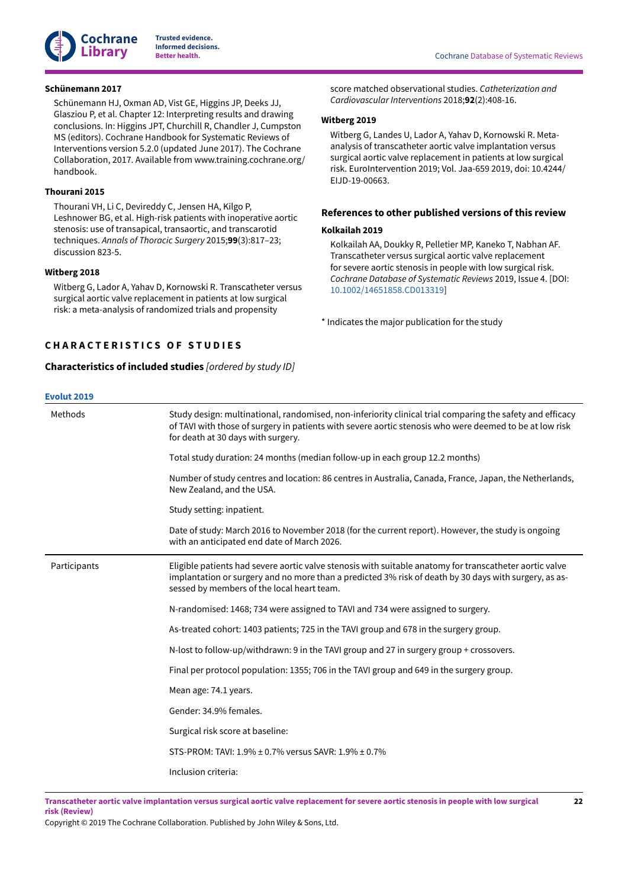**Schünemann 2017**

Schünemann HJ, Oxman AD, Vist GE, Higgins JP, Deeks JJ, Glasziou P, et al. Chapter 12: Interpreting results and drawing conclusions. In: Higgins JPT, Churchill R, Chandler J, Cumpston MS (editors). Cochrane Handbook for Systematic Reviews of Interventions version 5.2.0 (updated June 2017). The Cochrane Collaboration, 2017. Available from www.training.cochrane.org/handbook.

**Thourani 2015**

Thourani VH, Li C, Devireddy C, Jensen HA, Kilgo P, Leshnower BG, et al. High-risk patients with inoperative aortic stenosis: use of transapical, transaortic, and transcarotid techniques. *Annals of Thoracic Surgery* 2015;**99**(3):817–23; discussion 823-5.

**Witberg 2018**

Witberg G, Lador A, Yahav D, Kornowski R. Transcatheter versus surgical aortic valve replacement in patients at low surgical risk: a meta-analysis of randomized trials and propensity score matched observational studies. *Catheterization and Cardiovascular Interventions* 2018;**92**(2):408-16.

**Witberg 2019**

Witberg G, Landes U, Lador A, Yahav D, Kornowski R. Meta-analysis of transcatheter aortic valve implantation versus surgical aortic valve replacement in patients at low surgical risk. EuroIntervention 2019; Vol. Jaa-659 2019, doi: 10.4244/EIJD-19-00663.

### References to other published versions of this review

**Kolkailah 2019**

Kolkailah AA, Doukky R, Pelletier MP, Kaneko T, Nabhan AF. Transcatheter versus surgical aortic valve replacement for severe aortic stenosis in people with low surgical risk. *Cochrane Database of Systematic Reviews* 2019, Issue 4. [DOI: 10.1002/14651858.CD013319]

* Indicates the major publication for the study

## CHARACTERISTICS OF STUDIES

### Characteristics of included studies *[ordered by study ID]*

**Evolut 2019**

| | |
|---|---|
| Methods | Study design: multinational, randomised, non-inferiority clinical trial comparing the safety and efficacy of TAVI with those of surgery in patients with severe aortic stenosis who were deemed to be at low risk for death at 30 days with surgery.<br><br>Total study duration: 24 months (median follow-up in each group 12.2 months)<br><br>Number of study centres and location: 86 centres in Australia, Canada, France, Japan, the Netherlands, New Zealand, and the USA.<br><br>Study setting: inpatient.<br><br>Date of study: March 2016 to November 2018 (for the current report). However, the study is ongoing with an anticipated end date of March 2026. |
| Participants | Eligible patients had severe aortic valve stenosis with suitable anatomy for transcatheter aortic valve implantation or surgery and no more than a predicted 3% risk of death by 30 days with surgery, as assessed by members of the local heart team.<br><br>N-randomised: 1468; 734 were assigned to TAVI and 734 were assigned to surgery.<br><br>As-treated cohort: 1403 patients; 725 in the TAVI group and 678 in the surgery group.<br><br>N-lost to follow-up/withdrawn: 9 in the TAVI group and 27 in surgery group + crossovers.<br><br>Final per protocol population: 1355; 706 in the TAVI group and 649 in the surgery group.<br><br>Mean age: 74.1 years.<br><br>Gender: 34.9% females.<br><br>Surgical risk score at baseline:<br><br>STS-PROM: TAVI: 1.9% ± 0.7% versus SAVR: 1.9% ± 0.7%<br><br>Inclusion criteria: |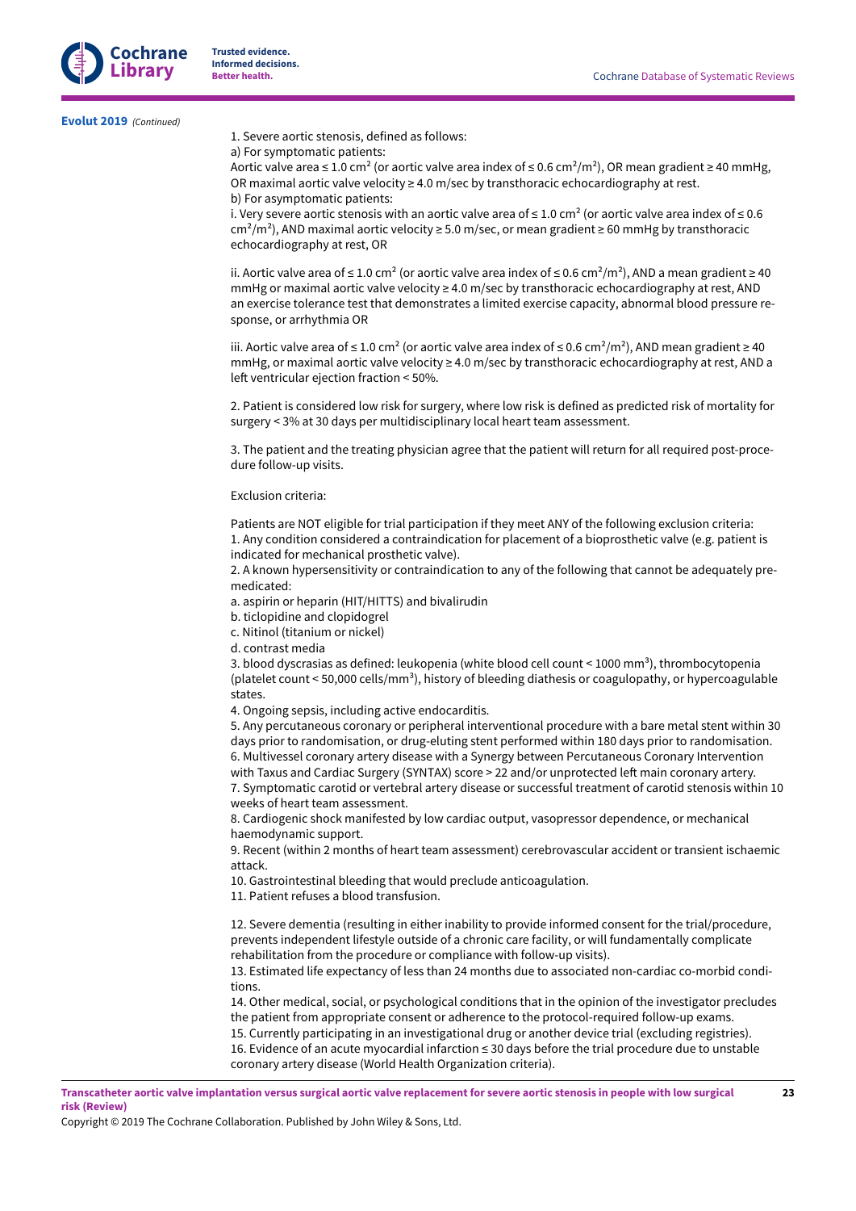**Evolut 2019** *(Continued)*

1. Severe aortic stenosis, defined as follows:

a) For symptomatic patients:

Aortic valve area ≤ 1.0 $cm^2$ (or aortic valve area index of ≤ 0.6 $cm^2/m^2$), OR mean gradient ≥ 40 mmHg, OR maximal aortic valve velocity ≥ 4.0 m/sec by transthoracic echocardiography at rest.

b) For asymptomatic patients:

i. Very severe aortic stenosis with an aortic valve area of ≤ 1.0 $cm^2$ (or aortic valve area index of ≤ 0.6 $cm^2/m^2$), AND maximal aortic velocity ≥ 5.0 m/sec, or mean gradient ≥ 60 mmHg by transthoracic echocardiography at rest, OR

ii. Aortic valve area of ≤ 1.0 $cm^2$ (or aortic valve area index of ≤ 0.6 $cm^2/m^2$), AND a mean gradient ≥ 40 mmHg or maximal aortic valve velocity ≥ 4.0 m/sec by transthoracic echocardiography at rest, AND an exercise tolerance test that demonstrates a limited exercise capacity, abnormal blood pressure response, or arrhythmia OR

iii. Aortic valve area of ≤ 1.0 $cm^2$ (or aortic valve area index of ≤ 0.6 $cm^2/m^2$), AND mean gradient ≥ 40 mmHg, or maximal aortic valve velocity ≥ 4.0 m/sec by transthoracic echocardiography at rest, AND a left ventricular ejection fraction < 50%.

2. Patient is considered low risk for surgery, where low risk is defined as predicted risk of mortality for surgery < 3% at 30 days per multidisciplinary local heart team assessment.

3. The patient and the treating physician agree that the patient will return for all required post-procedure follow-up visits.

Exclusion criteria:

Patients are NOT eligible for trial participation if they meet ANY of the following exclusion criteria:

1. Any condition considered a contraindication for placement of a bioprosthetic valve (e.g. patient is indicated for mechanical prosthetic valve).
2. A known hypersensitivity or contraindication to any of the following that cannot be adequately premedicated:

a. aspirin or heparin (HIT/HITTS) and bivalirudin

b. ticlopidine and clopidogrel

c. Nitinol (titanium or nickel)

d. contrast media

3. blood dyscrasias as defined: leukopenia (white blood cell count < 1000 $mm^3$), thrombocytopenia (platelet count < 50,000 cells/$mm^3$), history of bleeding diathesis or coagulopathy, or hypercoagulable states.
4. Ongoing sepsis, including active endocarditis.
5. Any percutaneous coronary or peripheral interventional procedure with a bare metal stent within 30 days prior to randomisation, or drug-eluting stent performed within 180 days prior to randomisation.
6. Multivessel coronary artery disease with a Synergy between Percutaneous Coronary Intervention with Taxus and Cardiac Surgery (SYNTAX) score > 22 and/or unprotected left main coronary artery.
7. Symptomatic carotid or vertebral artery disease or successful treatment of carotid stenosis within 10 weeks of heart team assessment.
8. Cardiogenic shock manifested by low cardiac output, vasopressor dependence, or mechanical haemodynamic support.
9. Recent (within 2 months of heart team assessment) cerebrovascular accident or transient ischaemic attack.
10. Gastrointestinal bleeding that would preclude anticoagulation.
11. Patient refuses a blood transfusion.
12. Severe dementia (resulting in either inability to provide informed consent for the trial/procedure, prevents independent lifestyle outside of a chronic care facility, or will fundamentally complicate rehabilitation from the procedure or compliance with follow-up visits).
13. Estimated life expectancy of less than 24 months due to associated non-cardiac co-morbid conditions.
14. Other medical, social, or psychological conditions that in the opinion of the investigator precludes the patient from appropriate consent or adherence to the protocol-required follow-up exams.
15. Currently participating in an investigational drug or another device trial (excluding registries).
16. Evidence of an acute myocardial infarction ≤ 30 days before the trial procedure due to unstable coronary artery disease (World Health Organization criteria).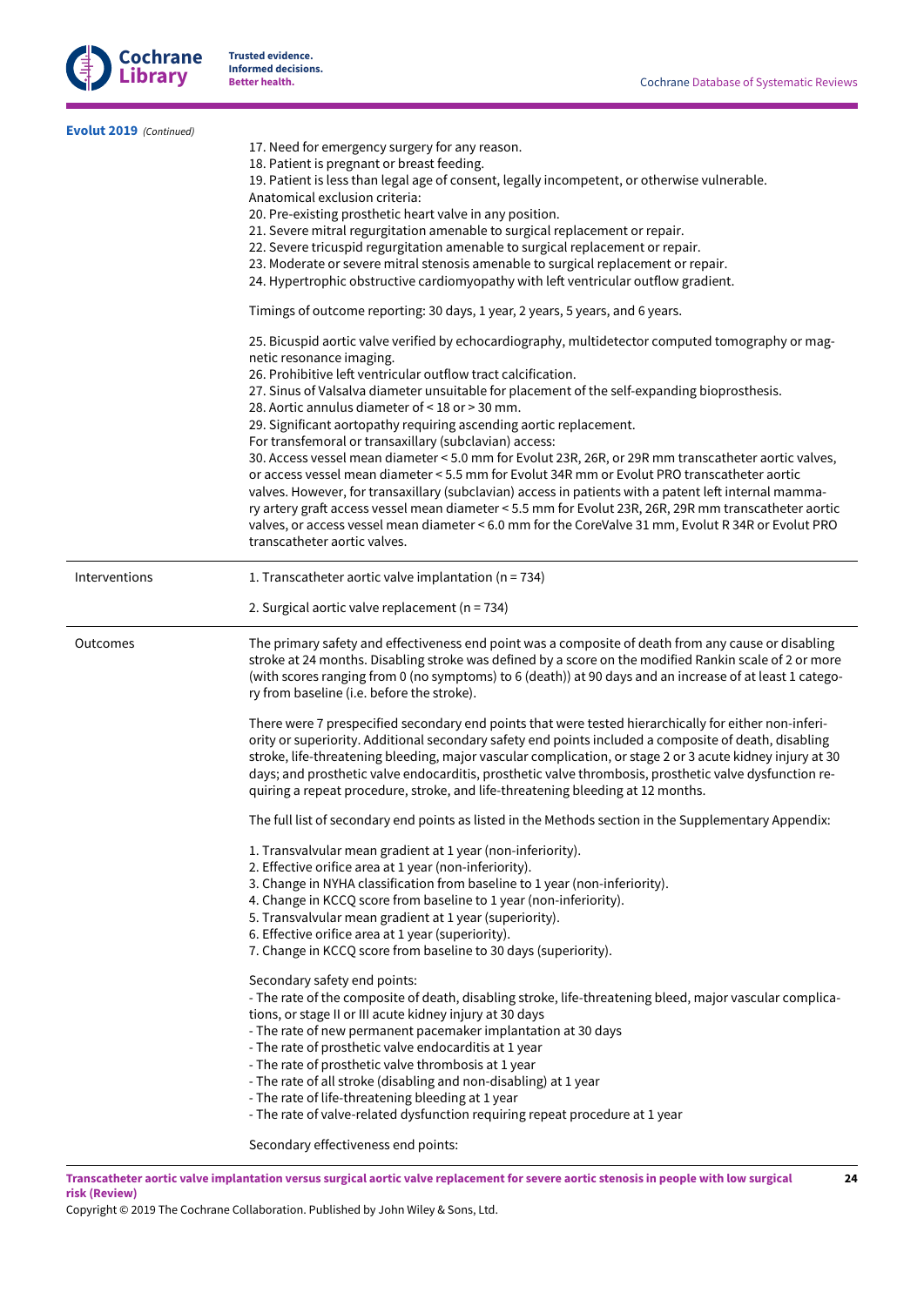**Evolut 2019** *(Continued)*

| | |
|---|---|
| | 17. Need for emergency surgery for any reason.<br>18. Patient is pregnant or breast feeding.<br>19. Patient is less than legal age of consent, legally incompetent, or otherwise vulnerable.<br>Anatomical exclusion criteria:<br>20. Pre-existing prosthetic heart valve in any position.<br>21. Severe mitral regurgitation amenable to surgical replacement or repair.<br>22. Severe tricuspid regurgitation amenable to surgical replacement or repair.<br>23. Moderate or severe mitral stenosis amenable to surgical replacement or repair.<br>24. Hypertrophic obstructive cardiomyopathy with left ventricular outflow gradient.<br><br>Timings of outcome reporting: 30 days, 1 year, 2 years, 5 years, and 6 years.<br><br>25. Bicuspid aortic valve verified by echocardiography, multidetector computed tomography or magnetic resonance imaging.<br>26. Prohibitive left ventricular outflow tract calcification.<br>27. Sinus of Valsalva diameter unsuitable for placement of the self-expanding bioprosthesis.<br>28. Aortic annulus diameter of < 18 or > 30 mm.<br>29. Significant aortopathy requiring ascending aortic replacement.<br>For transfemoral or transaxillary (subclavian) access:<br>30. Access vessel mean diameter < 5.0 mm for Evolut 23R, 26R, or 29R mm transcatheter aortic valves, or access vessel mean diameter < 5.5 mm for Evolut 34R mm or Evolut PRO transcatheter aortic valves. However, for transaxillary (subclavian) access in patients with a patent left internal mammary artery graft access vessel mean diameter < 5.5 mm for Evolut 23R, 26R, 29R mm transcatheter aortic valves, or access vessel mean diameter < 6.0 mm for the CoreValve 31 mm, Evolut R 34R or Evolut PRO transcatheter aortic valves. |
| Interventions | 1. Transcatheter aortic valve implantation (n = 734)<br><br>2. Surgical aortic valve replacement (n = 734) |
| Outcomes | The primary safety and effectiveness end point was a composite of death from any cause or disabling stroke at 24 months. Disabling stroke was defined by a score on the modified Rankin scale of 2 or more (with scores ranging from 0 (no symptoms) to 6 (death)) at 90 days and an increase of at least 1 category from baseline (i.e. before the stroke).<br><br>There were 7 prespecified secondary end points that were tested hierarchically for either non-inferiority or superiority. Additional secondary safety end points included a composite of death, disabling stroke, life-threatening bleeding, major vascular complication, or stage 2 or 3 acute kidney injury at 30 days; and prosthetic valve endocarditis, prosthetic valve thrombosis, prosthetic valve dysfunction requiring a repeat procedure, stroke, and life-threatening bleeding at 12 months.<br><br>The full list of secondary end points as listed in the Methods section in the Supplementary Appendix:<br><br>1. Transvalvular mean gradient at 1 year (non-inferiority).<br>2. Effective orifice area at 1 year (non-inferiority).<br>3. Change in NYHA classification from baseline to 1 year (non-inferiority).<br>4. Change in KCCQ score from baseline to 1 year (non-inferiority).<br>5. Transvalvular mean gradient at 1 year (superiority).<br>6. Effective orifice area at 1 year (superiority).<br>7. Change in KCCQ score from baseline to 30 days (superiority).<br><br>Secondary safety end points:<br>- The rate of the composite of death, disabling stroke, life-threatening bleed, major vascular complications, or stage II or III acute kidney injury at 30 days<br>- The rate of new permanent pacemaker implantation at 30 days<br>- The rate of prosthetic valve endocarditis at 1 year<br>- The rate of prosthetic valve thrombosis at 1 year<br>- The rate of all stroke (disabling and non-disabling) at 1 year<br>- The rate of life-threatening bleeding at 1 year<br>- The rate of valve-related dysfunction requiring repeat procedure at 1 year<br><br>Secondary effectiveness end points: |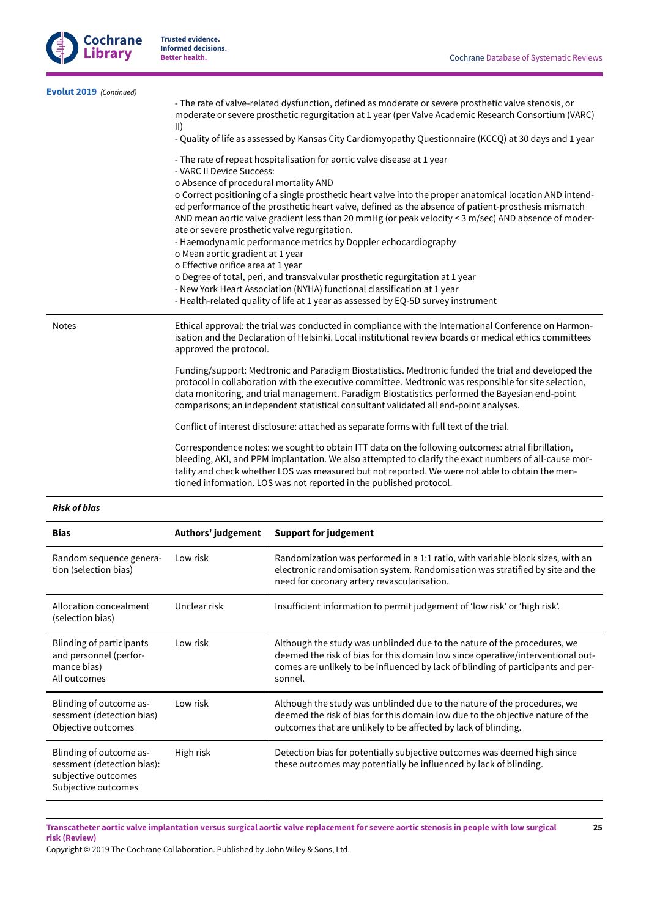**Evolut 2019** *(Continued)*

| | |
|---|---|
| | - The rate of valve-related dysfunction, defined as moderate or severe prosthetic valve stenosis, or moderate or severe prosthetic regurgitation at 1 year (per Valve Academic Research Consortium (VARC) II)<br>- Quality of life as assessed by Kansas City Cardiomyopathy Questionnaire (KCCQ) at 30 days and 1 year<br><br>- The rate of repeat hospitalisation for aortic valve disease at 1 year<br>- VARC II Device Success:<br>o Absence of procedural mortality AND<br>o Correct positioning of a single prosthetic heart valve into the proper anatomical location AND intended performance of the prosthetic heart valve, defined as the absence of patient-prosthesis mismatch AND mean aortic valve gradient less than 20 mmHg (or peak velocity < 3 m/sec) AND absence of moderate or severe prosthetic valve regurgitation.<br>- Haemodynamic performance metrics by Doppler echocardiography<br>o Mean aortic gradient at 1 year<br>o Effective orifice area at 1 year<br>o Degree of total, peri, and transvalvular prosthetic regurgitation at 1 year<br>- New York Heart Association (NYHA) functional classification at 1 year<br>- Health-related quality of life at 1 year as assessed by EQ-5D survey instrument |
| Notes | Ethical approval: the trial was conducted in compliance with the International Conference on Harmonisation and the Declaration of Helsinki. Local institutional review boards or medical ethics committees approved the protocol.<br><br>Funding/support: Medtronic and Paradigm Biostatistics. Medtronic funded the trial and developed the protocol in collaboration with the executive committee. Medtronic was responsible for site selection, data monitoring, and trial management. Paradigm Biostatistics performed the Bayesian end-point comparisons; an independent statistical consultant validated all end-point analyses.<br><br>Conflict of interest disclosure: attached as separate forms with full text of the trial.<br><br>Correspondence notes: we sought to obtain ITT data on the following outcomes: atrial fibrillation, bleeding, AKI, and PPM implantation. We also attempted to clarify the exact numbers of all-cause mortality and check whether LOS was measured but not reported. We were not able to obtain the mentioned information. LOS was not reported in the published protocol. |

***Risk of bias***

| Bias | Authors' judgement | Support for judgement |
|---|---|---|
| Random sequence generation (selection bias) | Low risk | Randomization was performed in a 1:1 ratio, with variable block sizes, with an electronic randomisation system. Randomisation was stratified by site and the need for coronary artery revascularisation. |
| Allocation concealment (selection bias) | Unclear risk | Insufficient information to permit judgement of 'low risk' or 'high risk'. |
| Blinding of participants and personnel (performance bias)<br>All outcomes | Low risk | Although the study was unblinded due to the nature of the procedures, we deemed the risk of bias for this domain low since operative/interventional outcomes are unlikely to be influenced by lack of blinding of participants and personnel. |
| Blinding of outcome assessment (detection bias)<br>Objective outcomes | Low risk | Although the study was unblinded due to the nature of the procedures, we deemed the risk of bias for this domain low due to the objective nature of the outcomes that are unlikely to be affected by lack of blinding. |
| Blinding of outcome assessment (detection bias): subjective outcomes<br>Subjective outcomes | High risk | Detection bias for potentially subjective outcomes was deemed high since these outcomes may potentially be influenced by lack of blinding. |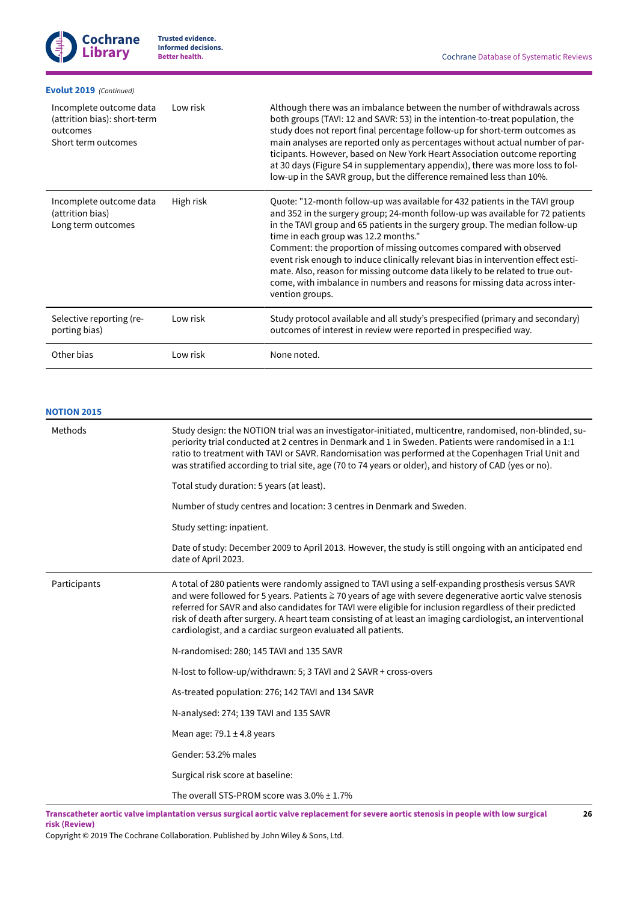**Evolut 2019** *(Continued)*

| | | |
|---|---|---|
| Incomplete outcome data (attrition bias): short-term outcomes<br>Short term outcomes | Low risk | Although there was an imbalance between the number of withdrawals across both groups (TAVI: 12 and SAVR: 53) in the intention-to-treat population, the study does not report final percentage follow-up for short-term outcomes as main analyses are reported only as percentages without actual number of participants. However, based on New York Heart Association outcome reporting at 30 days (Figure S4 in supplementary appendix), there was more loss to follow-up in the SAVR group, but the difference remained less than 10%. |
| Incomplete outcome data (attrition bias)<br>Long term outcomes | High risk | Quote: "12-month follow-up was available for 432 patients in the TAVI group and 352 in the surgery group; 24-month follow-up was available for 72 patients in the TAVI group and 65 patients in the surgery group. The median follow-up time in each group was 12.2 months."<br>Comment: the proportion of missing outcomes compared with observed event risk enough to induce clinically relevant bias in intervention effect estimate. Also, reason for missing outcome data likely to be related to true outcome, with imbalance in numbers and reasons for missing data across intervention groups. |
| Selective reporting (reporting bias) | Low risk | Study protocol available and all study's prespecified (primary and secondary) outcomes of interest in review were reported in prespecified way. |
| Other bias | Low risk | None noted. |

**NOTION 2015**

| | |
|---|---|
| Methods | Study design: the NOTION trial was an investigator-initiated, multicentre, randomised, non-blinded, superiority trial conducted at 2 centres in Denmark and 1 in Sweden. Patients were randomised in a 1:1 ratio to treatment with TAVI or SAVR. Randomisation was performed at the Copenhagen Trial Unit and was stratified according to trial site, age (70 to 74 years or older), and history of CAD (yes or no).<br><br>Total study duration: 5 years (at least).<br><br>Number of study centres and location: 3 centres in Denmark and Sweden.<br><br>Study setting: inpatient.<br><br>Date of study: December 2009 to April 2013. However, the study is still ongoing with an anticipated end date of April 2023. |
| Participants | A total of 280 patients were randomly assigned to TAVI using a self-expanding prosthesis versus SAVR and were followed for 5 years. Patients ≧ 70 years of age with severe degenerative aortic valve stenosis referred for SAVR and also candidates for TAVI were eligible for inclusion regardless of their predicted risk of death after surgery. A heart team consisting of at least an imaging cardiologist, an interventional cardiologist, and a cardiac surgeon evaluated all patients.<br><br>N-randomised: 280; 145 TAVI and 135 SAVR<br><br>N-lost to follow-up/withdrawn: 5; 3 TAVI and 2 SAVR + cross-overs<br><br>As-treated population: 276; 142 TAVI and 134 SAVR<br><br>N-analysed: 274; 139 TAVI and 135 SAVR<br><br>Mean age: 79.1 ± 4.8 years<br><br>Gender: 53.2% males<br><br>Surgical risk score at baseline:<br><br>The overall STS-PROM score was 3.0% ± 1.7% |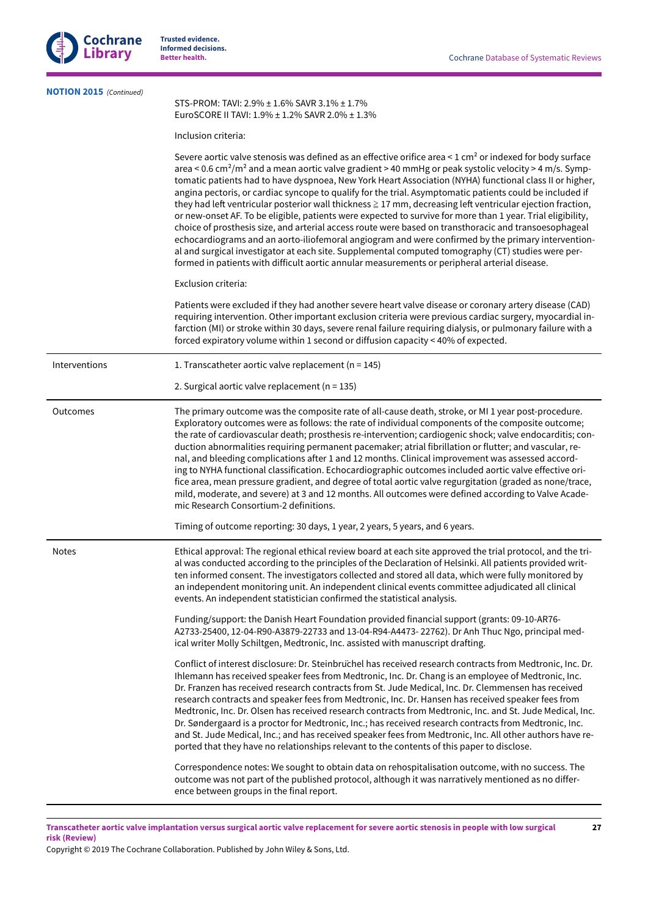**NOTION 2015** *(Continued)*

| | |
|---|---|
| | STS-PROM: TAVI: 2.9% ± 1.6% SAVR 3.1% ± 1.7%<br>EuroSCORE II TAVI: 1.9% ± 1.2% SAVR 2.0% ± 1.3%<br><br>Inclusion criteria:<br><br>Severe aortic valve stenosis was defined as an effective orifice area < 1 $cm^2$ or indexed for body surface area < 0.6 $cm^2/m^2$ and a mean aortic valve gradient > 40 mmHg or peak systolic velocity > 4 m/s. Symptomatic patients had to have dyspnoea, New York Heart Association (NYHA) functional class II or higher, angina pectoris, or cardiac syncope to qualify for the trial. Asymptomatic patients could be included if they had left ventricular posterior wall thickness ≧ 17 mm, decreasing left ventricular ejection fraction, or new-onset AF. To be eligible, patients were expected to survive for more than 1 year. Trial eligibility, choice of prosthesis size, and arterial access route were based on transthoracic and transoesophageal echocardiograms and an aorto-iliofemoral angiogram and were confirmed by the primary interventional and surgical investigator at each site. Supplemental computed tomography (CT) studies were performed in patients with difficult aortic annular measurements or peripheral arterial disease.<br><br>Exclusion criteria:<br><br>Patients were excluded if they had another severe heart valve disease or coronary artery disease (CAD) requiring intervention. Other important exclusion criteria were previous cardiac surgery, myocardial infarction (MI) or stroke within 30 days, severe renal failure requiring dialysis, or pulmonary failure with a forced expiratory volume within 1 second or diffusion capacity < 40% of expected. |
| Interventions | 1. Transcatheter aortic valve replacement (n = 145)<br><br>2. Surgical aortic valve replacement (n = 135) |
| Outcomes | The primary outcome was the composite rate of all-cause death, stroke, or MI 1 year post-procedure. Exploratory outcomes were as follows: the rate of individual components of the composite outcome; the rate of cardiovascular death; prosthesis re-intervention; cardiogenic shock; valve endocarditis; conduction abnormalities requiring permanent pacemaker; atrial fibrillation or flutter; and vascular, renal, and bleeding complications after 1 and 12 months. Clinical improvement was assessed according to NYHA functional classification. Echocardiographic outcomes included aortic valve effective orifice area, mean pressure gradient, and degree of total aortic valve regurgitation (graded as none/trace, mild, moderate, and severe) at 3 and 12 months. All outcomes were defined according to Valve Academic Research Consortium-2 definitions.<br><br>Timing of outcome reporting: 30 days, 1 year, 2 years, 5 years, and 6 years. |
| Notes | Ethical approval: The regional ethical review board at each site approved the trial protocol, and the trial was conducted according to the principles of the Declaration of Helsinki. All patients provided written informed consent. The investigators collected and stored all data, which were fully monitored by an independent monitoring unit. An independent clinical events committee adjudicated all clinical events. An independent statistician confirmed the statistical analysis.<br><br>Funding/support: the Danish Heart Foundation provided financial support (grants: 09-10-AR76-A2733-25400, 12-04-R90-A3879-22733 and 13-04-R94-A4473- 22762). Dr Anh Thuc Ngo, principal medical writer Molly Schiltgen, Medtronic, Inc. assisted with manuscript drafting.<br><br>Conflict of interest disclosure: Dr. Steinbrüchel has received research contracts from Medtronic, Inc. Dr. Ihlemann has received speaker fees from Medtronic, Inc. Dr. Chang is an employee of Medtronic, Inc. Dr. Franzen has received research contracts from St. Jude Medical, Inc. Dr. Clemmensen has received research contracts and speaker fees from Medtronic, Inc. Dr. Hansen has received speaker fees from Medtronic, Inc. Dr. Olsen has received research contracts from Medtronic, Inc. and St. Jude Medical, Inc. Dr. Søndergaard is a proctor for Medtronic, Inc.; has received research contracts from Medtronic, Inc. and St. Jude Medical, Inc.; and has received speaker fees from Medtronic, Inc. All other authors have reported that they have no relationships relevant to the contents of this paper to disclose.<br><br>Correspondence notes: We sought to obtain data on rehospitalisation outcome, with no success. The outcome was not part of the published protocol, although it was narratively mentioned as no difference between groups in the final report. |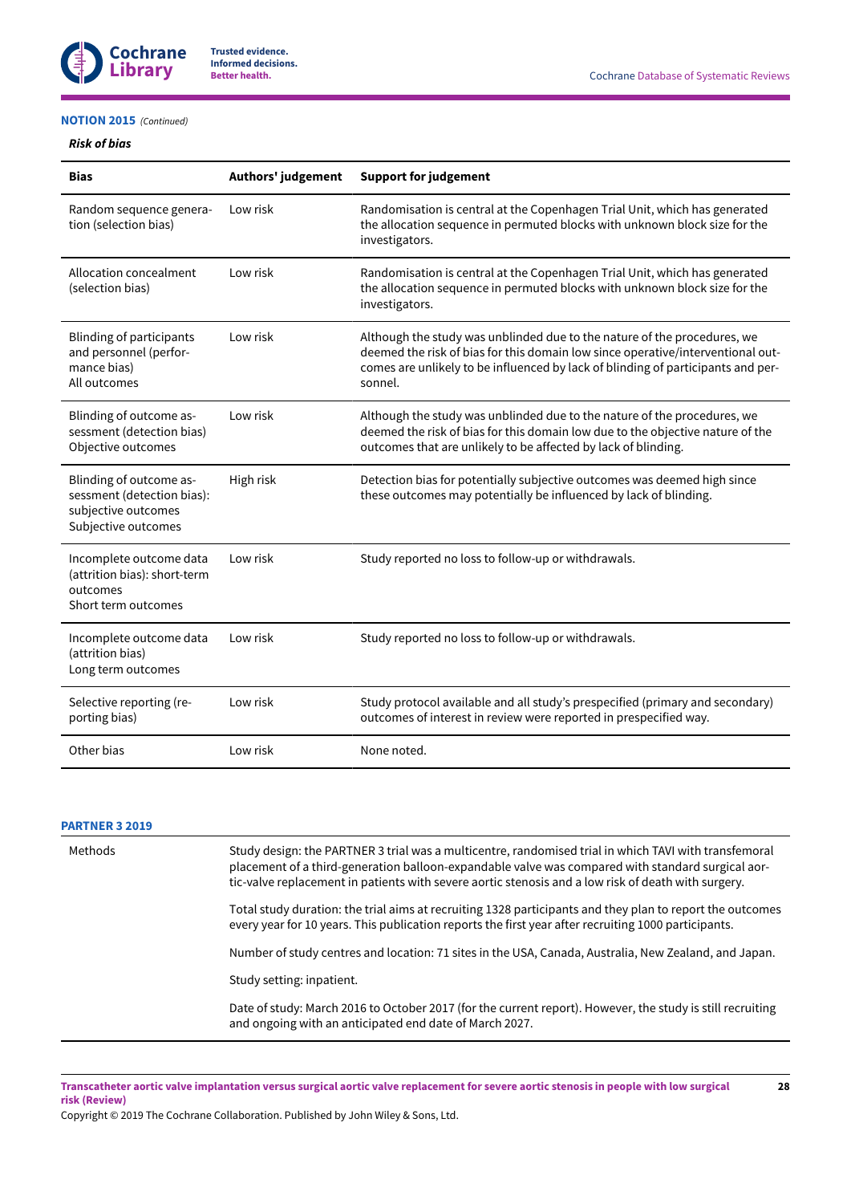**NOTION 2015** *(Continued)*

***Risk of bias***

| Bias | Authors' judgement | Support for judgement |
|---|---|---|
| Random sequence generation (selection bias) | Low risk | Randomisation is central at the Copenhagen Trial Unit, which has generated the allocation sequence in permuted blocks with unknown block size for the investigators. |
| Allocation concealment (selection bias) | Low risk | Randomisation is central at the Copenhagen Trial Unit, which has generated the allocation sequence in permuted blocks with unknown block size for the investigators. |
| Blinding of participants and personnel (performance bias) All outcomes | Low risk | Although the study was unblinded due to the nature of the procedures, we deemed the risk of bias for this domain low since operative/interventional outcomes are unlikely to be influenced by lack of blinding of participants and personnel. |
| Blinding of outcome assessment (detection bias) Objective outcomes | Low risk | Although the study was unblinded due to the nature of the procedures, we deemed the risk of bias for this domain low due to the objective nature of the outcomes that are unlikely to be affected by lack of blinding. |
| Blinding of outcome assessment (detection bias): subjective outcomes Subjective outcomes | High risk | Detection bias for potentially subjective outcomes was deemed high since these outcomes may potentially be influenced by lack of blinding. |
| Incomplete outcome data (attrition bias): short-term outcomes Short term outcomes | Low risk | Study reported no loss to follow-up or withdrawals. |
| Incomplete outcome data (attrition bias) Long term outcomes | Low risk | Study reported no loss to follow-up or withdrawals. |
| Selective reporting (reporting bias) | Low risk | Study protocol available and all study's prespecified (primary and secondary) outcomes of interest in review were reported in prespecified way. |
| Other bias | Low risk | None noted. |

**PARTNER 3 2019**

| | |
|---|---|
| Methods | Study design: the PARTNER 3 trial was a multicentre, randomised trial in which TAVI with transfemoral placement of a third-generation balloon-expandable valve was compared with standard surgical aortic-valve replacement in patients with severe aortic stenosis and a low risk of death with surgery.<br><br>Total study duration: the trial aims at recruiting 1328 participants and they plan to report the outcomes every year for 10 years. This publication reports the first year after recruiting 1000 participants.<br><br>Number of study centres and location: 71 sites in the USA, Canada, Australia, New Zealand, and Japan.<br><br>Study setting: inpatient.<br><br>Date of study: March 2016 to October 2017 (for the current report). However, the study is still recruiting and ongoing with an anticipated end date of March 2027. |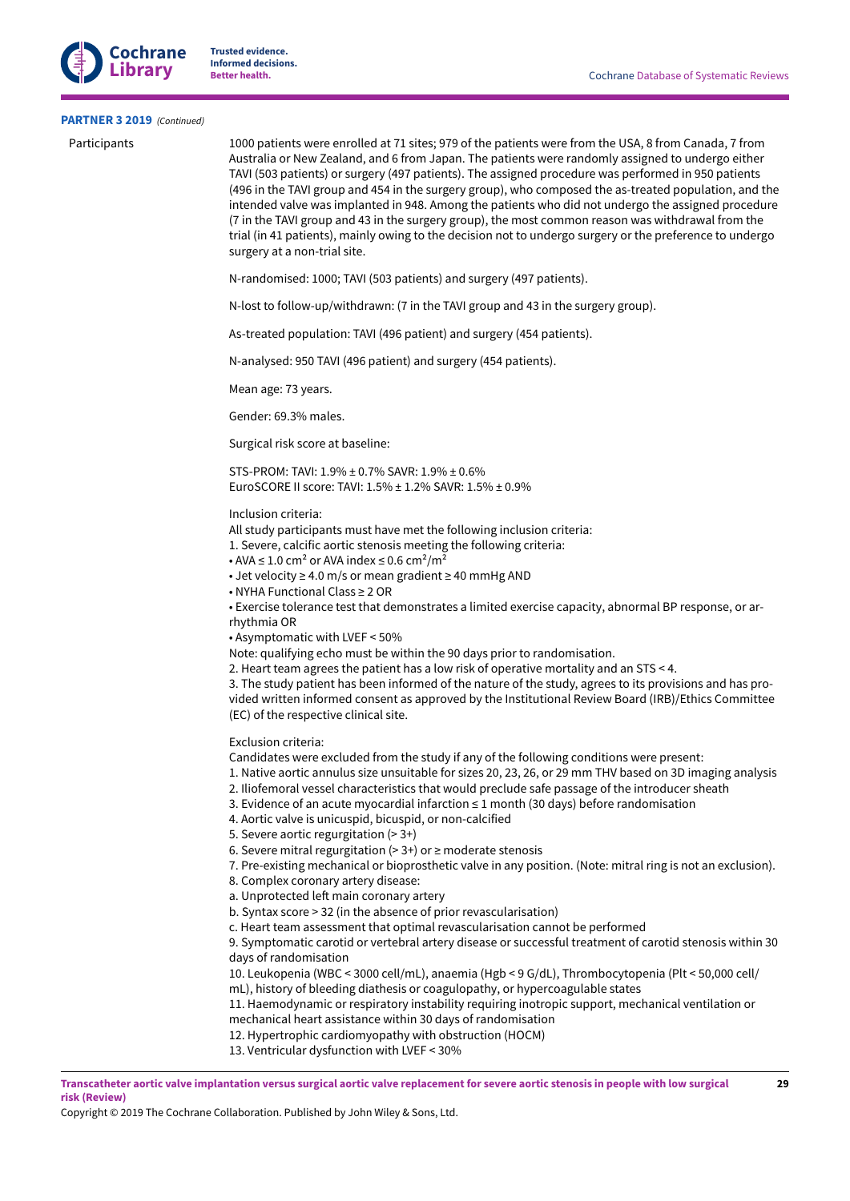**PARTNER 3 2019** *(Continued)*

| | |
|---|---|
| Participants | 1000 patients were enrolled at 71 sites; 979 of the patients were from the USA, 8 from Canada, 7 from Australia or New Zealand, and 6 from Japan. The patients were randomly assigned to undergo either TAVI (503 patients) or surgery (497 patients). The assigned procedure was performed in 950 patients (496 in the TAVI group and 454 in the surgery group), who composed the as-treated population, and the intended valve was implanted in 948. Among the patients who did not undergo the assigned procedure (7 in the TAVI group and 43 in the surgery group), the most common reason was withdrawal from the trial (in 41 patients), mainly owing to the decision not to undergo surgery or the preference to undergo surgery at a non-trial site.<br><br>N-randomised: 1000; TAVI (503 patients) and surgery (497 patients).<br><br>N-lost to follow-up/withdrawn: (7 in the TAVI group and 43 in the surgery group).<br><br>As-treated population: TAVI (496 patient) and surgery (454 patients).<br><br>N-analysed: 950 TAVI (496 patient) and surgery (454 patients).<br><br>Mean age: 73 years.<br><br>Gender: 69.3% males.<br><br>Surgical risk score at baseline:<br><br>STS-PROM: TAVI: 1.9% ± 0.7% SAVR: 1.9% ± 0.6%<br>EuroSCORE II score: TAVI: 1.5% ± 1.2% SAVR: 1.5% ± 0.9%<br><br>Inclusion criteria:<br>All study participants must have met the following inclusion criteria:<br>1. Severe, calcific aortic stenosis meeting the following criteria:<br>• AVA ≤ 1.0 $cm^2$ or AVA index ≤ 0.6 $cm^2/m^2$<br>• Jet velocity ≥ 4.0 m/s or mean gradient ≥ 40 mmHg AND<br>• NYHA Functional Class ≥ 2 OR<br>• Exercise tolerance test that demonstrates a limited exercise capacity, abnormal BP response, or arrhythmia OR<br>• Asymptomatic with LVEF < 50%<br>Note: qualifying echo must be within the 90 days prior to randomisation.<br>2. Heart team agrees the patient has a low risk of operative mortality and an STS < 4.<br>3. The study patient has been informed of the nature of the study, agrees to its provisions and has provided written informed consent as approved by the Institutional Review Board (IRB)/Ethics Committee (EC) of the respective clinical site.<br><br>Exclusion criteria:<br>Candidates were excluded from the study if any of the following conditions were present:<br>1. Native aortic annulus size unsuitable for sizes 20, 23, 26, or 29 mm THV based on 3D imaging analysis<br>2. Iliofemoral vessel characteristics that would preclude safe passage of the introducer sheath<br>3. Evidence of an acute myocardial infarction ≤ 1 month (30 days) before randomisation<br>4. Aortic valve is unicuspid, bicuspid, or non-calcified<br>5. Severe aortic regurgitation (> 3+)<br>6. Severe mitral regurgitation (> 3+) or ≥ moderate stenosis<br>7. Pre-existing mechanical or bioprosthetic valve in any position. (Note: mitral ring is not an exclusion).<br>8. Complex coronary artery disease:<br>a. Unprotected left main coronary artery<br>b. Syntax score > 32 (in the absence of prior revascularisation)<br>c. Heart team assessment that optimal revascularisation cannot be performed<br>9. Symptomatic carotid or vertebral artery disease or successful treatment of carotid stenosis within 30 days of randomisation<br>10. Leukopenia (WBC < 3000 cell/mL), anaemia (Hgb < 9 G/dL), Thrombocytopenia (Plt < 50,000 cell/mL), history of bleeding diathesis or coagulopathy, or hypercoagulable states<br>11. Haemodynamic or respiratory instability requiring inotropic support, mechanical ventilation or mechanical heart assistance within 30 days of randomisation<br>12. Hypertrophic cardiomyopathy with obstruction (HOCM)<br>13. Ventricular dysfunction with LVEF < 30% |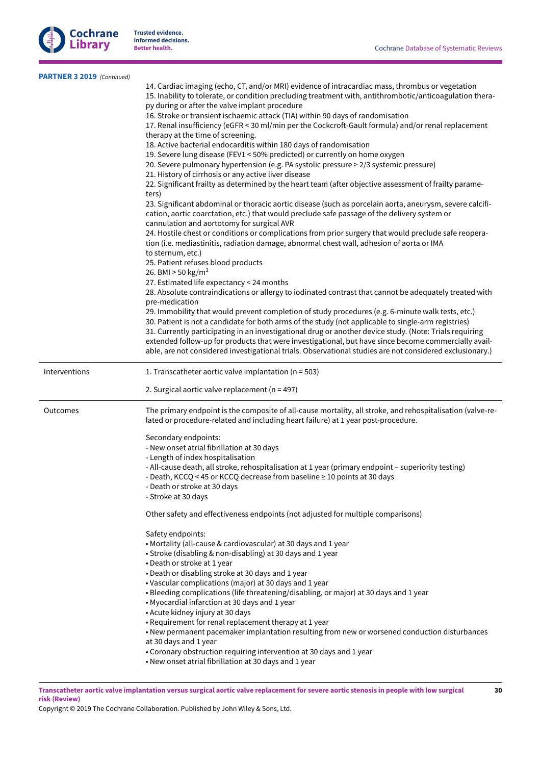**PARTNER 3 2019** *(Continued)*

| | |
|---|---|
| | 14. Cardiac imaging (echo, CT, and/or MRI) evidence of intracardiac mass, thrombus or vegetation<br>15. Inability to tolerate, or condition precluding treatment with, antithrombotic/anticoagulation therapy during or after the valve implant procedure<br>16. Stroke or transient ischaemic attack (TIA) within 90 days of randomisation<br>17. Renal insufficiency (eGFR < 30 ml/min per the Cockcroft-Gault formula) and/or renal replacement therapy at the time of screening.<br>18. Active bacterial endocarditis within 180 days of randomisation<br>19. Severe lung disease (FEV1 < 50% predicted) or currently on home oxygen<br>20. Severe pulmonary hypertension (e.g. PA systolic pressure ≥ 2/3 systemic pressure)<br>21. History of cirrhosis or any active liver disease<br>22. Significant frailty as determined by the heart team (after objective assessment of frailty parameters)<br>23. Significant abdominal or thoracic aortic disease (such as porcelain aorta, aneurysm, severe calcification, aortic coarctation, etc.) that would preclude safe passage of the delivery system or cannulation and aortotomy for surgical AVR<br>24. Hostile chest or conditions or complications from prior surgery that would preclude safe reoperation (i.e. mediastinitis, radiation damage, abnormal chest wall, adhesion of aorta or IMA to sternum, etc.)<br>25. Patient refuses blood products<br>26. BMI > 50 kg/m$^2$<br>27. Estimated life expectancy < 24 months<br>28. Absolute contraindications or allergy to iodinated contrast that cannot be adequately treated with pre-medication<br>29. Immobility that would prevent completion of study procedures (e.g. 6-minute walk tests, etc.)<br>30. Patient is not a candidate for both arms of the study (not applicable to single-arm registries)<br>31. Currently participating in an investigational drug or another device study. (Note: Trials requiring extended follow-up for products that were investigational, but have since become commercially available, are not considered investigational trials. Observational studies are not considered exclusionary.) |
| Interventions | 1. Transcatheter aortic valve implantation (n = 503)<br><br>2. Surgical aortic valve replacement (n = 497) |
| Outcomes | The primary endpoint is the composite of all-cause mortality, all stroke, and rehospitalisation (valve-related or procedure-related and including heart failure) at 1 year post-procedure.<br><br>Secondary endpoints:<br>- New onset atrial fibrillation at 30 days<br>- Length of index hospitalisation<br>- All-cause death, all stroke, rehospitalisation at 1 year (primary endpoint – superiority testing)<br>- Death, KCCQ < 45 or KCCQ decrease from baseline ≥ 10 points at 30 days<br>- Death or stroke at 30 days<br>- Stroke at 30 days<br><br>Other safety and effectiveness endpoints (not adjusted for multiple comparisons)<br><br>Safety endpoints:<br>• Mortality (all-cause & cardiovascular) at 30 days and 1 year<br>• Stroke (disabling & non-disabling) at 30 days and 1 year<br>• Death or stroke at 1 year<br>• Death or disabling stroke at 30 days and 1 year<br>• Vascular complications (major) at 30 days and 1 year<br>• Bleeding complications (life threatening/disabling, or major) at 30 days and 1 year<br>• Myocardial infarction at 30 days and 1 year<br>• Acute kidney injury at 30 days<br>• Requirement for renal replacement therapy at 1 year<br>• New permanent pacemaker implantation resulting from new or worsened conduction disturbances at 30 days and 1 year<br>• Coronary obstruction requiring intervention at 30 days and 1 year<br>• New onset atrial fibrillation at 30 days and 1 year |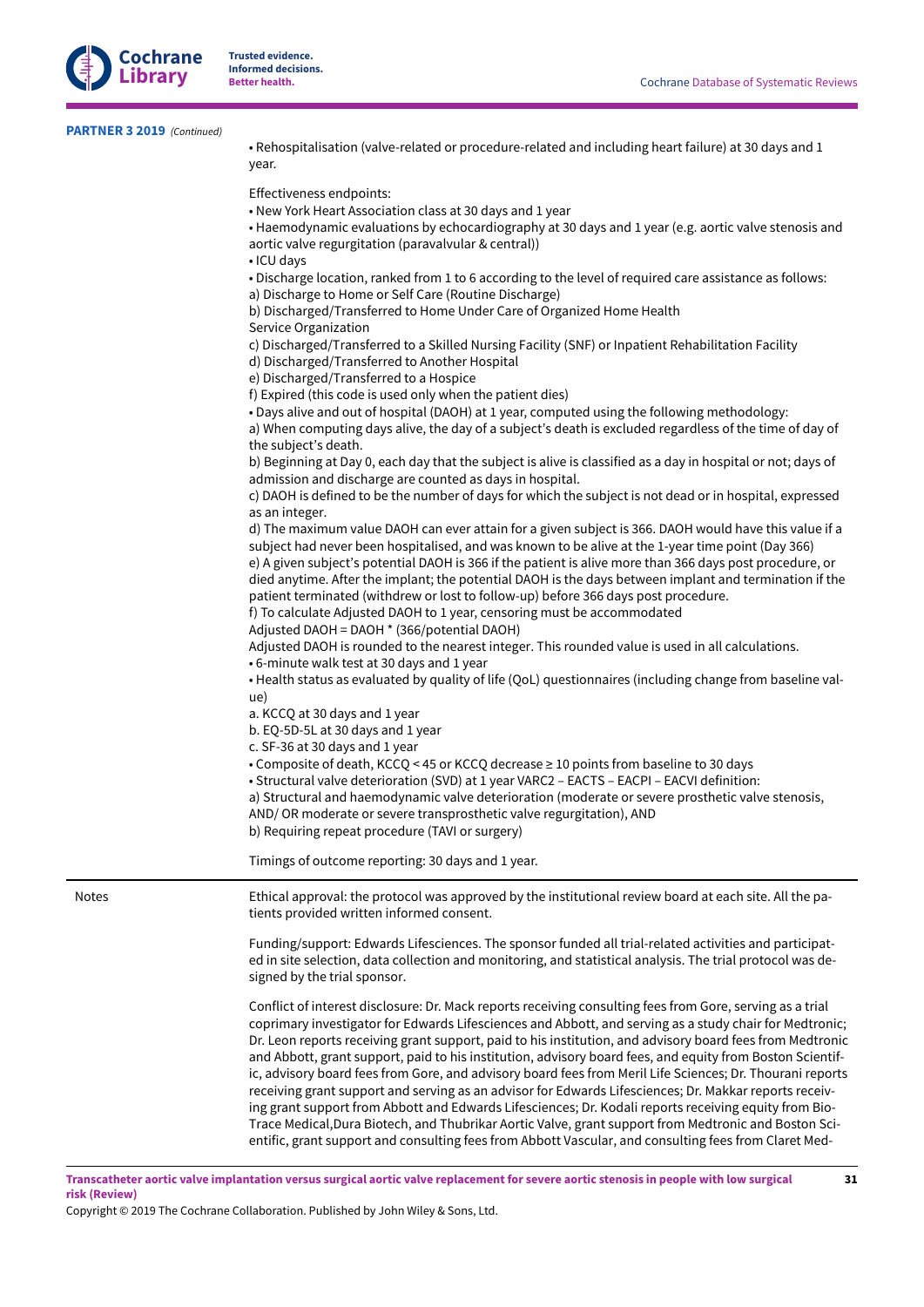**PARTNER 3 2019** *(Continued)*

| | |
|---|---|
| | • Rehospitalisation (valve-related or procedure-related and including heart failure) at 30 days and 1 year.<br><br>Effectiveness endpoints:<br>• New York Heart Association class at 30 days and 1 year<br>• Haemodynamic evaluations by echocardiography at 30 days and 1 year (e.g. aortic valve stenosis and aortic valve regurgitation (paravalvular & central))<br>• ICU days<br>• Discharge location, ranked from 1 to 6 according to the level of required care assistance as follows:<br>a) Discharge to Home or Self Care (Routine Discharge)<br>b) Discharged/Transferred to Home Under Care of Organized Home Health Service Organization<br>c) Discharged/Transferred to a Skilled Nursing Facility (SNF) or Inpatient Rehabilitation Facility<br>d) Discharged/Transferred to Another Hospital<br>e) Discharged/Transferred to a Hospice<br>f) Expired (this code is used only when the patient dies)<br>• Days alive and out of hospital (DAOH) at 1 year, computed using the following methodology:<br>a) When computing days alive, the day of a subject's death is excluded regardless of the time of day of the subject's death.<br>b) Beginning at Day 0, each day that the subject is alive is classified as a day in hospital or not; days of admission and discharge are counted as days in hospital.<br>c) DAOH is defined to be the number of days for which the subject is not dead or in hospital, expressed as an integer.<br>d) The maximum value DAOH can ever attain for a given subject is 366. DAOH would have this value if a subject had never been hospitalised, and was known to be alive at the 1-year time point (Day 366)<br>e) A given subject's potential DAOH is 366 if the patient is alive more than 366 days post procedure, or died anytime. After the implant; the potential DAOH is the days between implant and termination if the patient terminated (withdrew or lost to follow-up) before 366 days post procedure.<br>f) To calculate Adjusted DAOH to 1 year, censoring must be accommodated<br>Adjusted DAOH = DAOH * (366/potential DAOH)<br>Adjusted DAOH is rounded to the nearest integer. This rounded value is used in all calculations.<br>• 6-minute walk test at 30 days and 1 year<br>• Health status as evaluated by quality of life (QoL) questionnaires (including change from baseline value)<br>a. KCCQ at 30 days and 1 year<br>b. EQ-5D-5L at 30 days and 1 year<br>c. SF-36 at 30 days and 1 year<br>• Composite of death, KCCQ < 45 or KCCQ decrease ≥ 10 points from baseline to 30 days<br>• Structural valve deterioration (SVD) at 1 year VARC2 – EACTS – EACPI – EACVI definition:<br>a) Structural and haemodynamic valve deterioration (moderate or severe prosthetic valve stenosis, AND/ OR moderate or severe transprosthetic valve regurgitation), AND<br>b) Requiring repeat procedure (TAVI or surgery)<br><br>Timings of outcome reporting: 30 days and 1 year. |
| Notes | Ethical approval: the protocol was approved by the institutional review board at each site. All the patients provided written informed consent.<br><br>Funding/support: Edwards Lifesciences. The sponsor funded all trial-related activities and participated in site selection, data collection and monitoring, and statistical analysis. The trial protocol was designed by the trial sponsor.<br><br>Conflict of interest disclosure: Dr. Mack reports receiving consulting fees from Gore, serving as a trial coprimary investigator for Edwards Lifesciences and Abbott, and serving as a study chair for Medtronic; Dr. Leon reports receiving grant support, paid to his institution, and advisory board fees from Medtronic and Abbott, grant support, paid to his institution, advisory board fees, and equity from Boston Scientific, advisory board fees from Gore, and advisory board fees from Meril Life Sciences; Dr. Thourani reports receiving grant support and serving as an advisor for Edwards Lifesciences; Dr. Makkar reports receiving grant support from Abbott and Edwards Lifesciences; Dr. Kodali reports receiving equity from Bio-Trace Medical,Dura Biotech, and Thubrikar Aortic Valve, grant support from Medtronic and Boston Scientific, grant support and consulting fees from Abbott Vascular, and consulting fees from Claret Med- |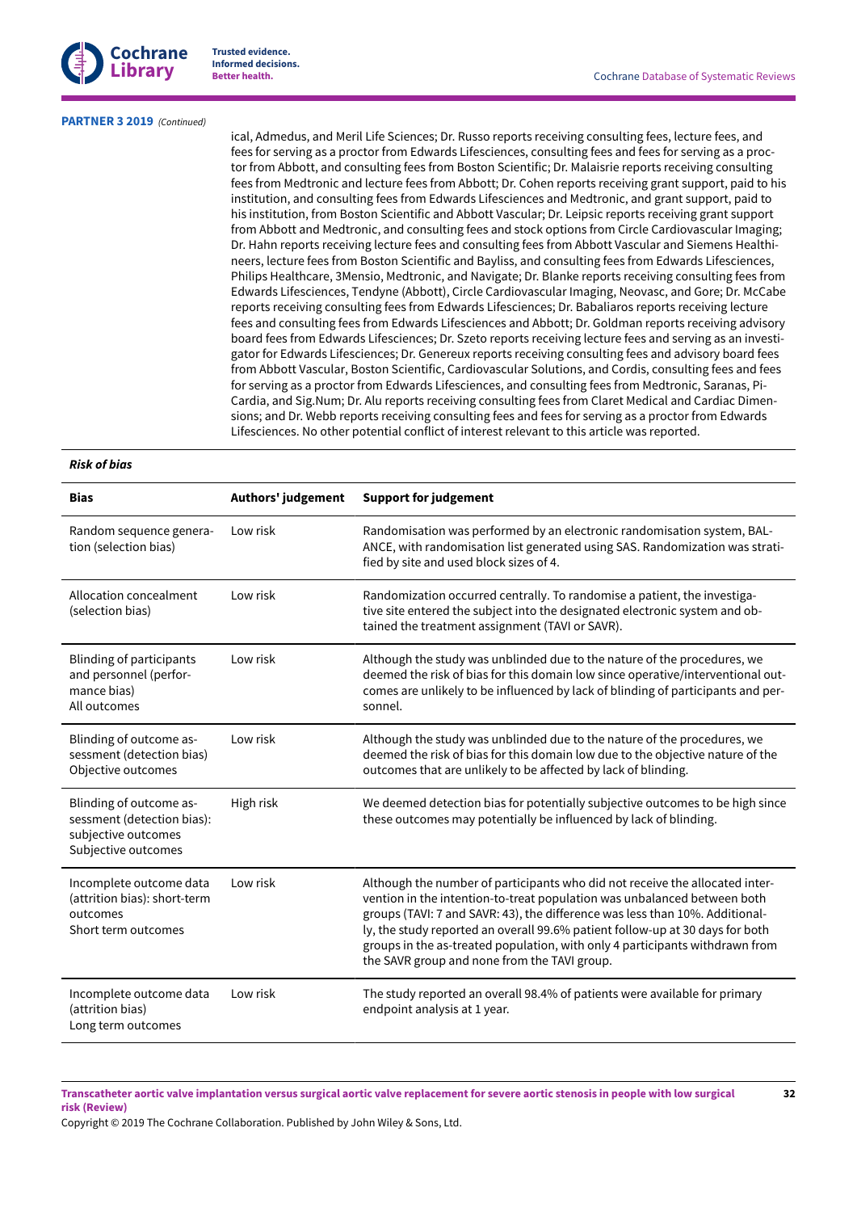**PARTNER 3 2019** *(Continued)*

ical, Admedus, and Meril Life Sciences; Dr. Russo reports receiving consulting fees, lecture fees, and fees for serving as a proctor from Edwards Lifesciences, consulting fees and fees for serving as a proctor from Abbott, and consulting fees from Boston Scientific; Dr. Malaisrie reports receiving consulting fees from Medtronic and lecture fees from Boston Scientific; Dr. Cohen reports receiving grant support, paid to his institution, and consulting fees from Edwards Lifesciences and Medtronic, and grant support, paid to his institution, from Boston Scientific and Abbott Vascular; Dr. Leipsic reports receiving grant support from Abbott and Medtronic, and consulting fees and stock options from Circle Cardiovascular Imaging; Dr. Hahn reports receiving lecture fees and consulting fees from Abbott Vascular and Siemens Healthineers, lecture fees from Boston Scientific and Bayliss, and consulting fees from Edwards Lifesciences, Philips Healthcare, 3Mensio, Medtronic, and Navigate; Dr. Blanke reports receiving consulting fees from Edwards Lifesciences, Tendyne (Abbott), Circle Cardiovascular Imaging, Neovasc, and Gore; Dr. McCabe reports receiving consulting fees from Edwards Lifesciences; Dr. Babaliaros reports receiving lecture fees and consulting fees from Edwards Lifesciences and Abbott; Dr. Goldman reports receiving advisory board fees from Edwards Lifesciences; Dr. Szeto reports receiving lecture fees and serving as an investigator for Edwards Lifesciences; Dr. Genereux reports receiving consulting fees and advisory board fees from Abbott Vascular, Boston Scientific, Cardiovascular Solutions, and Cordis, consulting fees and fees for serving as a proctor from Edwards Lifesciences, and consulting fees from Medtronic, Saranas, Pi-Cardia, and Sig.Num; Dr. Alu reports receiving consulting fees from Claret Medical and Cardiac Dimensions; and Dr. Webb reports receiving consulting fees and fees for serving as a proctor from Edwards Lifesciences. No other potential conflict of interest relevant to this article was reported.

***Risk of bias***

| Bias | Authors' judgement | Support for judgement |
|---|---|---|
| Random sequence generation (selection bias) | Low risk | Randomisation was performed by an electronic randomisation system, BALANCE, with randomisation list generated using SAS. Randomization was stratified by site and used block sizes of 4. |
| Allocation concealment (selection bias) | Low risk | Randomization occurred centrally. To randomise a patient, the investigative site entered the subject into the designated electronic system and obtained the treatment assignment (TAVI or SAVR). |
| Blinding of participants and personnel (performance bias)<br>All outcomes | Low risk | Although the study was unblinded due to the nature of the procedures, we deemed the risk of bias for this domain low since operative/interventional outcomes are unlikely to be influenced by lack of blinding of participants and personnel. |
| Blinding of outcome assessment (detection bias)<br>Objective outcomes | Low risk | Although the study was unblinded due to the nature of the procedures, we deemed the risk of bias for this domain low due to the objective nature of the outcomes that are unlikely to be affected by lack of blinding. |
| Blinding of outcome assessment (detection bias): subjective outcomes<br>Subjective outcomes | High risk | We deemed detection bias for potentially subjective outcomes to be high since these outcomes may potentially be influenced by lack of blinding. |
| Incomplete outcome data (attrition bias): short-term outcomes<br>Short term outcomes | Low risk | Although the number of participants who did not receive the allocated intervention in the intention-to-treat population was unbalanced between both groups (TAVI: 7 and SAVR: 43), the difference was less than 10%. Additionally, the study reported an overall 99.6% patient follow-up at 30 days for both groups in the as-treated population, with only 4 participants withdrawn from the SAVR group and none from the TAVI group. |
| Incomplete outcome data (attrition bias)<br>Long term outcomes | Low risk | The study reported an overall 98.4% of patients were available for primary endpoint analysis at 1 year. |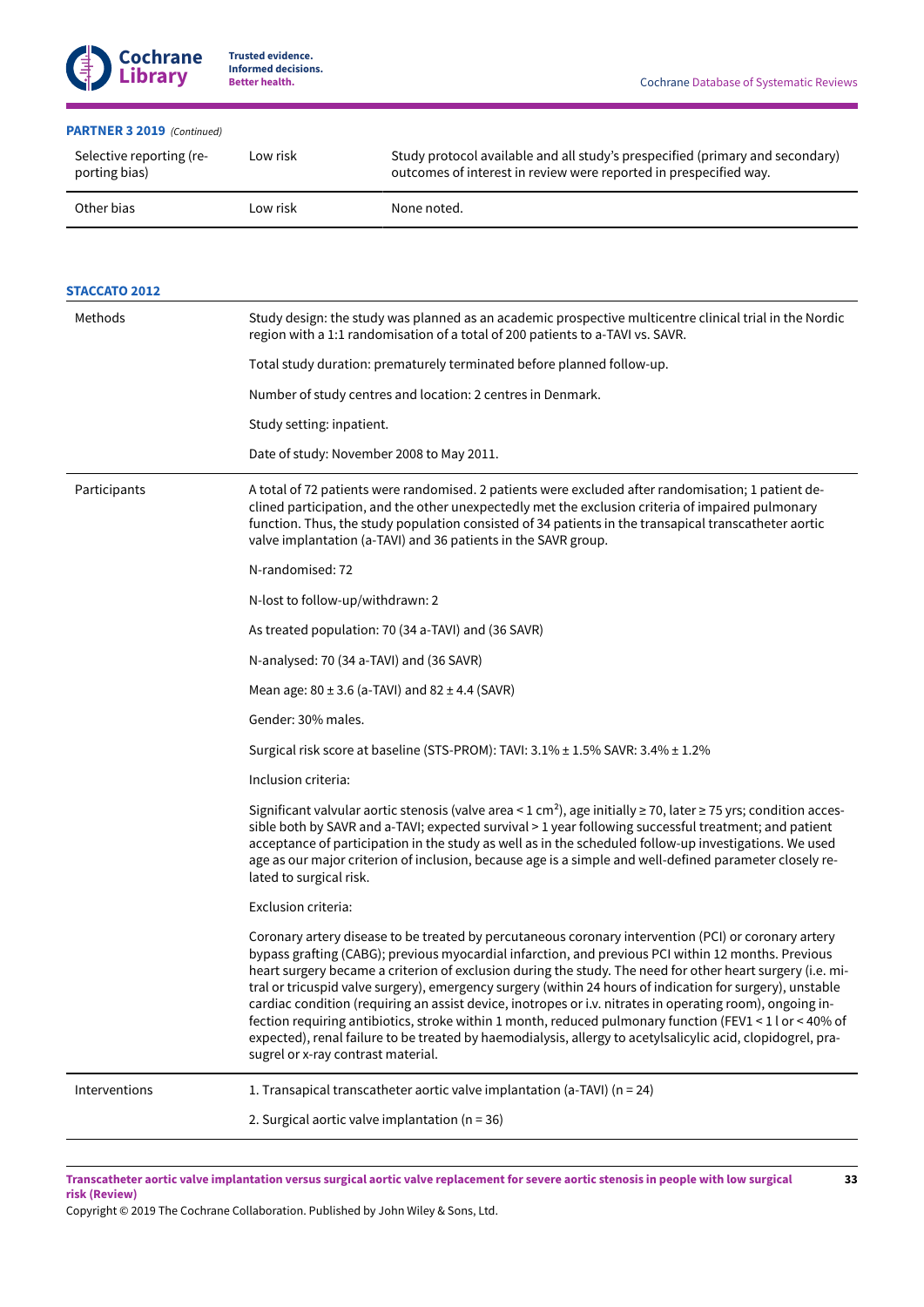**PARTNER 3 2019** *(Continued)*

| | | |
|---|---|---|
| Selective reporting (reporting bias) | Low risk | Study protocol available and all study's prespecified (primary and secondary) outcomes of interest in review were reported in prespecified way. |
| Other bias | Low risk | None noted. |

**STACCATO 2012**

| | |
|---|---|
| Methods | Study design: the study was planned as an academic prospective multicentre clinical trial in the Nordic region with a 1:1 randomisation of a total of 200 patients to a-TAVI vs. SAVR.<br><br>Total study duration: prematurely terminated before planned follow-up.<br><br>Number of study centres and location: 2 centres in Denmark.<br><br>Study setting: inpatient.<br><br>Date of study: November 2008 to May 2011. |
| Participants | A total of 72 patients were randomised. 2 patients were excluded after randomisation; 1 patient declined participation, and the other unexpectedly met the exclusion criteria of impaired pulmonary function. Thus, the study population consisted of 34 patients in the transapical transcatheter aortic valve implantation (a-TAVI) and 36 patients in the SAVR group.<br><br>N-randomised: 72<br><br>N-lost to follow-up/withdrawn: 2<br><br>As treated population: 70 (34 a-TAVI) and (36 SAVR)<br><br>N-analysed: 70 (34 a-TAVI) and (36 SAVR)<br><br>Mean age: 80 ± 3.6 (a-TAVI) and 82 ± 4.4 (SAVR)<br><br>Gender: 30% males.<br><br>Surgical risk score at baseline (STS-PROM): TAVI: 3.1% ± 1.5% SAVR: 3.4% ± 1.2%<br><br>Inclusion criteria:<br><br>Significant valvular aortic stenosis (valve area < 1 $cm^2$), age initially ≥ 70, later ≥ 75 yrs; condition accessible both by SAVR and a-TAVI; expected survival > 1 year following successful treatment; and patient acceptance of participation in the study as well as in the scheduled follow-up investigations. We used age as our major criterion of inclusion, because age is a simple and well-defined parameter closely related to surgical risk.<br><br>Exclusion criteria:<br><br>Coronary artery disease to be treated by percutaneous coronary intervention (PCI) or coronary artery bypass grafting (CABG); previous myocardial infarction, and previous PCI within 12 months. Previous heart surgery became a criterion of exclusion during the study. The need for other heart surgery (i.e. mitral or tricuspid valve surgery), emergency surgery (within 24 hours of indication for surgery), unstable cardiac condition (requiring an assist device, inotropes or i.v. nitrates in operating room), ongoing infection requiring antibiotics, stroke within 1 month, reduced pulmonary function (FEV1 < 1 l or < 40% of expected), renal failure to be treated by haemodialysis, allergy to acetylsalicylic acid, clopidogrel, prasugrel or x-ray contrast material. |
| Interventions | 1. Transapical transcatheter aortic valve implantation (a-TAVI) (n = 24)<br><br>2. Surgical aortic valve implantation (n = 36) |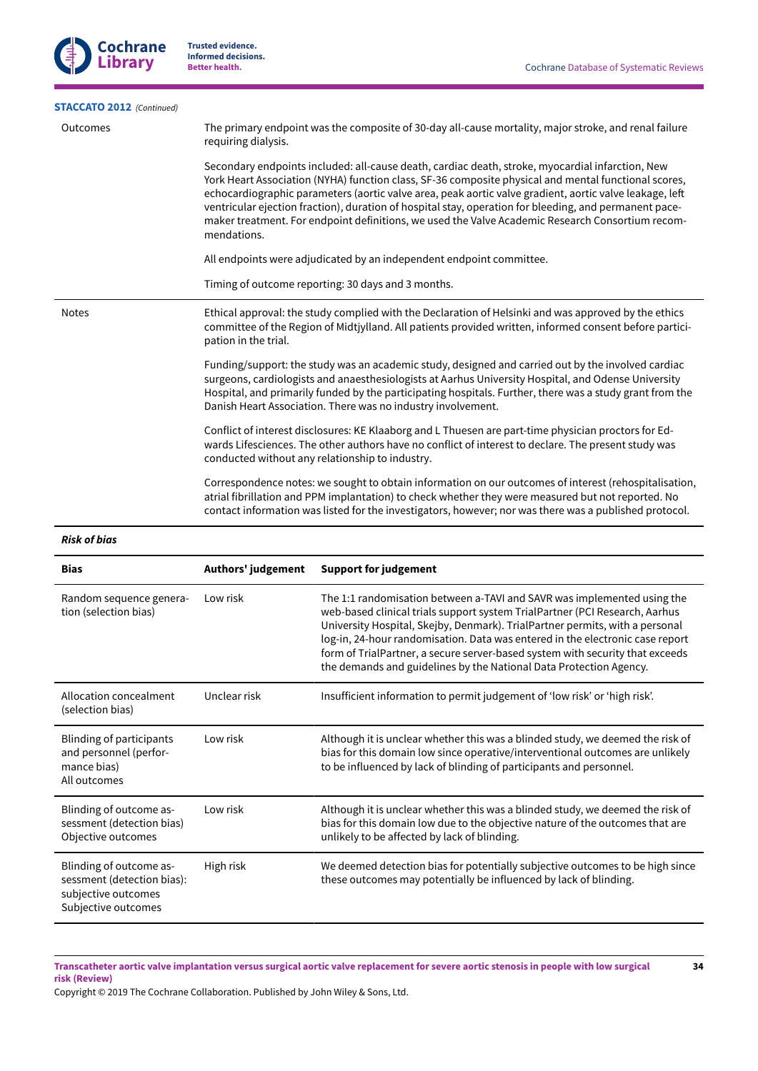**STACCATO 2012** *(Continued)*

| | |
|---|---|
| Outcomes | The primary endpoint was the composite of 30-day all-cause mortality, major stroke, and renal failure requiring dialysis.<br><br>Secondary endpoints included: all-cause death, cardiac death, stroke, myocardial infarction, New York Heart Association (NYHA) function class, SF-36 composite physical and mental functional scores, echocardiographic parameters (aortic valve area, peak aortic valve gradient, aortic valve leakage, left ventricular ejection fraction), duration of hospital stay, operation for bleeding, and permanent pacemaker treatment. For endpoint definitions, we used the Valve Academic Research Consortium recommendations.<br><br>All endpoints were adjudicated by an independent endpoint committee.<br><br>Timing of outcome reporting: 30 days and 3 months. |
| Notes | Ethical approval: the study complied with the Declaration of Helsinki and was approved by the ethics committee of the Region of Midtjylland. All patients provided written, informed consent before participation in the trial.<br><br>Funding/support: the study was an academic study, designed and carried out by the involved cardiac surgeons, cardiologists and anaesthesiologists at Aarhus University Hospital, and Odense University Hospital, and primarily funded by the participating hospitals. Further, there was a study grant from the Danish Heart Association. There was no industry involvement.<br><br>Conflict of interest disclosures: KE Klaaborg and L Thuesen are part-time physician proctors for Edwards Lifesciences. The other authors have no conflict of interest to declare. The present study was conducted without any relationship to industry.<br><br>Correspondence notes: we sought to obtain information on our outcomes of interest (rehospitalisation, atrial fibrillation and PPM implantation) to check whether they were measured but not reported. No contact information was listed for the investigators, however; nor was there a published protocol. |

***Risk of bias***

| Bias | Authors' judgement | Support for judgement |
|---|---|---|
| Random sequence generation (selection bias) | Low risk | The 1:1 randomisation between a-TAVI and SAVR was implemented using the web-based clinical trials support system TrialPartner (PCI Research, Aarhus University Hospital, Skejby, Denmark). TrialPartner permits, with a personal log-in, 24-hour randomisation. Data was entered in the electronic case report form of TrialPartner, a secure server-based system with security that exceeds the demands and guidelines by the National Data Protection Agency. |
| Allocation concealment (selection bias) | Unclear risk | Insufficient information to permit judgement of 'low risk' or 'high risk'. |
| Blinding of participants and personnel (performance bias)<br>All outcomes | Low risk | Although it is unclear whether this was a blinded study, we deemed the risk of bias for this domain low since operative/interventional outcomes are unlikely to be influenced by lack of blinding of participants and personnel. |
| Blinding of outcome assessment (detection bias)<br>Objective outcomes | Low risk | Although it is unclear whether this was a blinded study, we deemed the risk of bias for this domain low due to the objective nature of the outcomes that are unlikely to be affected by lack of blinding. |
| Blinding of outcome assessment (detection bias): subjective outcomes<br>Subjective outcomes | High risk | We deemed detection bias for potentially subjective outcomes to be high since these outcomes may potentially be influenced by lack of blinding. |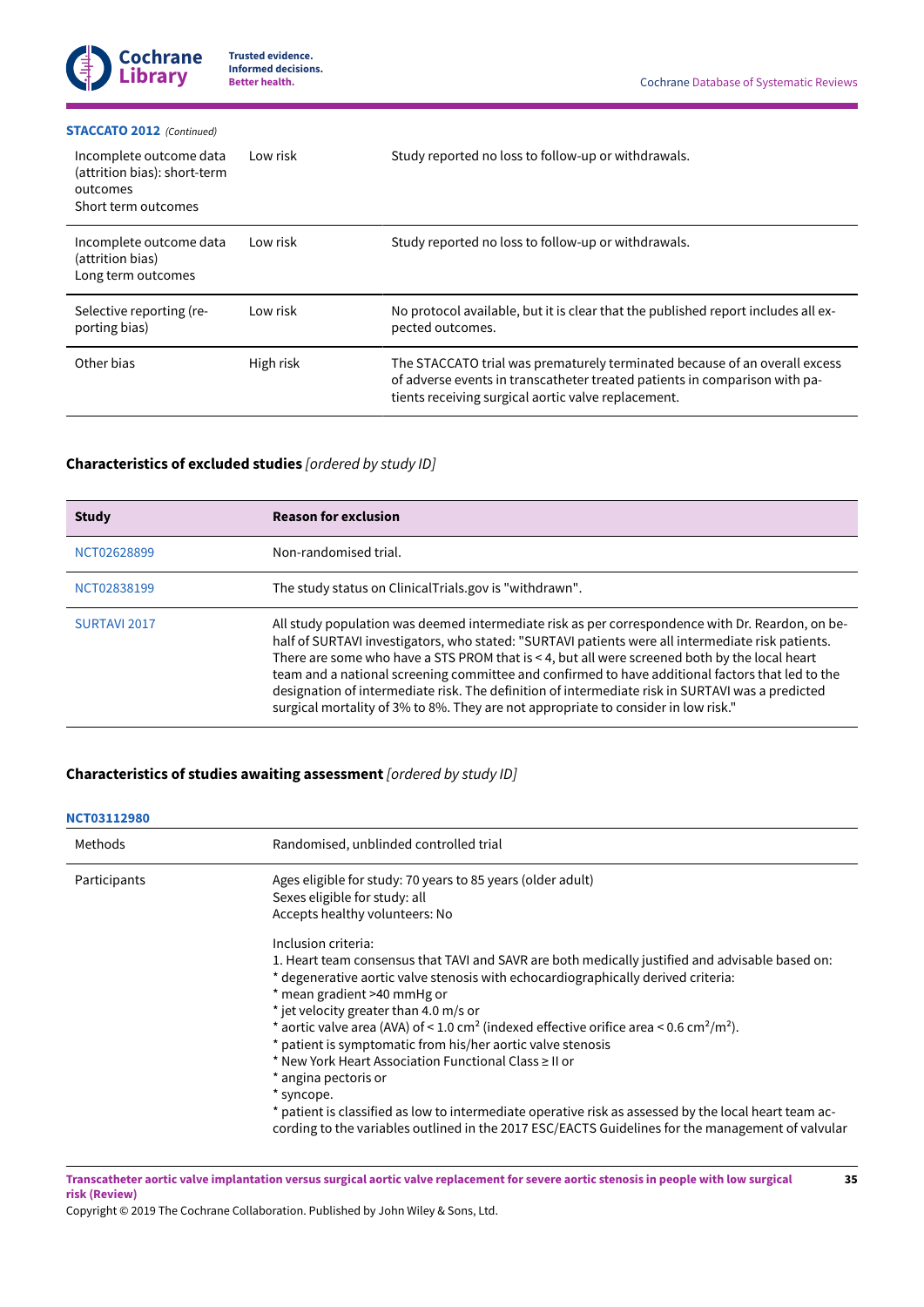**STACCATO 2012** *(Continued)*

| | | |
|---|---|---|
| Incomplete outcome data (attrition bias): short-term outcomes<br>Short term outcomes | Low risk | Study reported no loss to follow-up or withdrawals. |
| Incomplete outcome data (attrition bias)<br>Long term outcomes | Low risk | Study reported no loss to follow-up or withdrawals. |
| Selective reporting (reporting bias) | Low risk | No protocol available, but it is clear that the published report includes all expected outcomes. |
| Other bias | High risk | The STACCATO trial was prematurely terminated because of an overall excess of adverse events in transcatheter treated patients in comparison with patients receiving surgical aortic valve replacement. |

## Characteristics of excluded studies *[ordered by study ID]*

| Study | Reason for exclusion |
|---|---|
| NCT02628899 | Non-randomised trial. |
| NCT02838199 | The study status on ClinicalTrials.gov is "withdrawn". |
| SURTAVI 2017 | All study population was deemed intermediate risk as per correspondence with Dr. Reardon, on behalf of SURTAVI investigators, who stated: "SURTAVI patients were all intermediate risk patients. There are some who have a STS PROM that is < 4, but all were screened both by the local heart team and a national screening committee and confirmed to have additional factors that led to the designation of intermediate risk. The definition of intermediate risk in SURTAVI was a predicted surgical mortality of 3% to 8%. They are not appropriate to consider in low risk." |

## Characteristics of studies awaiting assessment *[ordered by study ID]*

**NCT03112980**

| | |
|---|---|
| Methods | Randomised, unblinded controlled trial |
| Participants | Ages eligible for study: 70 years to 85 years (older adult)<br>Sexes eligible for study: all<br>Accepts healthy volunteers: No<br><br>Inclusion criteria:<br>1. Heart team consensus that TAVI and SAVR are both medically justified and advisable based on:<br>* degenerative aortic valve stenosis with echocardiographically derived criteria:<br>* mean gradient >40 mmHg or<br>* jet velocity greater than 4.0 m/s or<br>* aortic valve area (AVA) of < 1.0 cm² (indexed effective orifice area < 0.6 cm²/m²).<br>* patient is symptomatic from his/her aortic valve stenosis<br>* New York Heart Association Functional Class ≥ II or<br>* angina pectoris or<br>* syncope.<br>* patient is classified as low to intermediate operative risk as assessed by the local heart team according to the variables outlined in the 2017 ESC/EACTS Guidelines for the management of valvular |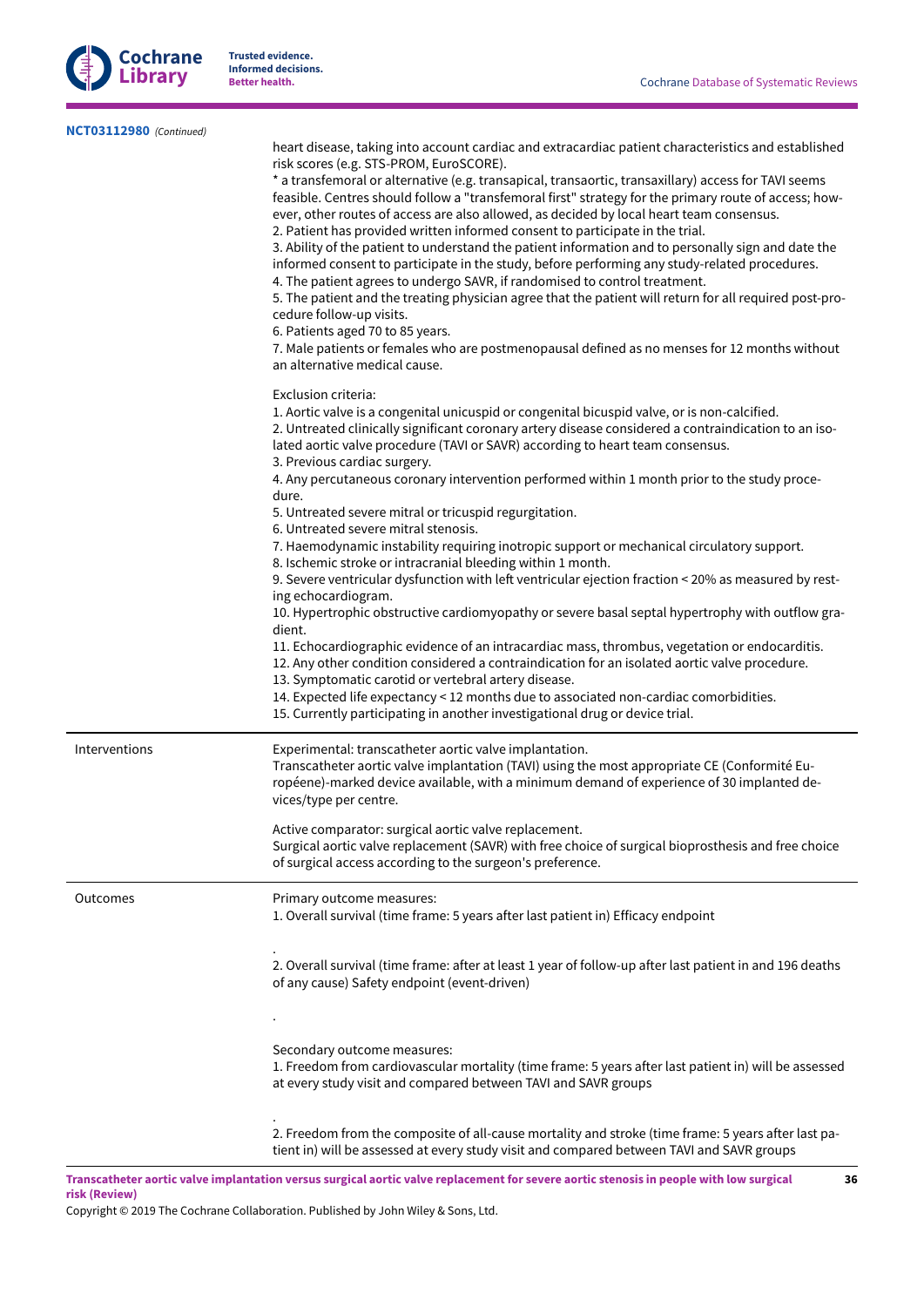**NCT03112980** *(Continued)*

| | |
|---|---|
| | heart disease, taking into account cardiac and extracardiac patient characteristics and established risk scores (e.g. STS-PROM, EuroSCORE).<br>* a transfemoral or alternative (e.g. transapical, transaortic, transaxillary) access for TAVI seems feasible. Centres should follow a "transfemoral first" strategy for the primary route of access; however, other routes of access are also allowed, as decided by local heart team consensus.<br>2. Patient has provided written informed consent to participate in the trial.<br>3. Ability of the patient to understand the patient information and to personally sign and date the informed consent to participate in the study, before performing any study-related procedures.<br>4. The patient agrees to undergo SAVR, if randomised to control treatment.<br>5. The patient and the treating physician agree that the patient will return for all required post-procedure follow-up visits.<br>6. Patients aged 70 to 85 years.<br>7. Male patients or females who are postmenopausal defined as no menses for 12 months without an alternative medical cause.<br><br>Exclusion criteria:<br>1. Aortic valve is a congenital unicuspid or congenital bicuspid valve, or is non-calcified.<br>2. Untreated clinically significant coronary artery disease considered a contraindication to an isolated aortic valve procedure (TAVI or SAVR) according to heart team consensus.<br>3. Previous cardiac surgery.<br>4. Any percutaneous coronary intervention performed within 1 month prior to the study procedure.<br>5. Untreated severe mitral or tricuspid regurgitation.<br>6. Untreated severe mitral stenosis.<br>7. Haemodynamic instability requiring inotropic support or mechanical circulatory support.<br>8. Ischemic stroke or intracranial bleeding within 1 month.<br>9. Severe ventricular dysfunction with left ventricular ejection fraction < 20% as measured by resting echocardiogram.<br>10. Hypertrophic obstructive cardiomyopathy or severe basal septal hypertrophy with outflow gradient.<br>11. Echocardiographic evidence of an intracardiac mass, thrombus, vegetation or endocarditis.<br>12. Any other condition considered a contraindication for an isolated aortic valve procedure.<br>13. Symptomatic carotid or vertebral artery disease.<br>14. Expected life expectancy < 12 months due to associated non-cardiac comorbidities.<br>15. Currently participating in another investigational drug or device trial. |
| Interventions | Experimental: transcatheter aortic valve implantation.<br>Transcatheter aortic valve implantation (TAVI) using the most appropriate CE (Conformité Européene)-marked device available, with a minimum demand of experience of 30 implanted devices/type per centre.<br><br>Active comparator: surgical aortic valve replacement.<br>Surgical aortic valve replacement (SAVR) with free choice of surgical bioprosthesis and free choice of surgical access according to the surgeon's preference. |
| Outcomes | Primary outcome measures:<br>1. Overall survival (time frame: 5 years after last patient in) Efficacy endpoint<br><br>.<br>2. Overall survival (time frame: after at least 1 year of follow-up after last patient in and 196 deaths of any cause) Safety endpoint (event-driven)<br><br>.<br><br>Secondary outcome measures:<br>1. Freedom from cardiovascular mortality (time frame: 5 years after last patient in) will be assessed at every study visit and compared between TAVI and SAVR groups<br><br>.<br>2. Freedom from the composite of all-cause mortality and stroke (time frame: 5 years after last patient in) will be assessed at every study visit and compared between TAVI and SAVR groups |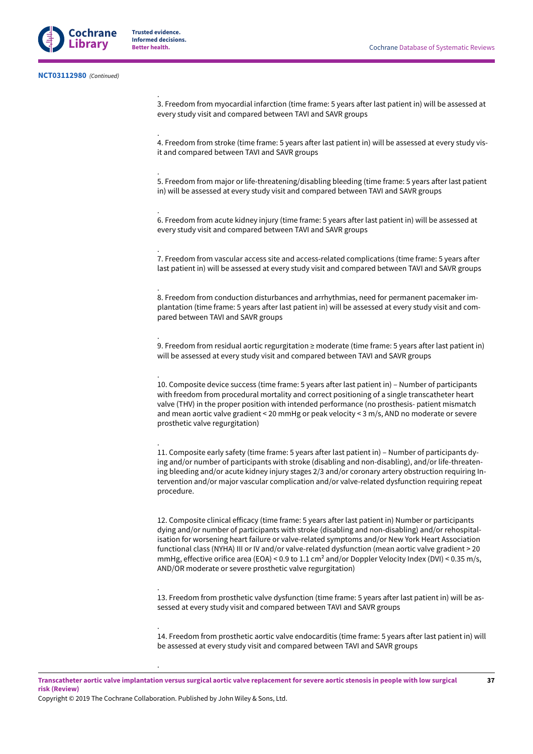**NCT03112980** *(Continued)*

.

3. Freedom from myocardial infarction (time frame: 5 years after last patient in) will be assessed at every study visit and compared between TAVI and SAVR groups

.

4. Freedom from stroke (time frame: 5 years after last patient in) will be assessed at every study visit and compared between TAVI and SAVR groups

.

5. Freedom from major or life-threatening/disabling bleeding (time frame: 5 years after last patient in) will be assessed at every study visit and compared between TAVI and SAVR groups

.

6. Freedom from acute kidney injury (time frame: 5 years after last patient in) will be assessed at every study visit and compared between TAVI and SAVR groups

.

7. Freedom from vascular access site and access-related complications (time frame: 5 years after last patient in) will be assessed at every study visit and compared between TAVI and SAVR groups

.

8. Freedom from conduction disturbances and arrhythmias, need for permanent pacemaker implantation (time frame: 5 years after last patient in) will be assessed at every study visit and compared between TAVI and SAVR groups

.

9. Freedom from residual aortic regurgitation ≥ moderate (time frame: 5 years after last patient in) will be assessed at every study visit and compared between TAVI and SAVR groups

.

10. Composite device success (time frame: 5 years after last patient in) – Number of participants with freedom from procedural mortality and correct positioning of a single transcatheter heart valve (THV) in the proper position with intended performance (no prosthesis- patient mismatch and mean aortic valve gradient < 20 mmHg or peak velocity < 3 m/s, AND no moderate or severe prosthetic valve regurgitation)

.

11. Composite early safety (time frame: 5 years after last patient in) – Number of participants dying and/or number of participants with stroke (disabling and non-disabling), and/or life-threatening bleeding and/or acute kidney injury stages 2/3 and/or coronary artery obstruction requiring Intervention and/or major vascular complication and/or valve-related dysfunction requiring repeat procedure.

12. Composite clinical efficacy (time frame: 5 years after last patient in) Number or participants dying and/or number of participants with stroke (disabling and non-disabling) and/or rehospitalisation for worsening heart failure or valve-related symptoms and/or New York Heart Association functional class (NYHA) III or IV and/or valve-related dysfunction (mean aortic valve gradient > 20 mmHg, effective orifice area (EOA) < 0.9 to 1.1 cm² and/or Doppler Velocity Index (DVI) < 0.35 m/s, AND/OR moderate or severe prosthetic valve regurgitation)

.

13. Freedom from prosthetic valve dysfunction (time frame: 5 years after last patient in) will be assessed at every study visit and compared between TAVI and SAVR groups

.

14. Freedom from prosthetic aortic valve endocarditis (time frame: 5 years after last patient in) will be assessed at every study visit and compared between TAVI and SAVR groups

.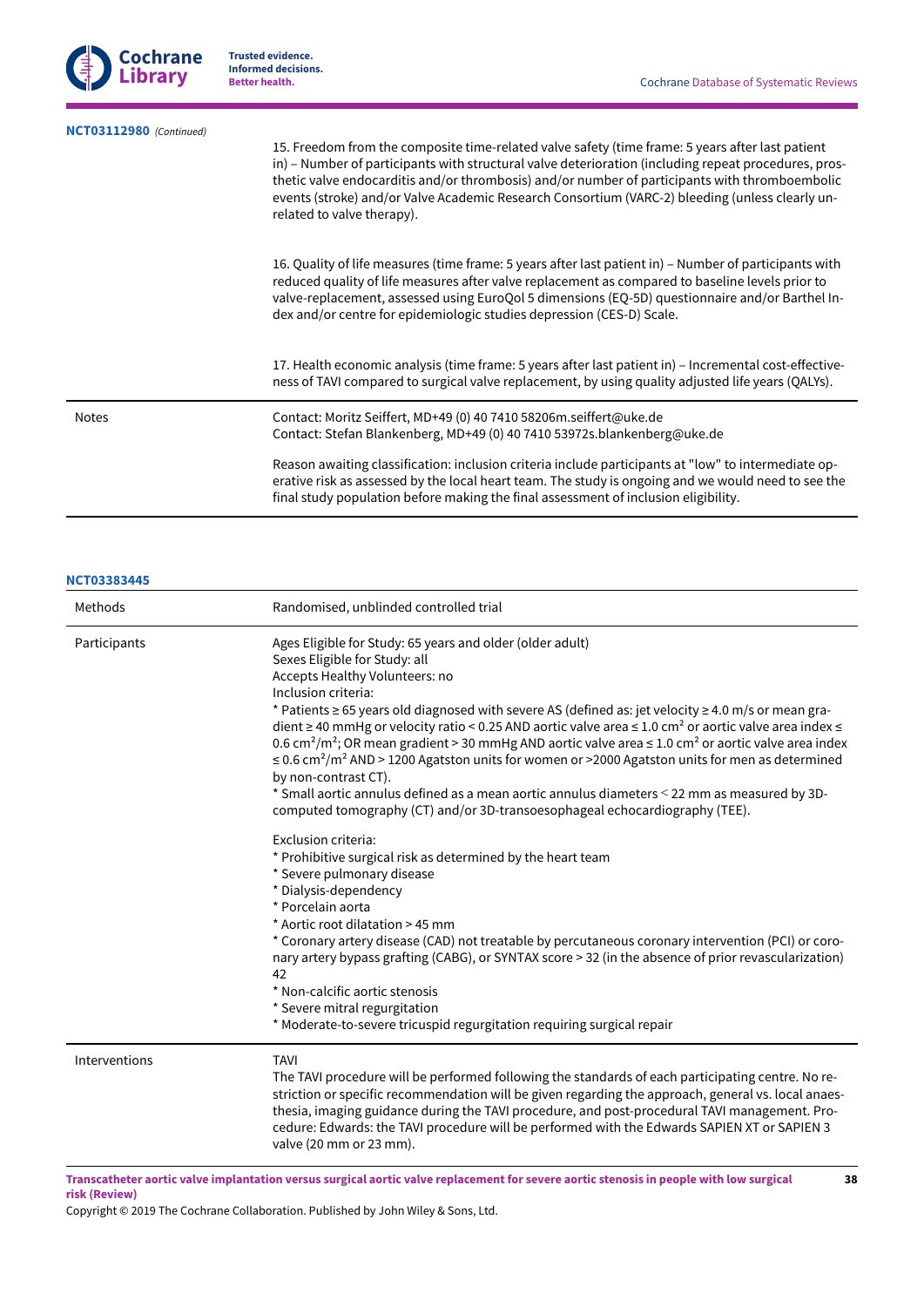**NCT03112980** *(Continued)*

| | |
|---|---|
| | 15. Freedom from the composite time-related valve safety (time frame: 5 years after last patient in) – Number of participants with structural valve deterioration (including repeat procedures, prosthetic valve endocarditis and/or thrombosis) and/or number of participants with thromboembolic events (stroke) and/or Valve Academic Research Consortium (VARC-2) bleeding (unless clearly unrelated to valve therapy).<br><br>16. Quality of life measures (time frame: 5 years after last patient in) – Number of participants with reduced quality of life measures after valve replacement as compared to baseline levels prior to valve-replacement, assessed using EuroQol 5 dimensions (EQ-5D) questionnaire and/or Barthel Index and/or centre for epidemiologic studies depression (CES-D) Scale.<br><br>17. Health economic analysis (time frame: 5 years after last patient in) – Incremental cost-effectiveness of TAVI compared to surgical valve replacement, by using quality adjusted life years (QALYs). |
| Notes | Contact: Moritz Seiffert, MD+49 (0) 40 7410 58206m.seiffert@uke.de<br>Contact: Stefan Blankenberg, MD+49 (0) 40 7410 53972s.blankenberg@uke.de<br><br>Reason awaiting classification: inclusion criteria include participants at "low" to intermediate operative risk as assessed by the local heart team. The study is ongoing and we would need to see the final study population before making the final assessment of inclusion eligibility. |

**NCT03383445**

| | |
|---|---|
| Methods | Randomised, unblinded controlled trial |
| Participants | Ages Eligible for Study: 65 years and older (older adult)<br>Sexes Eligible for Study: all<br>Accepts Healthy Volunteers: no<br>Inclusion criteria:<br>* Patients ≥ 65 years old diagnosed with severe AS (defined as: jet velocity ≥ 4.0 m/s or mean gradient ≥ 40 mmHg or velocity ratio < 0.25 AND aortic valve area ≤ 1.0 cm² or aortic valve area index ≤ 0.6 cm²/m²; OR mean gradient > 30 mmHg AND aortic valve area ≤ 1.0 cm² or aortic valve area index ≤ 0.6 cm²/m² AND > 1200 Agatston units for women or >2000 Agatston units for men as determined by non-contrast CT).<br>* Small aortic annulus defined as a mean aortic annulus diameters < 22 mm as measured by 3D-computed tomography (CT) and/or 3D-transoesophageal echocardiography (TEE).<br><br>Exclusion criteria:<br>* Prohibitive surgical risk as determined by the heart team<br>* Severe pulmonary disease<br>* Dialysis-dependency<br>* Porcelain aorta<br>* Aortic root dilatation > 45 mm<br>* Coronary artery disease (CAD) not treatable by percutaneous coronary intervention (PCI) or coronary artery bypass grafting (CABG), or SYNTAX score > 32 (in the absence of prior revascularization) 42<br>* Non-calcific aortic stenosis<br>* Severe mitral regurgitation<br>* Moderate-to-severe tricuspid regurgitation requiring surgical repair |
| Interventions | TAVI<br>The TAVI procedure will be performed following the standards of each participating centre. No restriction or specific recommendation will be given regarding the approach, general vs. local anaesthesia, imaging guidance during the TAVI procedure, and post-procedural TAVI management. Procedure: Edwards: the TAVI procedure will be performed with the Edwards SAPIEN XT or SAPIEN 3 valve (20 mm or 23 mm). |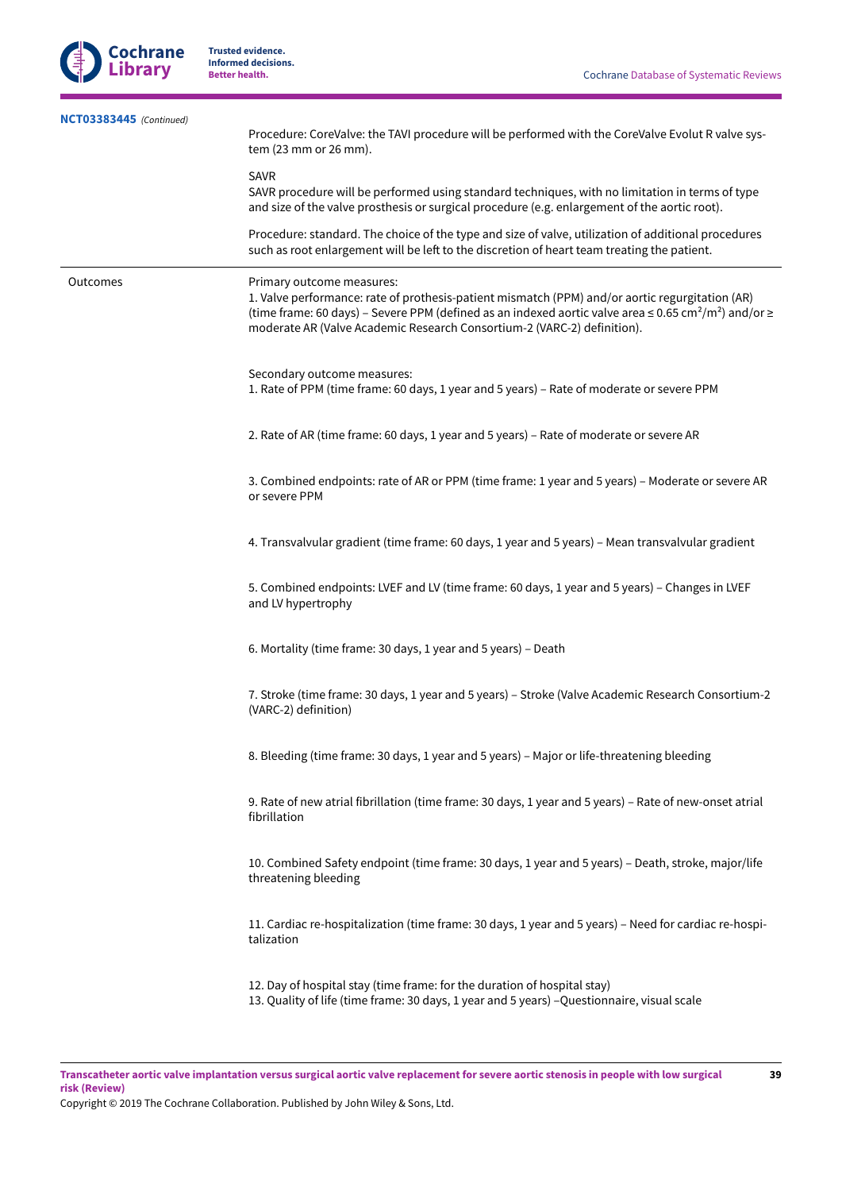**NCT03383445** *(Continued)*

| | |
|---|---|
| | Procedure: CoreValve: the TAVI procedure will be performed with the CoreValve Evolut R valve system (23 mm or 26 mm).<br><br>SAVR<br>SAVR procedure will be performed using standard techniques, with no limitation in terms of type and size of the valve prosthesis or surgical procedure (e.g. enlargement of the aortic root).<br><br>Procedure: standard. The choice of the type and size of valve, utilization of additional procedures such as root enlargement will be left to the discretion of heart team treating the patient. |
| Outcomes | Primary outcome measures:<br>1. Valve performance: rate of prothesis-patient mismatch (PPM) and/or aortic regurgitation (AR) (time frame: 60 days) – Severe PPM (defined as an indexed aortic valve area ≤ 0.65 $cm^2/m^2$) and/or ≥ moderate AR (Valve Academic Research Consortium-2 (VARC-2) definition).<br><br>Secondary outcome measures:<br>1. Rate of PPM (time frame: 60 days, 1 year and 5 years) – Rate of moderate or severe PPM<br><br>2. Rate of AR (time frame: 60 days, 1 year and 5 years) – Rate of moderate or severe AR<br><br>3. Combined endpoints: rate of AR or PPM (time frame: 1 year and 5 years) – Moderate or severe AR or severe PPM<br><br>4. Transvalvular gradient (time frame: 60 days, 1 year and 5 years) – Mean transvalvular gradient<br><br>5. Combined endpoints: LVEF and LV (time frame: 60 days, 1 year and 5 years) – Changes in LVEF and LV hypertrophy<br><br>6. Mortality (time frame: 30 days, 1 year and 5 years) – Death<br><br>7. Stroke (time frame: 30 days, 1 year and 5 years) – Stroke (Valve Academic Research Consortium-2 (VARC-2) definition)<br><br>8. Bleeding (time frame: 30 days, 1 year and 5 years) – Major or life-threatening bleeding<br><br>9. Rate of new atrial fibrillation (time frame: 30 days, 1 year and 5 years) – Rate of new-onset atrial fibrillation<br><br>10. Combined Safety endpoint (time frame: 30 days, 1 year and 5 years) – Death, stroke, major/life threatening bleeding<br><br>11. Cardiac re-hospitalization (time frame: 30 days, 1 year and 5 years) – Need for cardiac re-hospitalization<br><br>12. Day of hospital stay (time frame: for the duration of hospital stay)<br>13. Quality of life (time frame: 30 days, 1 year and 5 years) –Questionnaire, visual scale |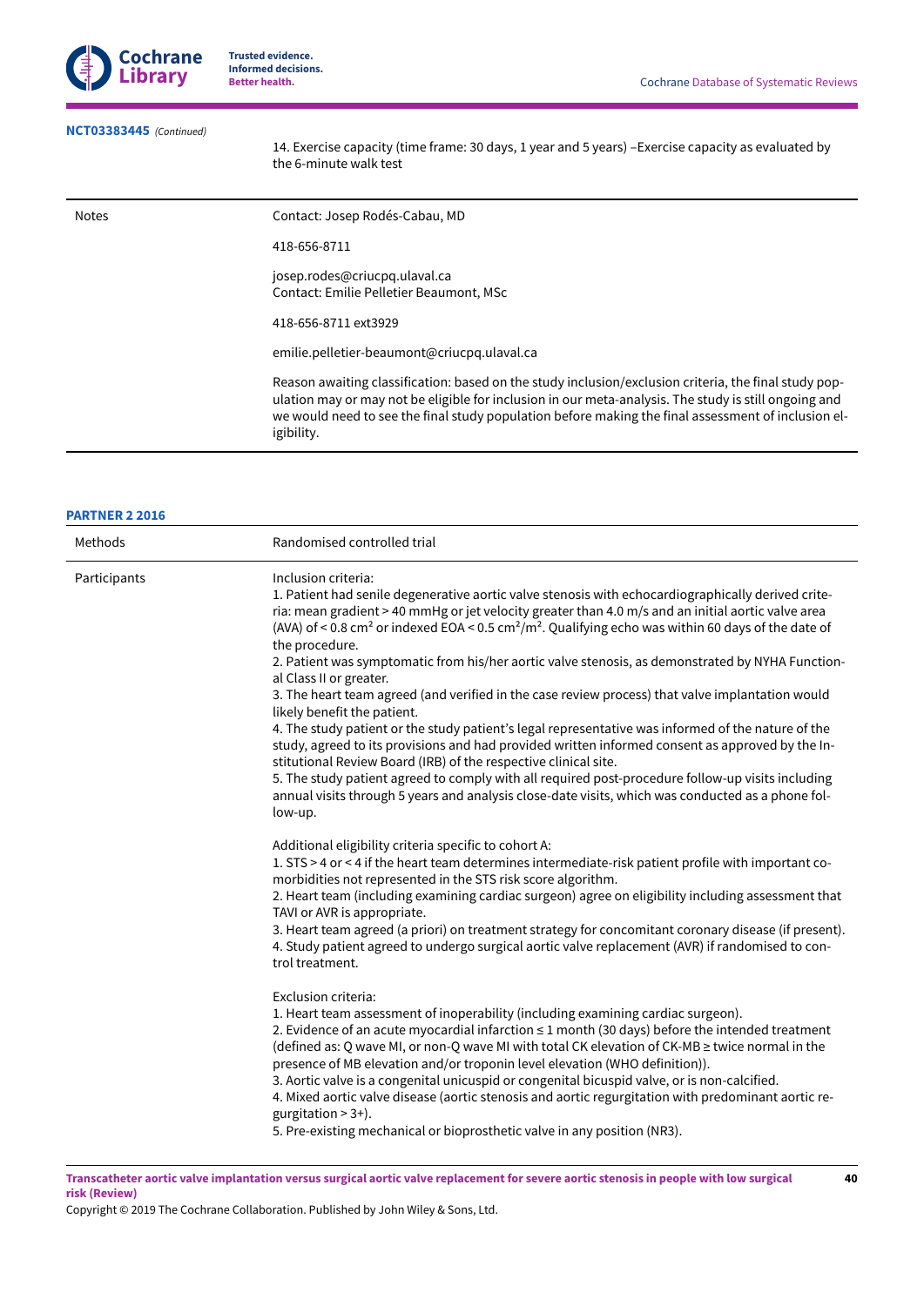**NCT03383445** *(Continued)*

| | |
|---|---|
| | 14. Exercise capacity (time frame: 30 days, 1 year and 5 years) –Exercise capacity as evaluated by the 6-minute walk test |
| Notes | Contact: Josep Rodés-Cabau, MD<br><br>418-656-8711<br><br>josep.rodes@criucpq.ulaval.ca<br>Contact: Emilie Pelletier Beaumont, MSc<br><br>418-656-8711 ext3929<br><br>emilie.pelletier-beaumont@criucpq.ulaval.ca<br><br>Reason awaiting classification: based on the study inclusion/exclusion criteria, the final study population may or may not be eligible for inclusion in our meta-analysis. The study is still ongoing and we would need to see the final study population before making the final assessment of inclusion eligibility. |

**PARTNER 2 2016**

| | |
|---|---|
| Methods | Randomised controlled trial |
| Participants | Inclusion criteria:<br>1. Patient had senile degenerative aortic valve stenosis with echocardiographically derived criteria: mean gradient > 40 mmHg or jet velocity greater than 4.0 m/s and an initial aortic valve area (AVA) of < 0.8 $cm^2$ or indexed EOA < 0.5 $cm^2/m^2$. Qualifying echo was within 60 days of the date of the procedure.<br>2. Patient was symptomatic from his/her aortic valve stenosis, as demonstrated by NYHA Functional Class II or greater.<br>3. The heart team agreed (and verified in the case review process) that valve implantation would likely benefit the patient.<br>4. The study patient or the study patient's legal representative was informed of the nature of the study, agreed to its provisions and had provided written informed consent as approved by the Institutional Review Board (IRB) of the respective clinical site.<br>5. The study patient agreed to comply with all required post-procedure follow-up visits including annual visits through 5 years and analysis close-date visits, which was conducted as a phone follow-up.<br><br>Additional eligibility criteria specific to cohort A:<br>1. STS > 4 or < 4 if the heart team determines intermediate-risk patient profile with important comorbidities not represented in the STS risk score algorithm.<br>2. Heart team (including examining cardiac surgeon) agree on eligibility including assessment that TAVI or AVR is appropriate.<br>3. Heart team agreed (a priori) on treatment strategy for concomitant coronary disease (if present).<br>4. Study patient agreed to undergo surgical aortic valve replacement (AVR) if randomised to control treatment.<br><br>Exclusion criteria:<br>1. Heart team assessment of inoperability (including examining cardiac surgeon).<br>2. Evidence of an acute myocardial infarction ≤ 1 month (30 days) before the intended treatment (defined as: Q wave MI, or non-Q wave MI with total CK elevation of CK-MB ≥ twice normal in the presence of MB elevation and/or troponin level elevation (WHO definition)).<br>3. Aortic valve is a congenital unicuspid or congenital bicuspid valve, or is non-calcified.<br>4. Mixed aortic valve disease (aortic stenosis and aortic regurgitation with predominant aortic regurgitation > 3+).<br>5. Pre-existing mechanical or bioprosthetic valve in any position (NR3). |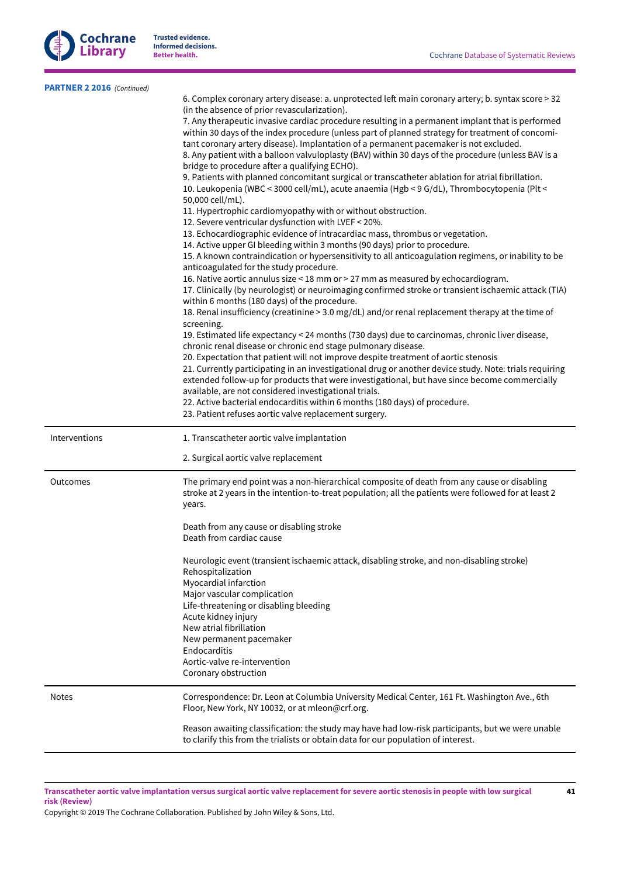**PARTNER 2 2016** *(Continued)*

| | |
|---|---|
| | 6. Complex coronary artery disease: a. unprotected left main coronary artery; b. syntax score > 32 (in the absence of prior revascularization).<br>7. Any therapeutic invasive cardiac procedure resulting in a permanent implant that is performed within 30 days of the index procedure (unless part of planned strategy for treatment of concomitant coronary artery disease). Implantation of a permanent pacemaker is not excluded.<br>8. Any patient with a balloon valvuloplasty (BAV) within 30 days of the procedure (unless BAV is a bridge to procedure after a qualifying ECHO).<br>9. Patients with planned concomitant surgical or transcatheter ablation for atrial fibrillation.<br>10. Leukopenia (WBC < 3000 cell/mL), acute anaemia (Hgb < 9 G/dL), Thrombocytopenia (Plt < 50,000 cell/mL).<br>11. Hypertrophic cardiomyopathy with or without obstruction.<br>12. Severe ventricular dysfunction with LVEF < 20%.<br>13. Echocardiographic evidence of intracardiac mass, thrombus or vegetation.<br>14. Active upper GI bleeding within 3 months (90 days) prior to procedure.<br>15. A known contraindication or hypersensitivity to all anticoagulation regimens, or inability to be anticoagulated for the study procedure.<br>16. Native aortic annulus size < 18 mm or > 27 mm as measured by echocardiogram.<br>17. Clinically (by neurologist) or neuroimaging confirmed stroke or transient ischaemic attack (TIA) within 6 months (180 days) of the procedure.<br>18. Renal insufficiency (creatinine > 3.0 mg/dL) and/or renal replacement therapy at the time of screening.<br>19. Estimated life expectancy < 24 months (730 days) due to carcinomas, chronic liver disease, chronic renal disease or chronic end stage pulmonary disease.<br>20. Expectation that patient will not improve despite treatment of aortic stenosis<br>21. Currently participating in an investigational drug or another device study. Note: trials requiring extended follow-up for products that were investigational, but have since become commercially available, are not considered investigational trials.<br>22. Active bacterial endocarditis within 6 months (180 days) of procedure.<br>23. Patient refuses aortic valve replacement surgery. |
| Interventions | 1. Transcatheter aortic valve implantation<br><br>2. Surgical aortic valve replacement |
| Outcomes | The primary end point was a non-hierarchical composite of death from any cause or disabling stroke at 2 years in the intention-to-treat population; all the patients were followed for at least 2 years.<br><br>Death from any cause or disabling stroke<br>Death from cardiac cause<br><br>Neurologic event (transient ischaemic attack, disabling stroke, and non-disabling stroke)<br>Rehospitalization<br>Myocardial infarction<br>Major vascular complication<br>Life-threatening or disabling bleeding<br>Acute kidney injury<br>New atrial fibrillation<br>New permanent pacemaker<br>Endocarditis<br>Aortic-valve re-intervention<br>Coronary obstruction |
| Notes | Correspondence: Dr. Leon at Columbia University Medical Center, 161 Ft. Washington Ave., 6th Floor, New York, NY 10032, or at mleon@crf.org.<br><br>Reason awaiting classification: the study may have had low-risk participants, but we were unable to clarify this from the trialists or obtain data for our population of interest. |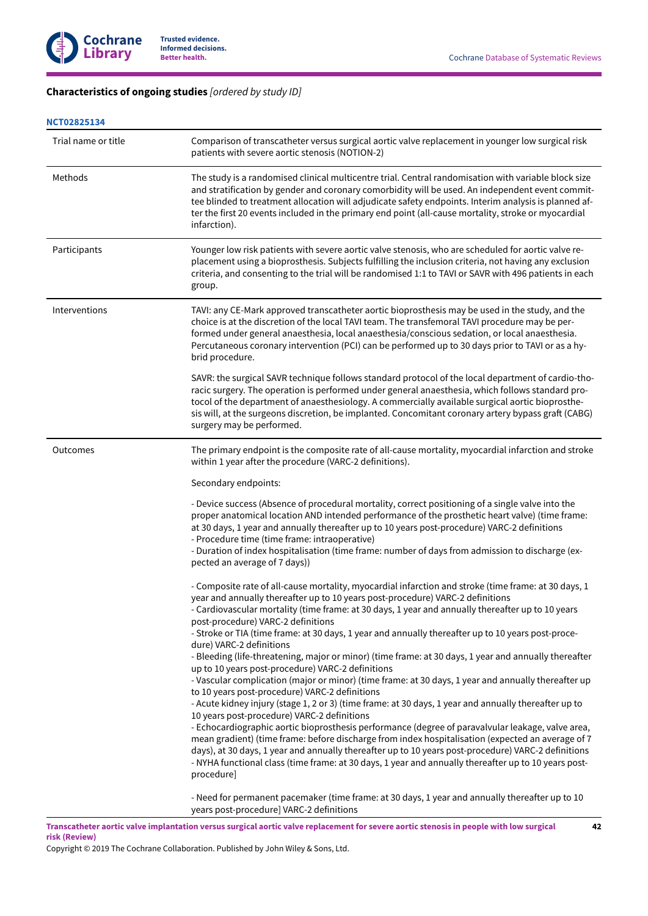**Characteristics of ongoing studies** *[ordered by study ID]*

**NCT02825134**

| | |
|---|---|
| Trial name or title | Comparison of transcatheter versus surgical aortic valve replacement in younger low surgical risk patients with severe aortic stenosis (NOTION-2) |
| Methods | The study is a randomised clinical multicentre trial. Central randomisation with variable block size and stratification by gender and coronary comorbidity will be used. An independent event committee blinded to treatment allocation will adjudicate safety endpoints. Interim analysis is planned after the first 20 events included in the primary end point (all-cause mortality, stroke or myocardial infarction). |
| Participants | Younger low risk patients with severe aortic valve stenosis, who are scheduled for aortic valve replacement using a bioprosthesis. Subjects fulfilling the inclusion criteria, not having any exclusion criteria, and consenting to the trial will be randomised 1:1 to TAVI or SAVR with 496 patients in each group. |
| Interventions | TAVI: any CE-Mark approved transcatheter aortic bioprosthesis may be used in the study, and the choice is at the discretion of the local TAVI team. The transfemoral TAVI procedure may be performed under general anaesthesia, local anaesthesia/conscious sedation, or local anaesthesia. Percutaneous coronary intervention (PCI) can be performed up to 30 days prior to TAVI or as a hybrid procedure.<br><br>SAVR: the surgical SAVR technique follows standard protocol of the local department of cardio-thoracic surgery. The operation is performed under general anaesthesia, which follows standard protocol of the department of anaesthesiology. A commercially available surgical aortic bioprosthesis will, at the surgeons discretion, be implanted. Concomitant coronary artery bypass graft (CABG) surgery may be performed. |
| Outcomes | The primary endpoint is the composite rate of all-cause mortality, myocardial infarction and stroke within 1 year after the procedure (VARC-2 definitions).<br><br>Secondary endpoints:<br><br>- Device success (Absence of procedural mortality, correct positioning of a single valve into the proper anatomical location AND intended performance of the prosthetic heart valve) (time frame: at 30 days, 1 year and annually thereafter up to 10 years post-procedure) VARC-2 definitions<br>- Procedure time (time frame: intraoperative)<br>- Duration of index hospitalisation (time frame: number of days from admission to discharge (expected an average of 7 days))<br><br>- Composite rate of all-cause mortality, myocardial infarction and stroke (time frame: at 30 days, 1 year and annually thereafter up to 10 years post-procedure) VARC-2 definitions<br>- Cardiovascular mortality (time frame: at 30 days, 1 year and annually thereafter up to 10 years post-procedure) VARC-2 definitions<br>- Stroke or TIA (time frame: at 30 days, 1 year and annually thereafter up to 10 years post-procedure) VARC-2 definitions<br>- Bleeding (life-threatening, major or minor) (time frame: at 30 days, 1 year and annually thereafter up to 10 years post-procedure) VARC-2 definitions<br>- Vascular complication (major or minor) (time frame: at 30 days, 1 year and annually thereafter up to 10 years post-procedure) VARC-2 definitions<br>- Acute kidney injury (stage 1, 2 or 3) (time frame: at 30 days, 1 year and annually thereafter up to 10 years post-procedure) VARC-2 definitions<br>- Echocardiographic aortic bioprosthesis performance (degree of paravalvular leakage, valve area, mean gradient) (time frame: before discharge from index hospitalisation (expected an average of 7 days), at 30 days, 1 year and annually thereafter up to 10 years post-procedure) VARC-2 definitions<br>- NYHA functional class (time frame: at 30 days, 1 year and annually thereafter up to 10 years post-procedure]<br><br>- Need for permanent pacemaker (time frame: at 30 days, 1 year and annually thereafter up to 10 years post-procedure] VARC-2 definitions |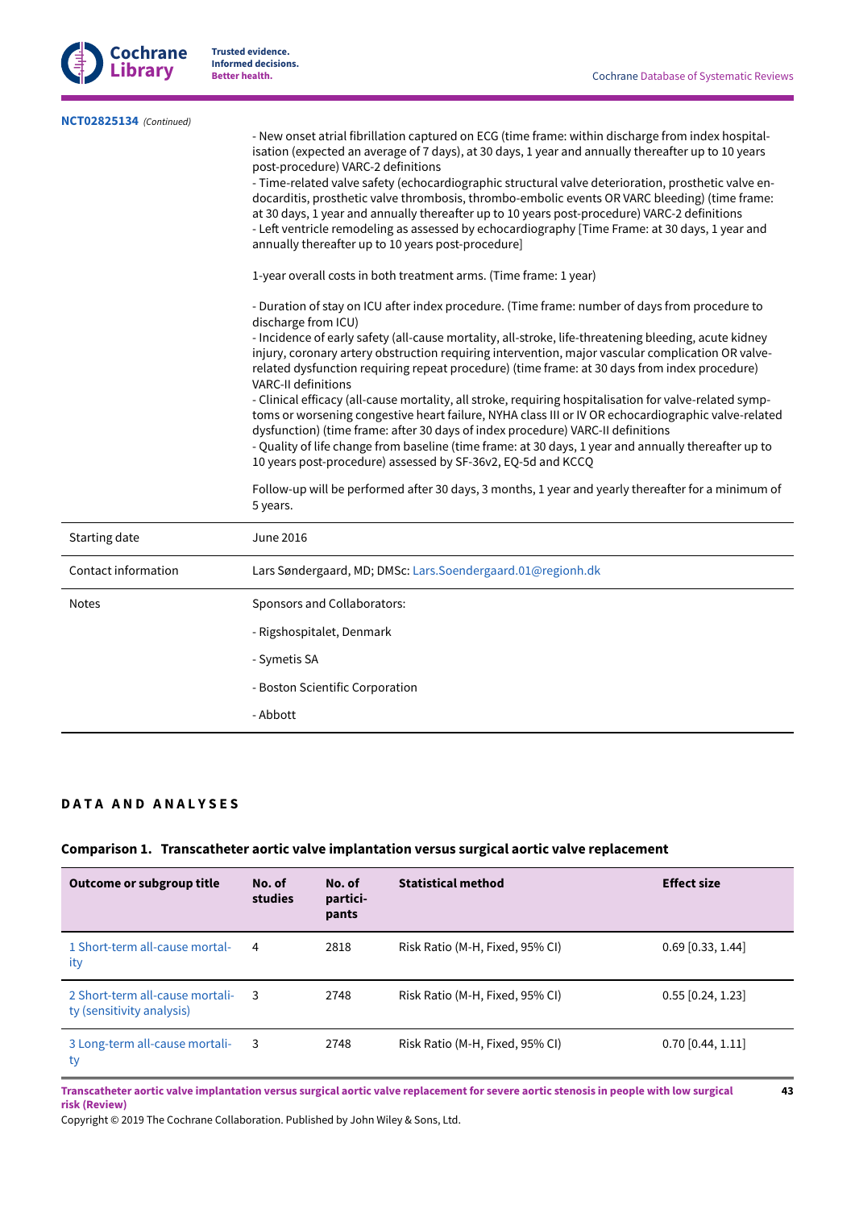**NCT02825134** *(Continued)*

| | |
|---|---|
| | - New onset atrial fibrillation captured on ECG (time frame: within discharge from index hospitalisation (expected an average of 7 days), at 30 days, 1 year and annually thereafter up to 10 years post-procedure) VARC-2 definitions<br>- Time-related valve safety (echocardiographic structural valve deterioration, prosthetic valve endocarditis, prosthetic valve thrombosis, thrombo-embolic events OR VARC bleeding) (time frame: at 30 days, 1 year and annually thereafter up to 10 years post-procedure) VARC-2 definitions<br>- Left ventricle remodeling as assessed by echocardiography [Time Frame: at 30 days, 1 year and annually thereafter up to 10 years post-procedure]<br><br>1-year overall costs in both treatment arms. (Time frame: 1 year)<br><br>- Duration of stay on ICU after index procedure. (Time frame: number of days from procedure to discharge from ICU)<br>- Incidence of early safety (all-cause mortality, all-stroke, life-threatening bleeding, acute kidney injury, coronary artery obstruction requiring intervention, major vascular complication OR valve-related dysfunction requiring repeat procedure) (time frame: at 30 days from index procedure) VARC-II definitions<br>- Clinical efficacy (all-cause mortality, all stroke, requiring hospitalisation for valve-related symptoms or worsening congestive heart failure, NYHA class III or IV OR echocardiographic valve-related dysfunction) (time frame: after 30 days of index procedure) VARC-II definitions<br>- Quality of life change from baseline (time frame: at 30 days, 1 year and annually thereafter up to 10 years post-procedure) assessed by SF-36v2, EQ-5d and KCCQ<br><br>Follow-up will be performed after 30 days, 3 months, 1 year and yearly thereafter for a minimum of 5 years. |
| Starting date | June 2016 |
| Contact information | Lars Søndergaard, MD; DMSc: Lars.Soendergaard.01@regionh.dk |
| Notes | Sponsors and Collaborators:<br><br>- Rigshospitalet, Denmark<br><br>- Symetis SA<br><br>- Boston Scientific Corporation<br><br>- Abbott |

## DATA AND ANALYSES

### Comparison 1. Transcatheter aortic valve implantation versus surgical aortic valve replacement

| Outcome or subgroup title | No. of studies | No. of participants | Statistical method | Effect size |
|---|---|---|---|---|
| 1 Short-term all-cause mortality | 4 | 2818 | Risk Ratio (M-H, Fixed, 95% CI) | 0.69 [0.33, 1.44] |
| 2 Short-term all-cause mortality (sensitivity analysis) | 3 | 2748 | Risk Ratio (M-H, Fixed, 95% CI) | 0.55 [0.24, 1.23] |
| 3 Long-term all-cause mortality | 3 | 2748 | Risk Ratio (M-H, Fixed, 95% CI) | 0.70 [0.44, 1.11] |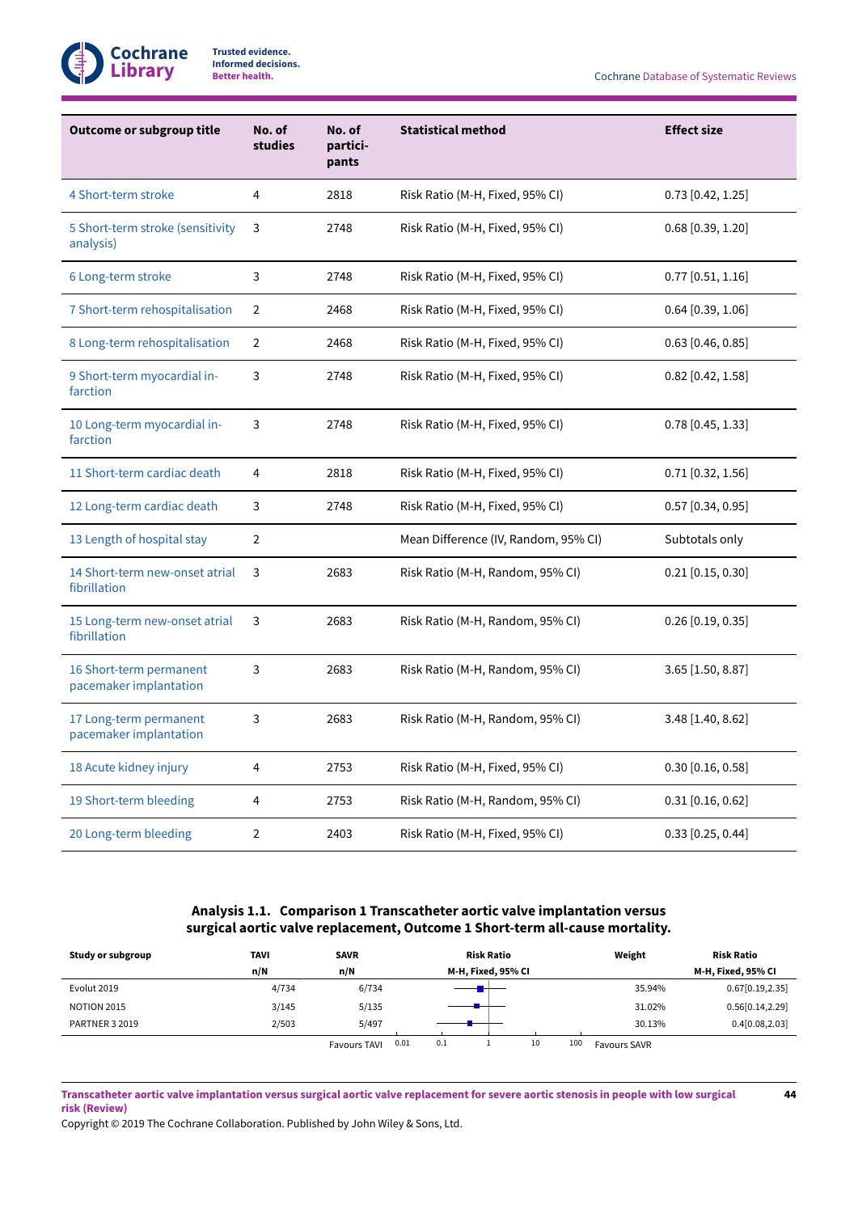| Outcome or subgroup title | No. of studies | No. of participants | Statistical method | Effect size |
|---|---|---|---|---|
| 4 Short-term stroke | 4 | 2818 | Risk Ratio (M-H, Fixed, 95% CI) | 0.73 [0.42, 1.25] |
| 5 Short-term stroke (sensitivity analysis) | 3 | 2748 | Risk Ratio (M-H, Fixed, 95% CI) | 0.68 [0.39, 1.20] |
| 6 Long-term stroke | 3 | 2748 | Risk Ratio (M-H, Fixed, 95% CI) | 0.77 [0.51, 1.16] |
| 7 Short-term rehospitalisation | 2 | 2468 | Risk Ratio (M-H, Fixed, 95% CI) | 0.64 [0.39, 1.06] |
| 8 Long-term rehospitalisation | 2 | 2468 | Risk Ratio (M-H, Fixed, 95% CI) | 0.63 [0.46, 0.85] |
| 9 Short-term myocardial infarction | 3 | 2748 | Risk Ratio (M-H, Fixed, 95% CI) | 0.82 [0.42, 1.58] |
| 10 Long-term myocardial infarction | 3 | 2748 | Risk Ratio (M-H, Fixed, 95% CI) | 0.78 [0.45, 1.33] |
| 11 Short-term cardiac death | 4 | 2818 | Risk Ratio (M-H, Fixed, 95% CI) | 0.71 [0.32, 1.56] |
| 12 Long-term cardiac death | 3 | 2748 | Risk Ratio (M-H, Fixed, 95% CI) | 0.57 [0.34, 0.95] |
| 13 Length of hospital stay | 2 | | Mean Difference (IV, Random, 95% CI) | Subtotals only |
| 14 Short-term new-onset atrial fibrillation | 3 | 2683 | Risk Ratio (M-H, Random, 95% CI) | 0.21 [0.15, 0.30] |
| 15 Long-term new-onset atrial fibrillation | 3 | 2683 | Risk Ratio (M-H, Random, 95% CI) | 0.26 [0.19, 0.35] |
| 16 Short-term permanent pacemaker implantation | 3 | 2683 | Risk Ratio (M-H, Random, 95% CI) | 3.65 [1.50, 8.87] |
| 17 Long-term permanent pacemaker implantation | 3 | 2683 | Risk Ratio (M-H, Random, 95% CI) | 3.48 [1.40, 8.62] |
| 18 Acute kidney injury | 4 | 2753 | Risk Ratio (M-H, Fixed, 95% CI) | 0.30 [0.16, 0.58] |
| 19 Short-term bleeding | 4 | 2753 | Risk Ratio (M-H, Random, 95% CI) | 0.31 [0.16, 0.62] |
| 20 Long-term bleeding | 2 | 2403 | Risk Ratio (M-H, Fixed, 95% CI) | 0.33 [0.25, 0.44] |

### Analysis 1.1. Comparison 1 Transcatheter aortic valve implantation versus surgical aortic valve replacement, Outcome 1 Short-term all-cause mortality.

| Study or subgroup | TAVI n/N | SAVR n/N | Risk Ratio M-H, Fixed, 95% CI | Weight | Risk Ratio M-H, Fixed, 95% CI |
|---|---|---|---|---|---|
| Evolut 2019 | 4/734 | 6/734 | | 35.94% | 0.67[0.19,2.35] |
| NOTION 2015 | 3/145 | 5/135 | | 31.02% | 0.56[0.14,2.29] |
| PARTNER 3 2019 | 2/503 | 5/497 | | 30.13% | 0.4[0.08,2.03] |
| | | Favours TAVI | 0.01 0.1 1 10 100 | Favours SAVR | |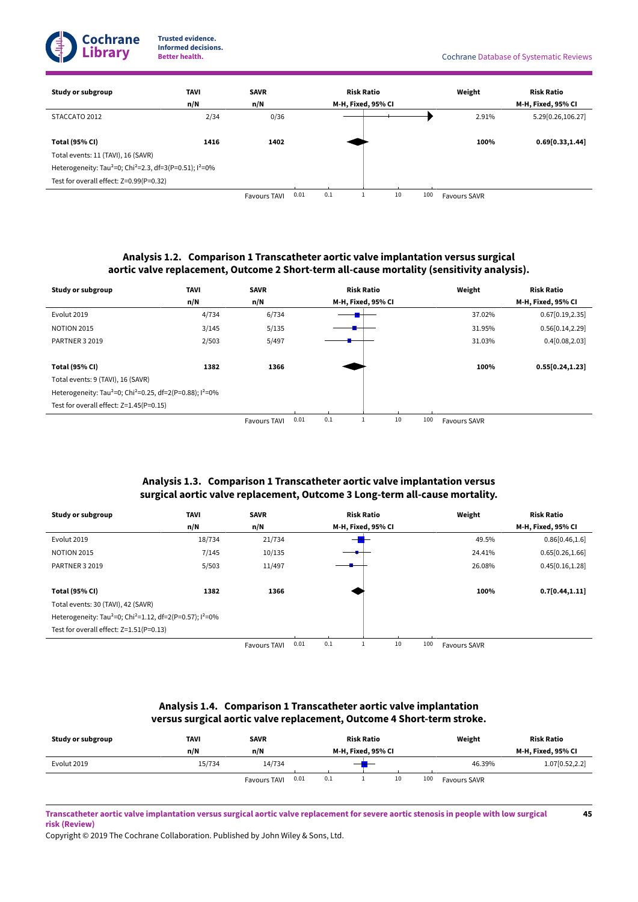| Study or subgroup | TAVI | SAVR | Risk Ratio | Weight | Risk Ratio |
|---|---|---|---|---|---|
| | n/N | n/N | M-H, Fixed, 95% CI | | M-H, Fixed, 95% CI |
| STACCATO 2012 | 2/34 | 0/36 | | 2.91% | 5.29[0.26,106.27] |
| | | | | | |
| **Total (95% CI)** | **1416** | **1402** | | **100%** | **0.69[0.33,1.44]** |
| Total events: 11 (TAVI), 16 (SAVR) | | | | | |
| Heterogeneity: $Tau^2$=0; $Chi^2$=2.3, df=3(P=0.51); $I^2$=0% | | | | | |
| Test for overall effect: Z=0.99(P=0.32) | | | | | |
| | | Favours TAVI | 0.01 0.1 1 10 100 | Favours SAVR | |

### Analysis 1.2. Comparison 1 Transcatheter aortic valve implantation versus surgical aortic valve replacement, Outcome 2 Short-term all-cause mortality (sensitivity analysis).

| Study or subgroup | TAVI | SAVR | Risk Ratio | Weight | Risk Ratio |
|---|---|---|---|---|---|
| | n/N | n/N | M-H, Fixed, 95% CI | | M-H, Fixed, 95% CI |
| Evolut 2019 | 4/734 | 6/734 | | 37.02% | 0.67[0.19,2.35] |
| NOTION 2015 | 3/145 | 5/135 | | 31.95% | 0.56[0.14,2.29] |
| PARTNER 3 2019 | 2/503 | 5/497 | | 31.03% | 0.4[0.08,2.03] |
| | | | | | |
| **Total (95% CI)** | **1382** | **1366** | | **100%** | **0.55[0.24,1.23]** |
| Total events: 9 (TAVI), 16 (SAVR) | | | | | |
| Heterogeneity: $Tau^2$=0; $Chi^2$=0.25, df=2(P=0.88); $I^2$=0% | | | | | |
| Test for overall effect: Z=1.45(P=0.15) | | | | | |
| | | Favours TAVI | 0.01 0.1 1 10 100 | Favours SAVR | |

### Analysis 1.3. Comparison 1 Transcatheter aortic valve implantation versus surgical aortic valve replacement, Outcome 3 Long-term all-cause mortality.

| Study or subgroup | TAVI | SAVR | Risk Ratio | Weight | Risk Ratio |
|---|---|---|---|---|---|
| | n/N | n/N | M-H, Fixed, 95% CI | | M-H, Fixed, 95% CI |
| Evolut 2019 | 18/734 | 21/734 | | 49.5% | 0.86[0.46,1.6] |
| NOTION 2015 | 7/145 | 10/135 | | 24.41% | 0.65[0.26,1.66] |
| PARTNER 3 2019 | 5/503 | 11/497 | | 26.08% | 0.45[0.16,1.28] |
| | | | | | |
| **Total (95% CI)** | **1382** | **1366** | | **100%** | **0.7[0.44,1.11]** |
| Total events: 30 (TAVI), 42 (SAVR) | | | | | |
| Heterogeneity: $Tau^2$=0; $Chi^2$=1.12, df=2(P=0.57); $I^2$=0% | | | | | |
| Test for overall effect: Z=1.51(P=0.13) | | | | | |
| | | Favours TAVI | 0.01 0.1 1 10 100 | Favours SAVR | |

### Analysis 1.4. Comparison 1 Transcatheter aortic valve implantation versus surgical aortic valve replacement, Outcome 4 Short-term stroke.

| Study or subgroup | TAVI | SAVR | Risk Ratio | Weight | Risk Ratio |
|---|---|---|---|---|---|
| | n/N | n/N | M-H, Fixed, 95% CI | | M-H, Fixed, 95% CI |
| Evolut 2019 | 15/734 | 14/734 | | 46.39% | 1.07[0.52,2.2] |
| | | Favours TAVI | 0.01 0.1 1 10 100 | Favours SAVR | |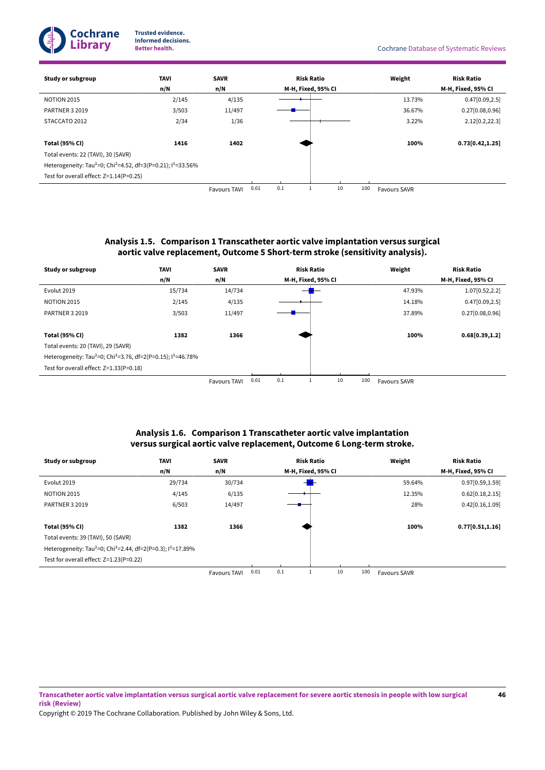| Study or subgroup | TAVI | SAVR | Risk Ratio | Weight | Risk Ratio |
|---|---|---|---|---|---|
| | n/N | n/N | M-H, Fixed, 95% CI | | M-H, Fixed, 95% CI |
| NOTION 2015 | 2/145 | 4/135 | | 13.73% | 0.47[0.09,2.5] |
| PARTNER 3 2019 | 3/503 | 11/497 | | 36.67% | 0.27[0.08,0.96] |
| STACCATO 2012 | 2/34 | 1/36 | | 3.22% | 2.12[0.2,22.3] |
| **Total (95% CI)** | **1416** | **1402** | | **100%** | **0.73[0.42,1.25]** |
| Total events: 22 (TAVI), 30 (SAVR) | | | | | |
| Heterogeneity: Tau²=0; Chi²=4.52, df=3(P=0.21); I²=33.56% | | | | | |
| Test for overall effect: Z=1.14(P=0.25) | | | | | |
| | | Favours TAVI | 0.01 0.1 1 10 100 | Favours SAVR | |

### Analysis 1.5. Comparison 1 Transcatheter aortic valve implantation versus surgical aortic valve replacement, Outcome 5 Short-term stroke (sensitivity analysis).

| Study or subgroup | TAVI | SAVR | Risk Ratio | Weight | Risk Ratio |
|---|---|---|---|---|---|
| | n/N | n/N | M-H, Fixed, 95% CI | | M-H, Fixed, 95% CI |
| Evolut 2019 | 15/734 | 14/734 | | 47.93% | 1.07[0.52,2.2] |
| NOTION 2015 | 2/145 | 4/135 | | 14.18% | 0.47[0.09,2.5] |
| PARTNER 3 2019 | 3/503 | 11/497 | | 37.89% | 0.27[0.08,0.96] |
| **Total (95% CI)** | **1382** | **1366** | | **100%** | **0.68[0.39,1.2]** |
| Total events: 20 (TAVI), 29 (SAVR) | | | | | |
| Heterogeneity: Tau²=0; Chi²=3.76, df=2(P=0.15); I²=46.78% | | | | | |
| Test for overall effect: Z=1.33(P=0.18) | | | | | |
| | | Favours TAVI | 0.01 0.1 1 10 100 | Favours SAVR | |

### Analysis 1.6. Comparison 1 Transcatheter aortic valve implantation versus surgical aortic valve replacement, Outcome 6 Long-term stroke.

| Study or subgroup | TAVI | SAVR | Risk Ratio | Weight | Risk Ratio |
|---|---|---|---|---|---|
| | n/N | n/N | M-H, Fixed, 95% CI | | M-H, Fixed, 95% CI |
| Evolut 2019 | 29/734 | 30/734 | | 59.64% | 0.97[0.59,1.59] |
| NOTION 2015 | 4/145 | 6/135 | | 12.35% | 0.62[0.18,2.15] |
| PARTNER 3 2019 | 6/503 | 14/497 | | 28% | 0.42[0.16,1.09] |
| **Total (95% CI)** | **1382** | **1366** | | **100%** | **0.77[0.51,1.16]** |
| Total events: 39 (TAVI), 50 (SAVR) | | | | | |
| Heterogeneity: Tau²=0; Chi²=2.44, df=2(P=0.3); I²=17.89% | | | | | |
| Test for overall effect: Z=1.23(P=0.22) | | | | | |
| | | Favours TAVI | 0.01 0.1 1 10 100 | Favours SAVR | |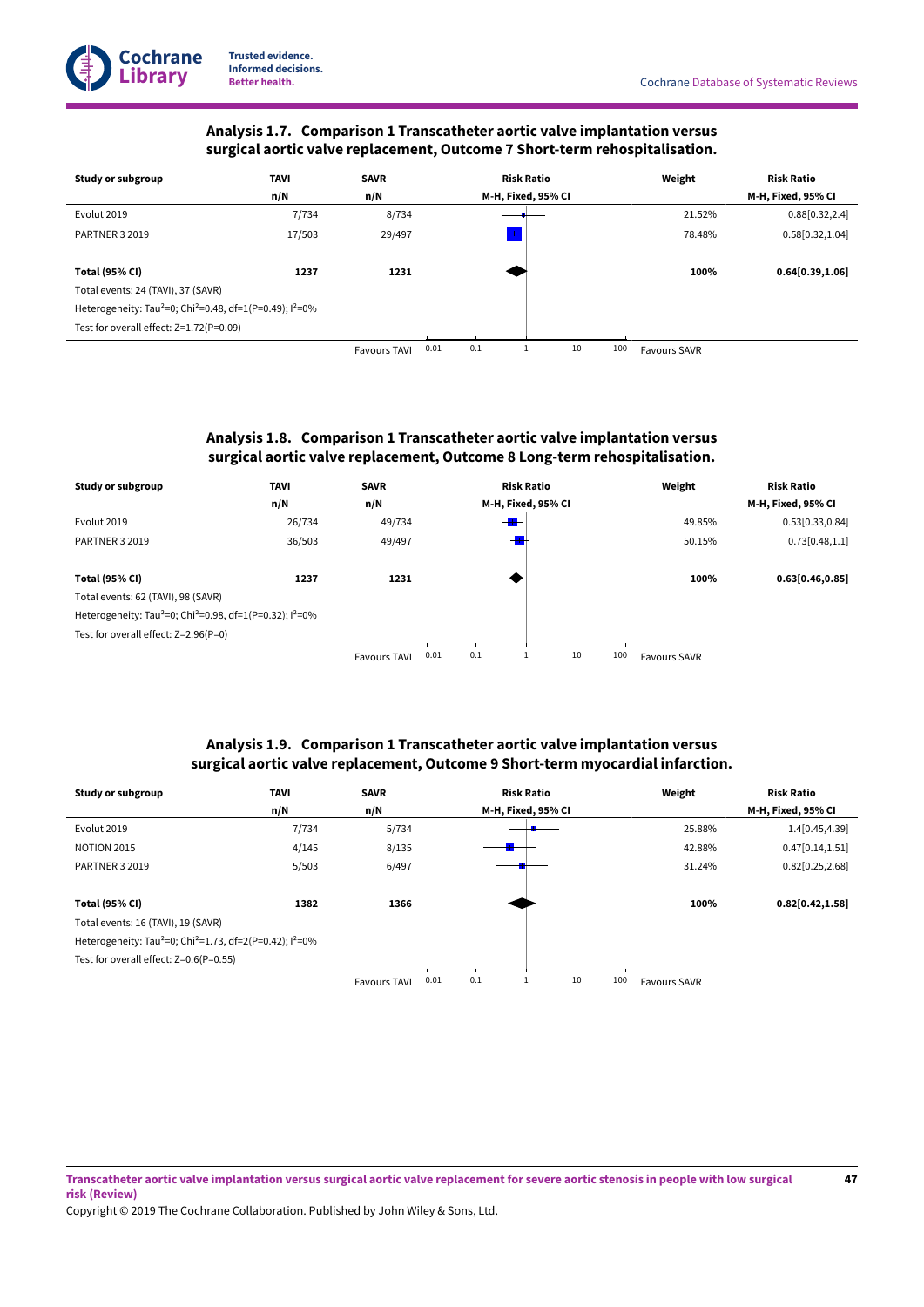### Analysis 1.7. Comparison 1 Transcatheter aortic valve implantation versus surgical aortic valve replacement, Outcome 7 Short-term rehospitalisation.

| Study or subgroup | TAVI n/N | SAVR n/N | Risk Ratio M-H, Fixed, 95% CI | Weight | Risk Ratio M-H, Fixed, 95% CI |
|---|---|---|---|---|---|
| Evolut 2019 | 7/734 | 8/734 | | 21.52% | 0.88[0.32,2.4] |
| PARTNER 3 2019 | 17/503 | 29/497 | | 78.48% | 0.58[0.32,1.04] |
| **Total (95% CI)** | **1237** | **1231** | | **100%** | **0.64[0.39,1.06]** |
| Total events: 24 (TAVI), 37 (SAVR) | | | | | |
| Heterogeneity: Tau²=0; Chi²=0.48, df=1(P=0.49); I²=0% | | | | | |
| Test for overall effect: Z=1.72(P=0.09) | | | | | |
| | | Favours TAVI | 0.01 0.1 1 10 100 | Favours SAVR | |

### Analysis 1.8. Comparison 1 Transcatheter aortic valve implantation versus surgical aortic valve replacement, Outcome 8 Long-term rehospitalisation.

| Study or subgroup | TAVI n/N | SAVR n/N | Risk Ratio M-H, Fixed, 95% CI | Weight | Risk Ratio M-H, Fixed, 95% CI |
|---|---|---|---|---|---|
| Evolut 2019 | 26/734 | 49/734 | | 49.85% | 0.53[0.33,0.84] |
| PARTNER 3 2019 | 36/503 | 49/497 | | 50.15% | 0.73[0.48,1.1] |
| **Total (95% CI)** | **1237** | **1231** | | **100%** | **0.63[0.46,0.85]** |
| Total events: 62 (TAVI), 98 (SAVR) | | | | | |
| Heterogeneity: Tau²=0; Chi²=0.98, df=1(P=0.32); I²=0% | | | | | |
| Test for overall effect: Z=2.96(P=0) | | | | | |
| | | Favours TAVI | 0.01 0.1 1 10 100 | Favours SAVR | |

### Analysis 1.9. Comparison 1 Transcatheter aortic valve implantation versus surgical aortic valve replacement, Outcome 9 Short-term myocardial infarction.

| Study or subgroup | TAVI n/N | SAVR n/N | Risk Ratio M-H, Fixed, 95% CI | Weight | Risk Ratio M-H, Fixed, 95% CI |
|---|---|---|---|---|---|
| Evolut 2019 | 7/734 | 5/734 | | 25.88% | 1.4[0.45,4.39] |
| NOTION 2015 | 4/145 | 8/135 | | 42.88% | 0.47[0.14,1.51] |
| PARTNER 3 2019 | 5/503 | 6/497 | | 31.24% | 0.82[0.25,2.68] |
| **Total (95% CI)** | **1382** | **1366** | | **100%** | **0.82[0.42,1.58]** |
| Total events: 16 (TAVI), 19 (SAVR) | | | | | |
| Heterogeneity: Tau²=0; Chi²=1.73, df=2(P=0.42); I²=0% | | | | | |
| Test for overall effect: Z=0.6(P=0.55) | | | | | |
| | | Favours TAVI | 0.01 0.1 1 10 100 | Favours SAVR | |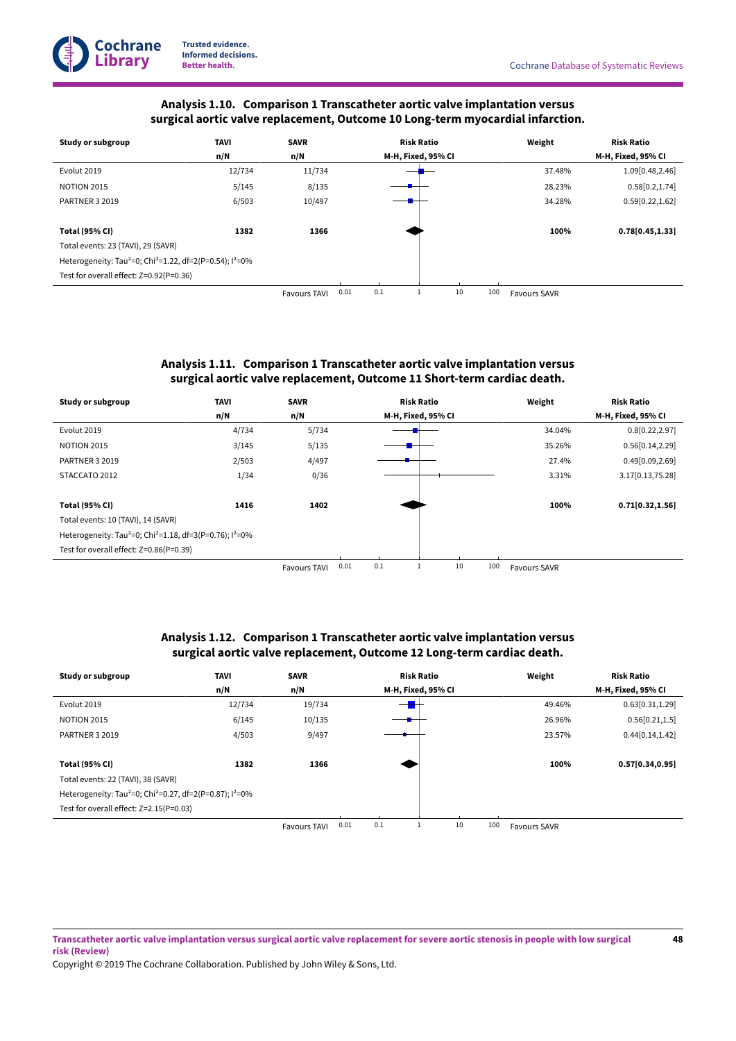## Analysis 1.10. Comparison 1 Transcatheter aortic valve implantation versus surgical aortic valve replacement, Outcome 10 Long-term myocardial infarction.

| Study or subgroup | TAVI | SAVR | Risk Ratio | Weight | Risk Ratio |
|---|---|---|---|---|---|
| | n/N | n/N | M-H, Fixed, 95% CI | | M-H, Fixed, 95% CI |
| Evolut 2019 | 12/734 | 11/734 | | 37.48% | 1.09[0.48,2.46] |
| NOTION 2015 | 5/145 | 8/135 | | 28.23% | 0.58[0.2,1.74] |
| PARTNER 3 2019 | 6/503 | 10/497 | | 34.28% | 0.59[0.22,1.62] |
| **Total (95% CI)** | **1382** | **1366** | | **100%** | **0.78[0.45,1.33]** |
| Total events: 23 (TAVI), 29 (SAVR) | | | | | |
| Heterogeneity: $Tau^2$=0; $Chi^2$=1.22, df=2(P=0.54); $I^2$=0% | | | | | |
| Test for overall effect: Z=0.92(P=0.36) | | | | | |
| | | Favours TAVI | 0.01 0.1 1 10 100 | Favours SAVR | |

## Analysis 1.11. Comparison 1 Transcatheter aortic valve implantation versus surgical aortic valve replacement, Outcome 11 Short-term cardiac death.

| Study or subgroup | TAVI | SAVR | Risk Ratio | Weight | Risk Ratio |
|---|---|---|---|---|---|
| | n/N | n/N | M-H, Fixed, 95% CI | | M-H, Fixed, 95% CI |
| Evolut 2019 | 4/734 | 5/734 | | 34.04% | 0.8[0.22,2.97] |
| NOTION 2015 | 3/145 | 5/135 | | 35.26% | 0.56[0.14,2.29] |
| PARTNER 3 2019 | 2/503 | 4/497 | | 27.4% | 0.49[0.09,2.69] |
| STACCATO 2012 | 1/34 | 0/36 | | 3.31% | 3.17[0.13,75.28] |
| **Total (95% CI)** | **1416** | **1402** | | **100%** | **0.71[0.32,1.56]** |
| Total events: 10 (TAVI), 14 (SAVR) | | | | | |
| Heterogeneity: $Tau^2$=0; $Chi^2$=1.18, df=3(P=0.76); $I^2$=0% | | | | | |
| Test for overall effect: Z=0.86(P=0.39) | | | | | |
| | | Favours TAVI | 0.01 0.1 1 10 100 | Favours SAVR | |

## Analysis 1.12. Comparison 1 Transcatheter aortic valve implantation versus surgical aortic valve replacement, Outcome 12 Long-term cardiac death.

| Study or subgroup | TAVI | SAVR | Risk Ratio | Weight | Risk Ratio |
|---|---|---|---|---|---|
| | n/N | n/N | M-H, Fixed, 95% CI | | M-H, Fixed, 95% CI |
| Evolut 2019 | 12/734 | 19/734 | | 49.46% | 0.63[0.31,1.29] |
| NOTION 2015 | 6/145 | 10/135 | | 26.96% | 0.56[0.21,1.5] |
| PARTNER 3 2019 | 4/503 | 9/497 | | 23.57% | 0.44[0.14,1.42] |
| **Total (95% CI)** | **1382** | **1366** | | **100%** | **0.57[0.34,0.95]** |
| Total events: 22 (TAVI), 38 (SAVR) | | | | | |
| Heterogeneity: $Tau^2$=0; $Chi^2$=0.27, df=2(P=0.87); $I^2$=0% | | | | | |
| Test for overall effect: Z=2.15(P=0.03) | | | | | |
| | | Favours TAVI | 0.01 0.1 1 10 100 | Favours SAVR | |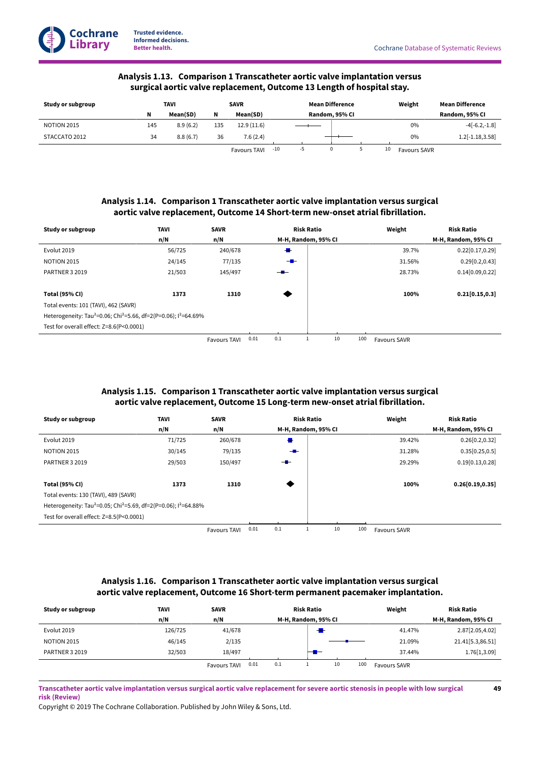### Analysis 1.13. Comparison 1 Transcatheter aortic valve implantation versus surgical aortic valve replacement, Outcome 13 Length of hospital stay.

| Study or subgroup | TAVI | | SAVR | | Mean Difference | Weight | Mean Difference |
|---|---|---|---|---|---|---|---|
| | N | Mean(SD) | N | Mean(SD) | Random, 95% CI | | Random, 95% CI |
| NOTION 2015 | 145 | 8.9 (6.2) | 135 | 12.9 (11.6) | | 0% | -4[-6.2,-1.8] |
| STACCATO 2012 | 34 | 8.8 (6.7) | 36 | 7.6 (2.4) | | 0% | 1.2[-1.18,3.58] |
| | | | | Favours TAVI | -10 -5 0 5 10 | Favours SAVR | |

### Analysis 1.14. Comparison 1 Transcatheter aortic valve implantation versus surgical aortic valve replacement, Outcome 14 Short-term new-onset atrial fibrillation.

| Study or subgroup | TAVI | SAVR | Risk Ratio | Weight | Risk Ratio |
|---|---|---|---|---|---|
| | n/N | n/N | M-H, Random, 95% CI | | M-H, Random, 95% CI |
| Evolut 2019 | 56/725 | 240/678 | | 39.7% | 0.22[0.17,0.29] |
| NOTION 2015 | 24/145 | 77/135 | | 31.56% | 0.29[0.2,0.43] |
| PARTNER 3 2019 | 21/503 | 145/497 | | 28.73% | 0.14[0.09,0.22] |
| **Total (95% CI)** | **1373** | **1310** | | **100%** | **0.21[0.15,0.3]** |
| Total events: 101 (TAVI), 462 (SAVR) | | | | | |
| Heterogeneity: $Tau^2$=0.06; $Chi^2$=5.66, df=2(P=0.06); $I^2$=64.69% | | | | | |
| Test for overall effect: Z=8.6(P<0.0001) | | | | | |
| | | Favours TAVI | 0.01 0.1 1 10 100 | Favours SAVR | |

### Analysis 1.15. Comparison 1 Transcatheter aortic valve implantation versus surgical aortic valve replacement, Outcome 15 Long-term new-onset atrial fibrillation.

| Study or subgroup | TAVI | SAVR | Risk Ratio | Weight | Risk Ratio |
|---|---|---|---|---|---|
| | n/N | n/N | M-H, Random, 95% CI | | M-H, Random, 95% CI |
| Evolut 2019 | 71/725 | 260/678 | | 39.42% | 0.26[0.2,0.32] |
| NOTION 2015 | 30/145 | 79/135 | | 31.28% | 0.35[0.25,0.5] |
| PARTNER 3 2019 | 29/503 | 150/497 | | 29.29% | 0.19[0.13,0.28] |
| **Total (95% CI)** | **1373** | **1310** | | **100%** | **0.26[0.19,0.35]** |
| Total events: 130 (TAVI), 489 (SAVR) | | | | | |
| Heterogeneity: $Tau^2$=0.05; $Chi^2$=5.69, df=2(P=0.06); $I^2$=64.88% | | | | | |
| Test for overall effect: Z=8.5(P<0.0001) | | | | | |
| | | Favours TAVI | 0.01 0.1 1 10 100 | Favours SAVR | |

### Analysis 1.16. Comparison 1 Transcatheter aortic valve implantation versus surgical aortic valve replacement, Outcome 16 Short-term permanent pacemaker implantation.

| Study or subgroup | TAVI | SAVR | Risk Ratio | Weight | Risk Ratio |
|---|---|---|---|---|---|
| | n/N | n/N | M-H, Random, 95% CI | | M-H, Random, 95% CI |
| Evolut 2019 | 126/725 | 41/678 | | 41.47% | 2.87[2.05,4.02] |
| NOTION 2015 | 46/145 | 2/135 | | 21.09% | 21.41[5.3,86.51] |
| PARTNER 3 2019 | 32/503 | 18/497 | | 37.44% | 1.76[1,3.09] |
| | | Favours TAVI | 0.01 0.1 1 10 100 | Favours SAVR | |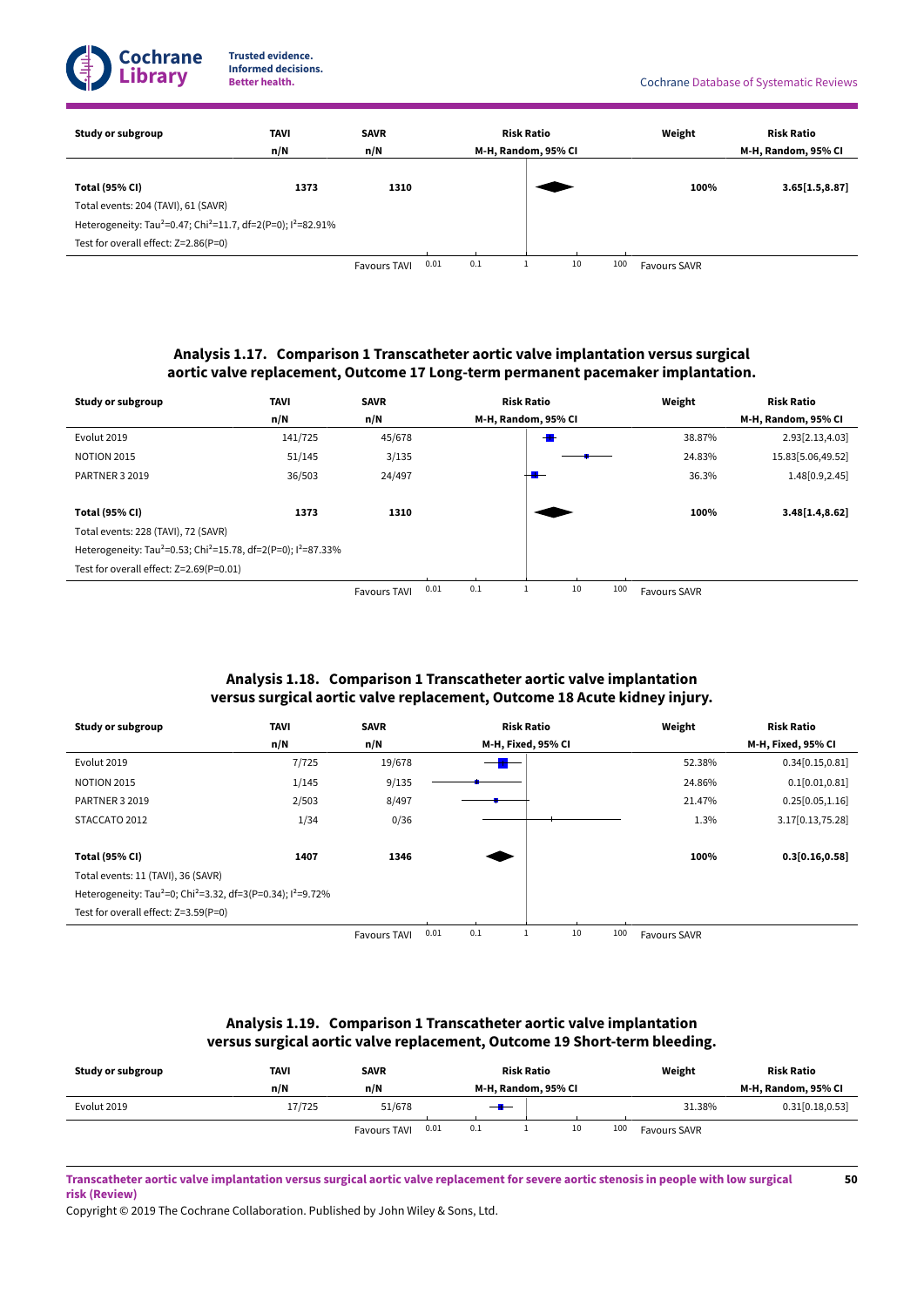| Study or subgroup | TAVI | SAVR | Risk Ratio | Weight | Risk Ratio |
|---|---|---|---|---|---|
| | n/N | n/N | M-H, Random, 95% CI | | M-H, Random, 95% CI |
| **Total (95% CI)** | **1373** | **1310** | | **100%** | **3.65[1.5,8.87]** |
| Total events: 204 (TAVI), 61 (SAVR) | | | | | |
| Heterogeneity: $Tau^2$=0.47; $Chi^2$=11.7, df=2(P=0); $I^2$=82.91% | | | | | |
| Test for overall effect: Z=2.86(P=0) | | | | | |
| | | Favours TAVI | 0.01 0.1 1 10 100 | Favours SAVR | |

### Analysis 1.17. Comparison 1 Transcatheter aortic valve implantation versus surgical aortic valve replacement, Outcome 17 Long-term permanent pacemaker implantation.

| Study or subgroup | TAVI | SAVR | Risk Ratio | Weight | Risk Ratio |
|---|---|---|---|---|---|
| | n/N | n/N | M-H, Random, 95% CI | | M-H, Random, 95% CI |
| Evolut 2019 | 141/725 | 45/678 | | 38.87% | 2.93[2.13,4.03] |
| NOTION 2015 | 51/145 | 3/135 | | 24.83% | 15.83[5.06,49.52] |
| PARTNER 3 2019 | 36/503 | 24/497 | | 36.3% | 1.48[0.9,2.45] |
| **Total (95% CI)** | **1373** | **1310** | | **100%** | **3.48[1.4,8.62]** |
| Total events: 228 (TAVI), 72 (SAVR) | | | | | |
| Heterogeneity: $Tau^2$=0.53; $Chi^2$=15.78, df=2(P=0); $I^2$=87.33% | | | | | |
| Test for overall effect: Z=2.69(P=0.01) | | | | | |
| | | Favours TAVI | 0.01 0.1 1 10 100 | Favours SAVR | |

### Analysis 1.18. Comparison 1 Transcatheter aortic valve implantation versus surgical aortic valve replacement, Outcome 18 Acute kidney injury.

| Study or subgroup | TAVI | SAVR | Risk Ratio | Weight | Risk Ratio |
|---|---|---|---|---|---|
| | n/N | n/N | M-H, Fixed, 95% CI | | M-H, Fixed, 95% CI |
| Evolut 2019 | 7/725 | 19/678 | | 52.38% | 0.34[0.15,0.81] |
| NOTION 2015 | 1/145 | 9/135 | | 24.86% | 0.1[0.01,0.81] |
| PARTNER 3 2019 | 2/503 | 8/497 | | 21.47% | 0.25[0.05,1.16] |
| STACCATO 2012 | 1/34 | 0/36 | | 1.3% | 3.17[0.13,75.28] |
| **Total (95% CI)** | **1407** | **1346** | | **100%** | **0.3[0.16,0.58]** |
| Total events: 11 (TAVI), 36 (SAVR) | | | | | |
| Heterogeneity: $Tau^2$=0; $Chi^2$=3.32, df=3(P=0.34); $I^2$=9.72% | | | | | |
| Test for overall effect: Z=3.59(P=0) | | | | | |
| | | Favours TAVI | 0.01 0.1 1 10 100 | Favours SAVR | |

### Analysis 1.19. Comparison 1 Transcatheter aortic valve implantation versus surgical aortic valve replacement, Outcome 19 Short-term bleeding.

| Study or subgroup | TAVI | SAVR | Risk Ratio | Weight | Risk Ratio |
|---|---|---|---|---|---|
| | n/N | n/N | M-H, Random, 95% CI | | M-H, Random, 95% CI |
| Evolut 2019 | 17/725 | 51/678 | | 31.38% | 0.31[0.18,0.53] |
| | | Favours TAVI | 0.01 0.1 1 10 100 | Favours SAVR | |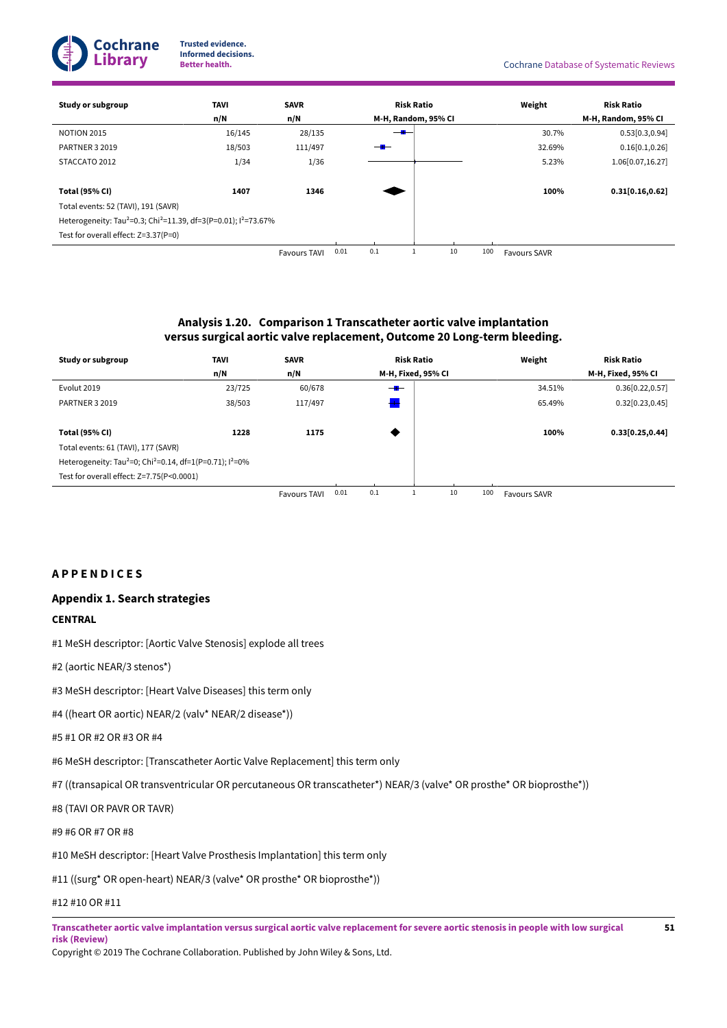| Study or subgroup | TAVI | SAVR | Risk Ratio | Weight | Risk Ratio |
|---|---|---|---|---|---|
| | n/N | n/N | M-H, Random, 95% CI | | M-H, Random, 95% CI |
| NOTION 2015 | 16/145 | 28/135 | | 30.7% | 0.53[0.3,0.94] |
| PARTNER 3 2019 | 18/503 | 111/497 | | 32.69% | 0.16[0.1,0.26] |
| STACCATO 2012 | 1/34 | 1/36 | | 5.23% | 1.06[0.07,16.27] |
| **Total (95% CI)** | **1407** | **1346** | | **100%** | **0.31[0.16,0.62]** |
| Total events: 52 (TAVI), 191 (SAVR) | | | | | |
| Heterogeneity: $Tau^2$=0.3; $Chi^2$=11.39, df=3(P=0.01); $I^2$=73.67% | | | | | |
| Test for overall effect: Z=3.37(P=0) | | | | | |
| | | Favours TAVI | 0.01 0.1 1 10 100 | Favours SAVR | |

### Analysis 1.20. Comparison 1 Transcatheter aortic valve implantation versus surgical aortic valve replacement, Outcome 20 Long-term bleeding.

| Study or subgroup | TAVI | SAVR | Risk Ratio | Weight | Risk Ratio |
|---|---|---|---|---|---|
| | n/N | n/N | M-H, Fixed, 95% CI | | M-H, Fixed, 95% CI |
| Evolut 2019 | 23/725 | 60/678 | | 34.51% | 0.36[0.22,0.57] |
| PARTNER 3 2019 | 38/503 | 117/497 | | 65.49% | 0.32[0.23,0.45] |
| **Total (95% CI)** | **1228** | **1175** | | **100%** | **0.33[0.25,0.44]** |
| Total events: 61 (TAVI), 177 (SAVR) | | | | | |
| Heterogeneity: $Tau^2$=0; $Chi^2$=0.14, df=1(P=0.71); $I^2$=0% | | | | | |
| Test for overall effect: Z=7.75(P<0.0001) | | | | | |
| | | Favours TAVI | 0.01 0.1 1 10 100 | Favours SAVR | |

# APPENDICES

## Appendix 1. Search strategies

### CENTRAL

#1 MeSH descriptor: [Aortic Valve Stenosis] explode all trees

#2 (aortic NEAR/3 stenos*)

#3 MeSH descriptor: [Heart Valve Diseases] this term only

#4 ((heart OR aortic) NEAR/2 (valv* NEAR/2 disease*))

#5 #1 OR #2 OR #3 OR #4

#6 MeSH descriptor: [Transcatheter Aortic Valve Replacement] this term only

#7 ((transapical OR transventricular OR percutaneous OR transcatheter*) NEAR/3 (valve* OR prosthe* OR bioprosthe*))

#8 (TAVI OR PAVR OR TAVR)

#9 #6 OR #7 OR #8

#10 MeSH descriptor: [Heart Valve Prosthesis Implantation] this term only

#11 ((surg* OR open-heart) NEAR/3 (valve* OR prosthe* OR bioprosthe*))

#12 #10 OR #11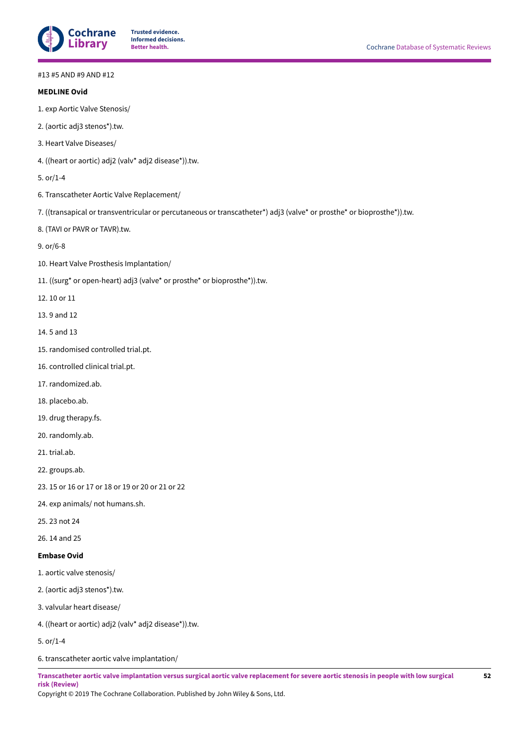#13 #5 AND #9 AND #12

**MEDLINE Ovid**

1. exp Aortic Valve Stenosis/

2. (aortic adj3 stenos*).tw.

3. Heart Valve Diseases/

4. ((heart or aortic) adj2 (valv* adj2 disease*)).tw.

5. or/1-4

6. Transcatheter Aortic Valve Replacement/

7. ((transapical or transventricular or percutaneous or transcatheter*) adj3 (valve* or prosthe* or bioprosthe*)).tw.

8. (TAVI or PAVR or TAVR).tw.

9. or/6-8

10. Heart Valve Prosthesis Implantation/

11. ((surg* or open-heart) adj3 (valve* or prosthe* or bioprosthe*)).tw.

12. 10 or 11

13. 9 and 12

14. 5 and 13

15. randomised controlled trial.pt.

16. controlled clinical trial.pt.

17. randomized.ab.

18. placebo.ab.

19. drug therapy.fs.

20. randomly.ab.

21. trial.ab.

22. groups.ab.

23. 15 or 16 or 17 or 18 or 19 or 20 or 21 or 22

24. exp animals/ not humans.sh.

25. 23 not 24

26. 14 and 25

**Embase Ovid**

1. aortic valve stenosis/

2. (aortic adj3 stenos*).tw.

3. valvular heart disease/

4. ((heart or aortic) adj2 (valv* adj2 disease*)).tw.

5. or/1-4

6. transcatheter aortic valve implantation/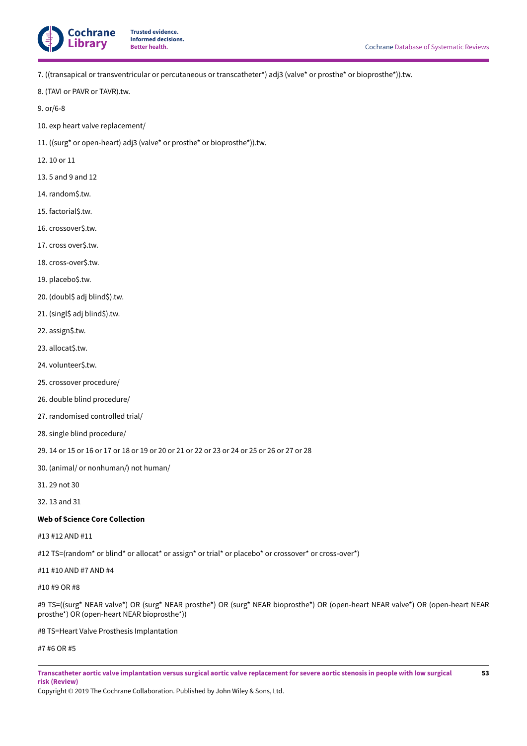7. ((transapical or transventricular or percutaneous or transcatheter*) adj3 (valve* or prosthe* or bioprosthe*)).tw.

8. (TAVI or PAVR or TAVR).tw.

9. or/6-8

10. exp heart valve replacement/

11. ((surg* or open-heart) adj3 (valve* or prosthe* or bioprosthe*)).tw.

12. 10 or 11

13. 5 and 9 and 12

14. random$.tw.

15. factorial$.tw.

16. crossover$.tw.

17. cross over$.tw.

18. cross-over$.tw.

19. placebo$.tw.

20. (doubl$ adj blind$).tw.

21. (singl$ adj blind$).tw.

22. assign$.tw.

23. allocat$.tw.

24. volunteer$.tw.

25. crossover procedure/

26. double blind procedure/

27. randomised controlled trial/

28. single blind procedure/

29. 14 or 15 or 16 or 17 or 18 or 19 or 20 or 21 or 22 or 23 or 24 or 25 or 26 or 27 or 28

30. (animal/ or nonhuman/) not human/

31. 29 not 30

32. 13 and 31

**Web of Science Core Collection**

#13 #12 AND #11

#12 TS=(random* or blind* or allocat* or assign* or trial* or placebo* or crossover* or cross-over*)

#11 #10 AND #7 AND #4

#10 #9 OR #8

#9 TS=((surg* NEAR valve*) OR (surg* NEAR prosthe*) OR (surg* NEAR bioprosthe*) OR (open-heart NEAR valve*) OR (open-heart NEAR prosthe*) OR (open-heart NEAR bioprosthe*))

#8 TS=Heart Valve Prosthesis Implantation

#7 #6 OR #5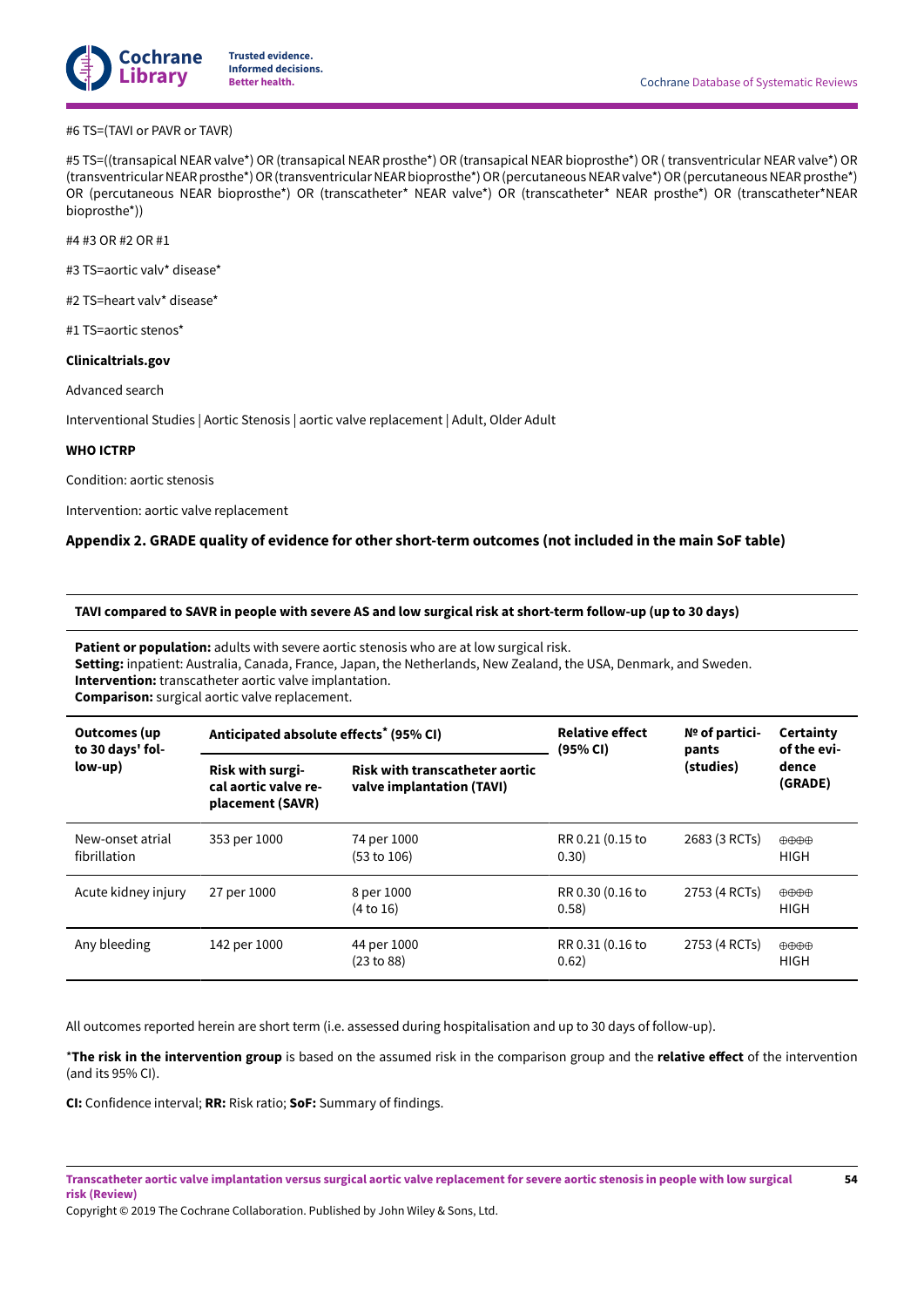#6 TS=(TAVI or PAVR or TAVR)

#5 TS=((transapical NEAR valve*) OR (transapical NEAR prosthe*) OR (transapical NEAR bioprosthe*) OR ( transventricular NEAR valve*) OR (transventricular NEAR prosthe*) OR (transventricular NEAR bioprosthe*) OR (percutaneous NEAR valve*) OR (percutaneous NEAR prosthe*) OR (percutaneous NEAR bioprosthe*) OR (transcatheter* NEAR valve*) OR (transcatheter* NEAR prosthe*) OR (transcatheter*NEAR bioprosthe*))

#4 #3 OR #2 OR #1

#3 TS=aortic valv* disease*

#2 TS=heart valv* disease*

#1 TS=aortic stenos*

**Clinicaltrials.gov**

Advanced search

Interventional Studies | Aortic Stenosis | aortic valve replacement | Adult, Older Adult

**WHO ICTRP**

Condition: aortic stenosis

Intervention: aortic valve replacement

## Appendix 2. GRADE quality of evidence for other short-term outcomes (not included in the main SoF table)

**TAVI compared to SAVR in people with severe AS and low surgical risk at short-term follow-up (up to 30 days)**

**Patient or population:** adults with severe aortic stenosis who are at low surgical risk.
**Setting:** inpatient: Australia, Canada, France, Japan, the Netherlands, New Zealand, the USA, Denmark, and Sweden.
**Intervention:** transcatheter aortic valve implantation.
**Comparison:** surgical aortic valve replacement.

| Outcomes (up to 30 days' follow-up) | Anticipated absolute effects* (95% CI) | | Relative effect (95% CI) | № of participants (studies) | Certainty of the evidence (GRADE) |
|---|---|---|---|---|---|
| | Risk with surgical aortic valve replacement (SAVR) | Risk with transcatheter aortic valve implantation (TAVI) | | | |
| New-onset atrial fibrillation | 353 per 1000 | 74 per 1000 (53 to 106) | RR 0.21 (0.15 to 0.30) | 2683 (3 RCTs) | ⊕⊕⊕⊕ HIGH |
| Acute kidney injury | 27 per 1000 | 8 per 1000 (4 to 16) | RR 0.30 (0.16 to 0.58) | 2753 (4 RCTs) | ⊕⊕⊕⊕ HIGH |
| Any bleeding | 142 per 1000 | 44 per 1000 (23 to 88) | RR 0.31 (0.16 to 0.62) | 2753 (4 RCTs) | ⊕⊕⊕⊕ HIGH |

All outcomes reported herein are short term (i.e. assessed during hospitalisation and up to 30 days of follow-up).

***The risk in the intervention group** is based on the assumed risk in the comparison group and the **relative effect** of the intervention (and its 95% CI).

**CI:** Confidence interval; **RR:** Risk ratio; **SoF:** Summary of findings.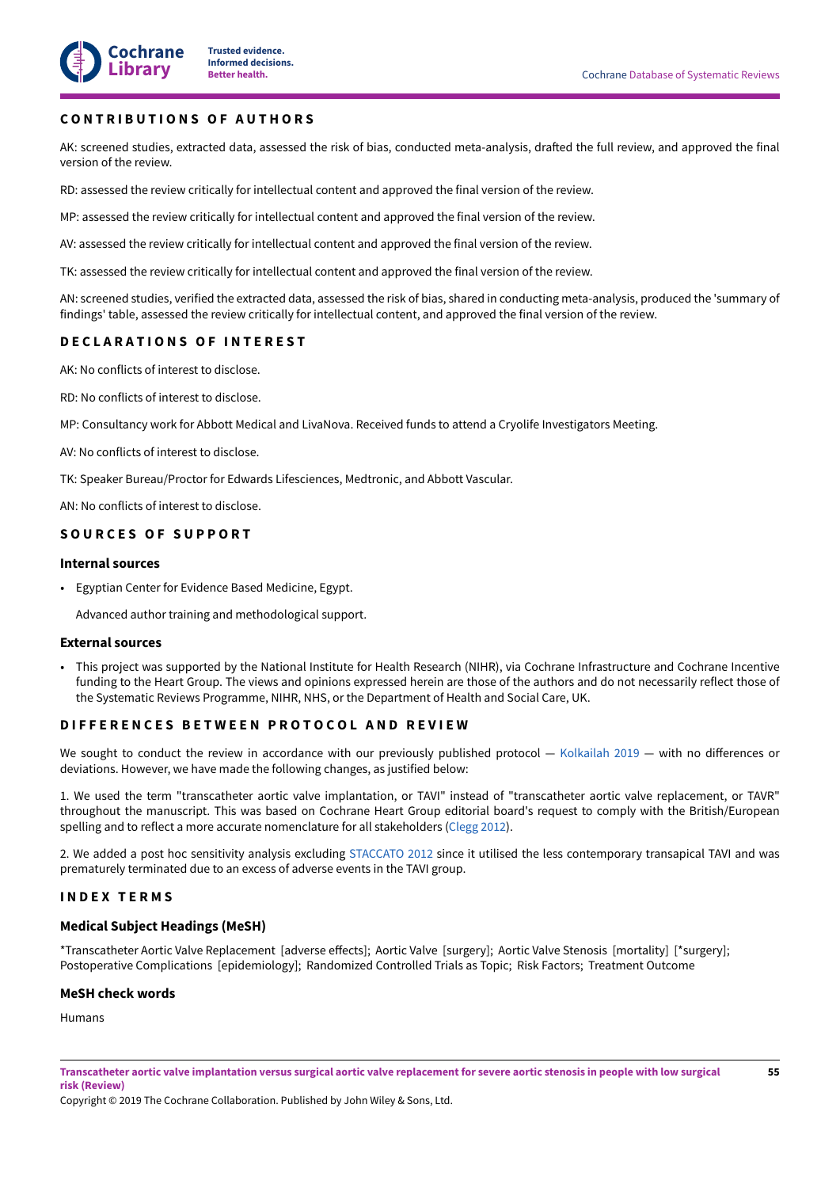## CONTRIBUTIONS OF AUTHORS

AK: screened studies, extracted data, assessed the risk of bias, conducted meta-analysis, drafted the full review, and approved the final version of the review.

RD: assessed the review critically for intellectual content and approved the final version of the review.

MP: assessed the review critically for intellectual content and approved the final version of the review.

AV: assessed the review critically for intellectual content and approved the final version of the review.

TK: assessed the review critically for intellectual content and approved the final version of the review.

AN: screened studies, verified the extracted data, assessed the risk of bias, shared in conducting meta-analysis, produced the 'summary of findings' table, assessed the review critically for intellectual content, and approved the final version of the review.

## DECLARATIONS OF INTEREST

AK: No conflicts of interest to disclose.

RD: No conflicts of interest to disclose.

MP: Consultancy work for Abbott Medical and LivaNova. Received funds to attend a Cryolife Investigators Meeting.

AV: No conflicts of interest to disclose.

TK: Speaker Bureau/Proctor for Edwards Lifesciences, Medtronic, and Abbott Vascular.

AN: No conflicts of interest to disclose.

## SOURCES OF SUPPORT

### Internal sources

- Egyptian Center for Evidence Based Medicine, Egypt.

  Advanced author training and methodological support.

### External sources

- This project was supported by the National Institute for Health Research (NIHR), via Cochrane Infrastructure and Cochrane Incentive funding to the Heart Group. The views and opinions expressed herein are those of the authors and do not necessarily reflect those of the Systematic Reviews Programme, NIHR, NHS, or the Department of Health and Social Care, UK.

## DIFFERENCES BETWEEN PROTOCOL AND REVIEW

We sought to conduct the review in accordance with our previously published protocol — Kolkailah 2019 — with no differences or deviations. However, we have made the following changes, as justified below:

1. We used the term "transcatheter aortic valve implantation, or TAVI" instead of "transcatheter aortic valve replacement, or TAVR" throughout the manuscript. This was based on Cochrane Heart Group editorial board's request to comply with the British/European spelling and to reflect a more accurate nomenclature for all stakeholders (Clegg 2012).

2. We added a post hoc sensitivity analysis excluding STACCATO 2012 since it utilised the less contemporary transapical TAVI and was prematurely terminated due to an excess of adverse events in the TAVI group.

## INDEX TERMS

### Medical Subject Headings (MeSH)

*Transcatheter Aortic Valve Replacement [adverse effects]; Aortic Valve [surgery]; Aortic Valve Stenosis [mortality] [*surgery]; Postoperative Complications [epidemiology]; Randomized Controlled Trials as Topic; Risk Factors; Treatment Outcome

### MeSH check words

Humans